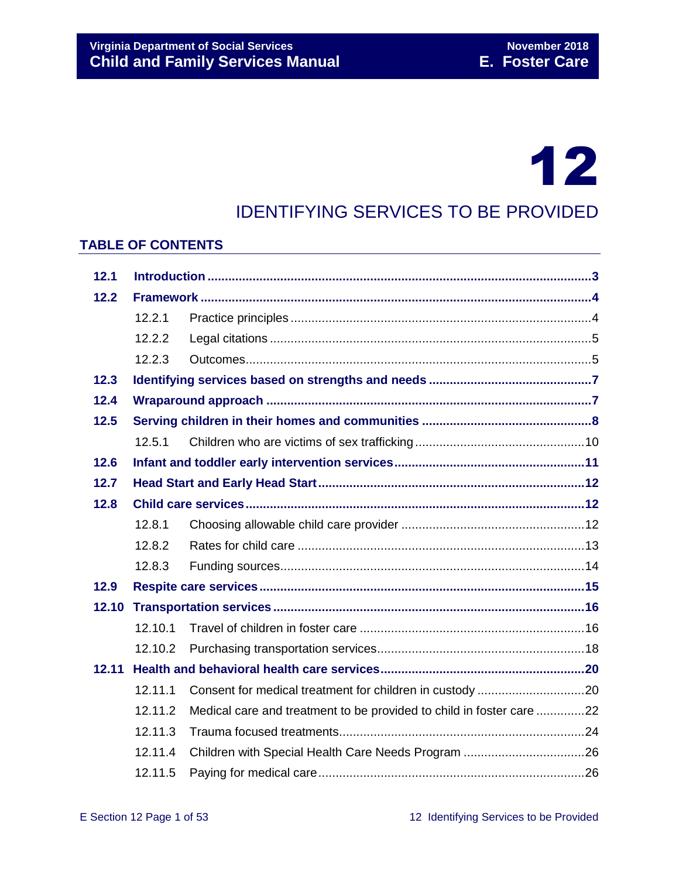# 12

# IDENTIFYING SERVICES TO BE PROVIDED

## TABLE OF CONTENTS

| | | |
|---|---|---|
| **12.1** | **Introduction** | **3** |
| **12.2** | **Framework** | **4** |
| 12.2.1 | Practice principles | 4 |
| 12.2.2 | Legal citations | 5 |
| 12.2.3 | Outcomes | 5 |
| **12.3** | **Identifying services based on strengths and needs** | **7** |
| **12.4** | **Wraparound approach** | **7** |
| **12.5** | **Serving children in their homes and communities** | **8** |
| 12.5.1 | Children who are victims of sex trafficking | 10 |
| **12.6** | **Infant and toddler early intervention services** | **11** |
| **12.7** | **Head Start and Early Head Start** | **12** |
| **12.8** | **Child care services** | **12** |
| 12.8.1 | Choosing allowable child care provider | 12 |
| 12.8.2 | Rates for child care | 13 |
| 12.8.3 | Funding sources | 14 |
| **12.9** | **Respite care services** | **15** |
| **12.10** | **Transportation services** | **16** |
| 12.10.1 | Travel of children in foster care | 16 |
| 12.10.2 | Purchasing transportation services | 18 |
| **12.11** | **Health and behavioral health care services** | **20** |
| 12.11.1 | Consent for medical treatment for children in custody | 20 |
| 12.11.2 | Medical care and treatment to be provided to child in foster care | 22 |
| 12.11.3 | Trauma focused treatments | 24 |
| 12.11.4 | Children with Special Health Care Needs Program | 26 |
| 12.11.5 | Paying for medical care | 26 |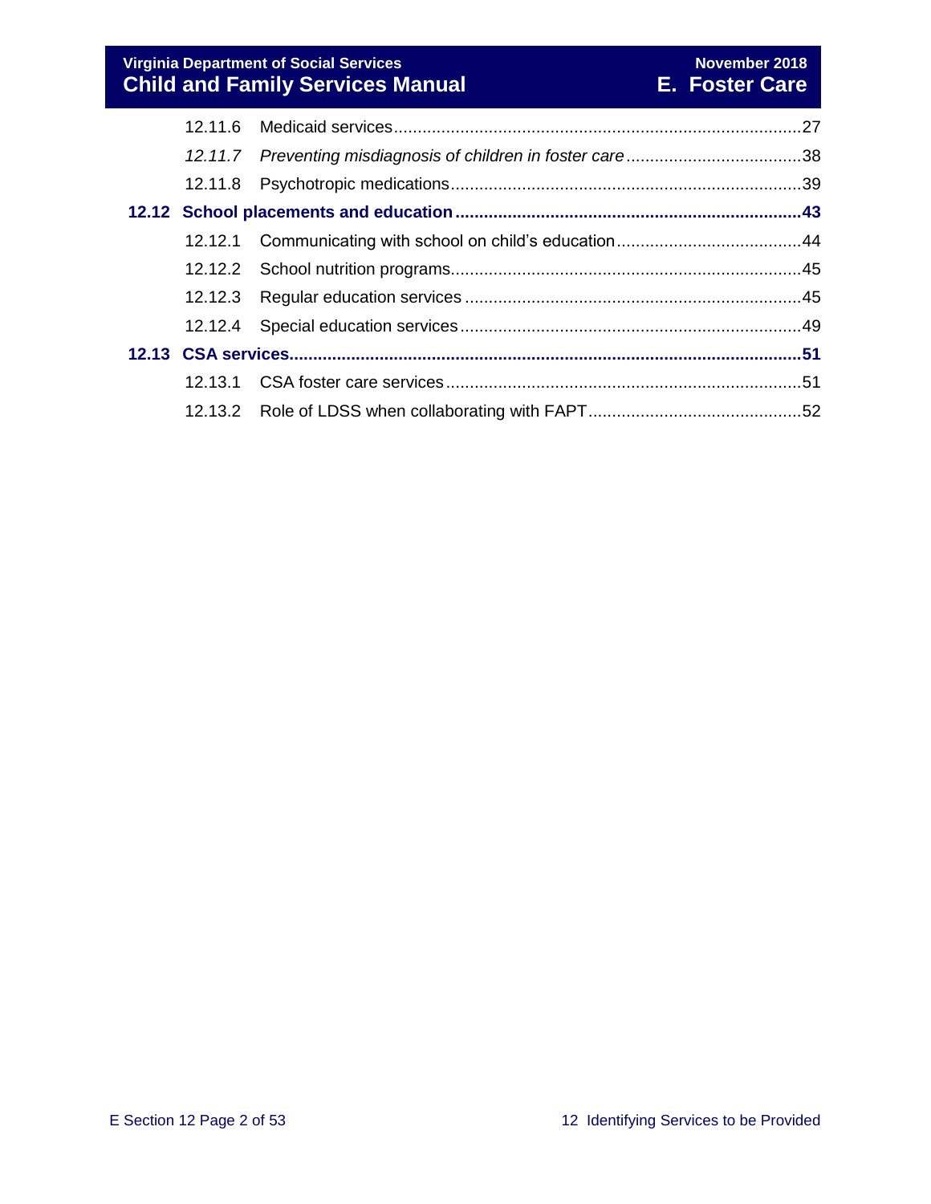12.11.6 Medicaid services....................................................................................27

*12.11.7 Preventing misdiagnosis of children in foster care*....................................38

12.11.8 Psychotropic medications........................................................................39

**12.12 School placements and education........................................................................43**

12.12.1 Communicating with school on child's education......................................44

12.12.2 School nutrition programs........................................................................45

12.12.3 Regular education services......................................................................45

12.12.4 Special education services......................................................................49

**12.13 CSA services..........................................................................................................51**

12.13.1 CSA foster care services..........................................................................51

12.13.2 Role of LDSS when collaborating with FAPT............................................52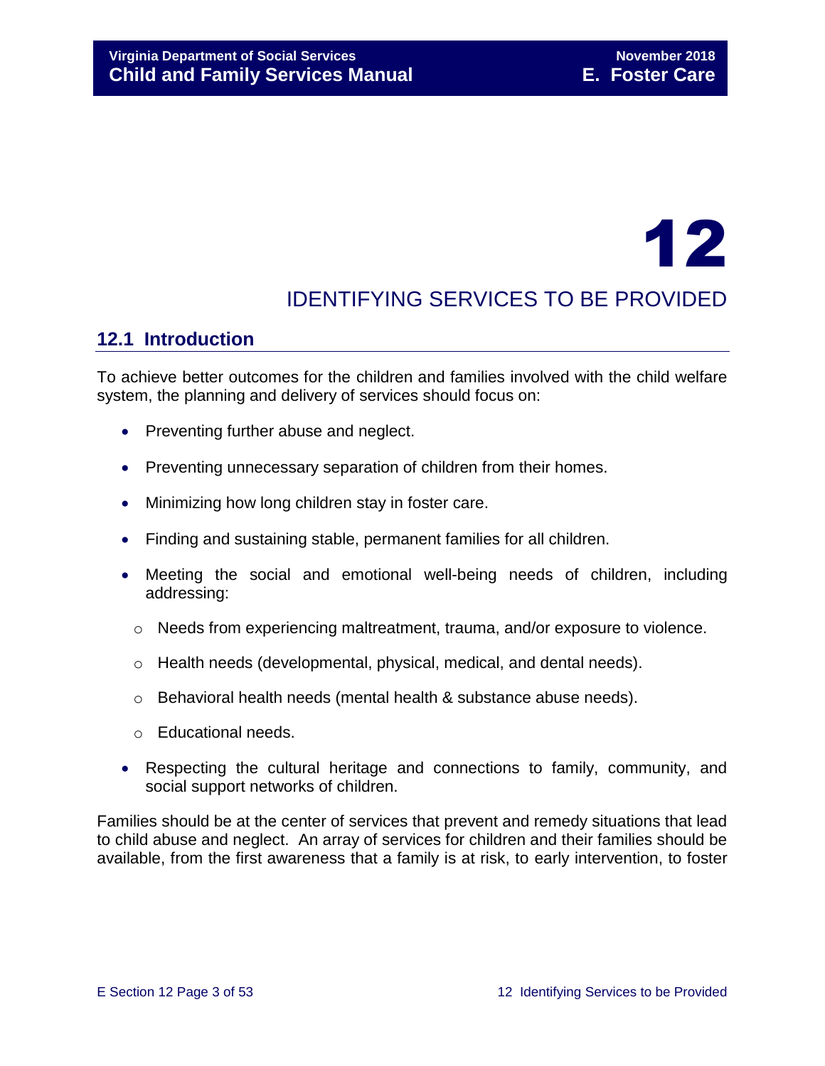# 12

# IDENTIFYING SERVICES TO BE PROVIDED

## 12.1 Introduction

To achieve better outcomes for the children and families involved with the child welfare system, the planning and delivery of services should focus on:

- Preventing further abuse and neglect.
- Preventing unnecessary separation of children from their homes.
- Minimizing how long children stay in foster care.
- Finding and sustaining stable, permanent families for all children.
- Meeting the social and emotional well-being needs of children, including addressing:
  - Needs from experiencing maltreatment, trauma, and/or exposure to violence.
  - Health needs (developmental, physical, medical, and dental needs).
  - Behavioral health needs (mental health & substance abuse needs).
  - Educational needs.
- Respecting the cultural heritage and connections to family, community, and social support networks of children.

Families should be at the center of services that prevent and remedy situations that lead to child abuse and neglect. An array of services for children and their families should be available, from the first awareness that a family is at risk, to early intervention, to foster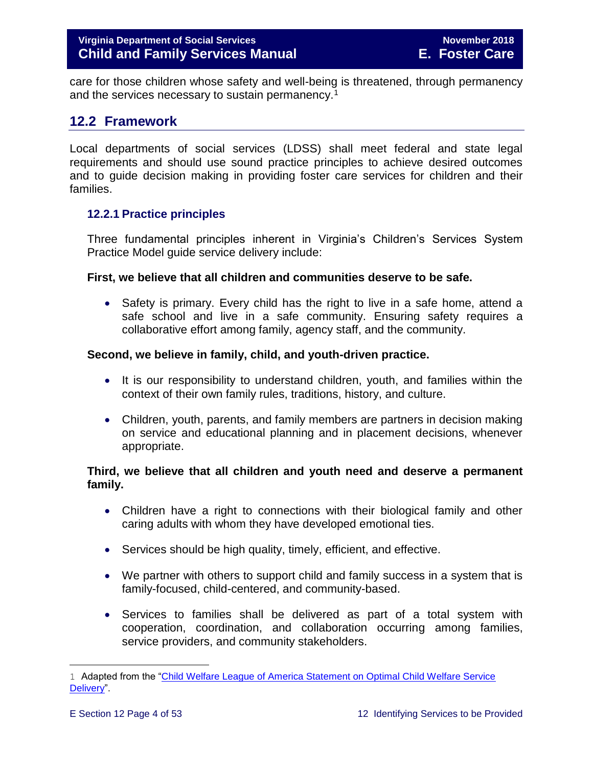care for those children whose safety and well-being is threatened, through permanency and the services necessary to sustain permanency.[1]

## 12.2 Framework

Local departments of social services (LDSS) shall meet federal and state legal requirements and should use sound practice principles to achieve desired outcomes and to guide decision making in providing foster care services for children and their families.

### 12.2.1 Practice principles

Three fundamental principles inherent in Virginia's Children's Services System Practice Model guide service delivery include:

**First, we believe that all children and communities deserve to be safe.**

- Safety is primary. Every child has the right to live in a safe home, attend a safe school and live in a safe community. Ensuring safety requires a collaborative effort among family, agency staff, and the community.

**Second, we believe in family, child, and youth-driven practice.**

- It is our responsibility to understand children, youth, and families within the context of their own family rules, traditions, history, and culture.
- Children, youth, parents, and family members are partners in decision making on service and educational planning and in placement decisions, whenever appropriate.

**Third, we believe that all children and youth need and deserve a permanent family.**

- Children have a right to connections with their biological family and other caring adults with whom they have developed emotional ties.
- Services should be high quality, timely, efficient, and effective.
- We partner with others to support child and family success in a system that is family-focused, child-centered, and community-based.
- Services to families shall be delivered as part of a total system with cooperation, coordination, and collaboration occurring among families, service providers, and community stakeholders.

---

[1] Adapted from the "Child Welfare League of America Statement on Optimal Child Welfare Service Delivery".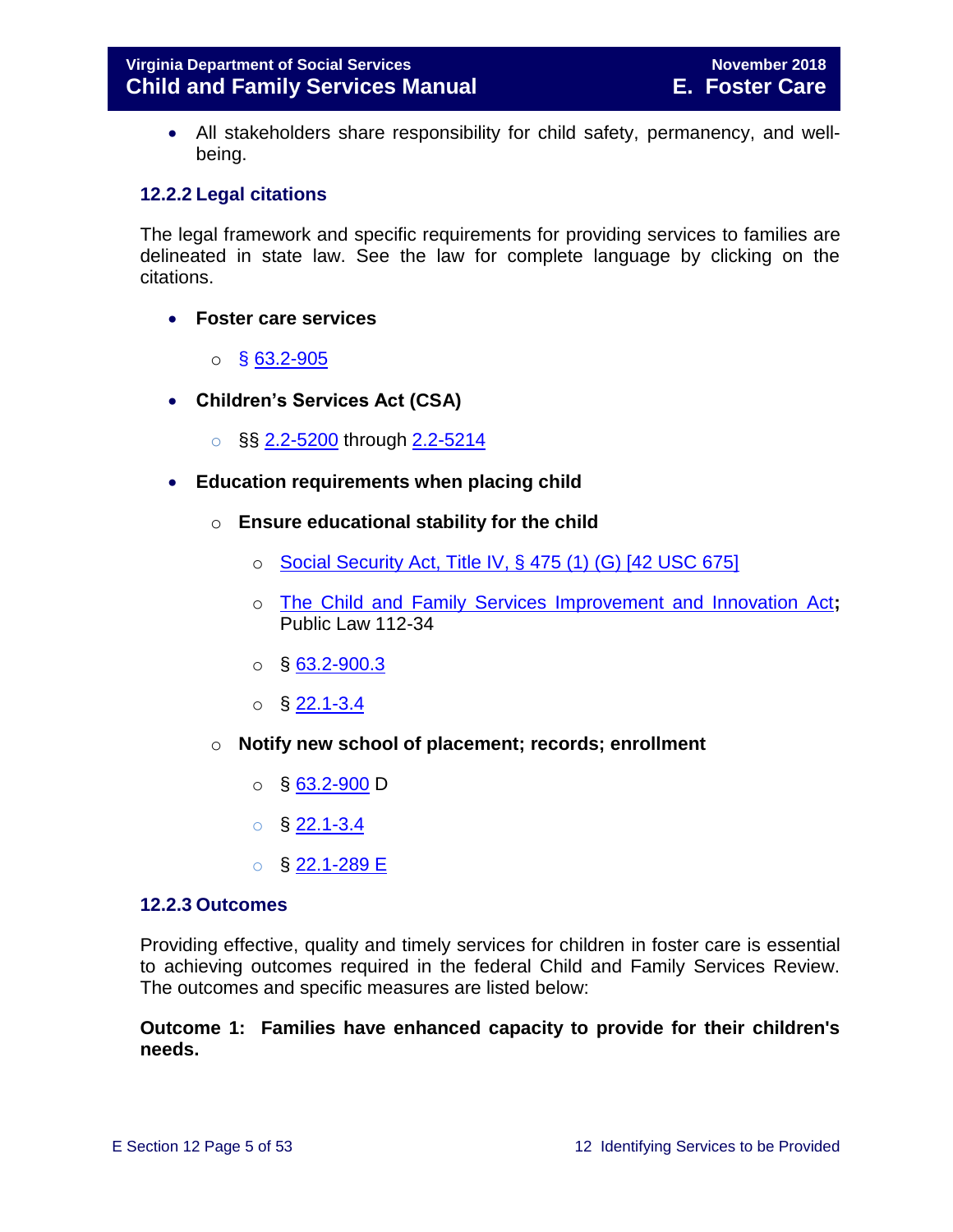- All stakeholders share responsibility for child safety, permanency, and well-being.

### 12.2.2 Legal citations

The legal framework and specific requirements for providing services to families are delineated in state law. See the law for complete language by clicking on the citations.

- **Foster care services**
    - § 63.2-905
- **Children's Services Act (CSA)**
    - §§ 2.2-5200 through 2.2-5214
- **Education requirements when placing child**
    - **Ensure educational stability for the child**
        - Social Security Act, Title IV, § 475 (1) (G) [42 USC 675]
        - The Child and Family Services Improvement and Innovation Act**;** Public Law 112-34
        - § 63.2-900.3
        - § 22.1-3.4
    - **Notify new school of placement; records; enrollment**
        - § 63.2-900 D
        - § 22.1-3.4
        - § 22.1-289 E

### 12.2.3 Outcomes

Providing effective, quality and timely services for children in foster care is essential to achieving outcomes required in the federal Child and Family Services Review. The outcomes and specific measures are listed below:

**Outcome 1: Families have enhanced capacity to provide for their children's needs.**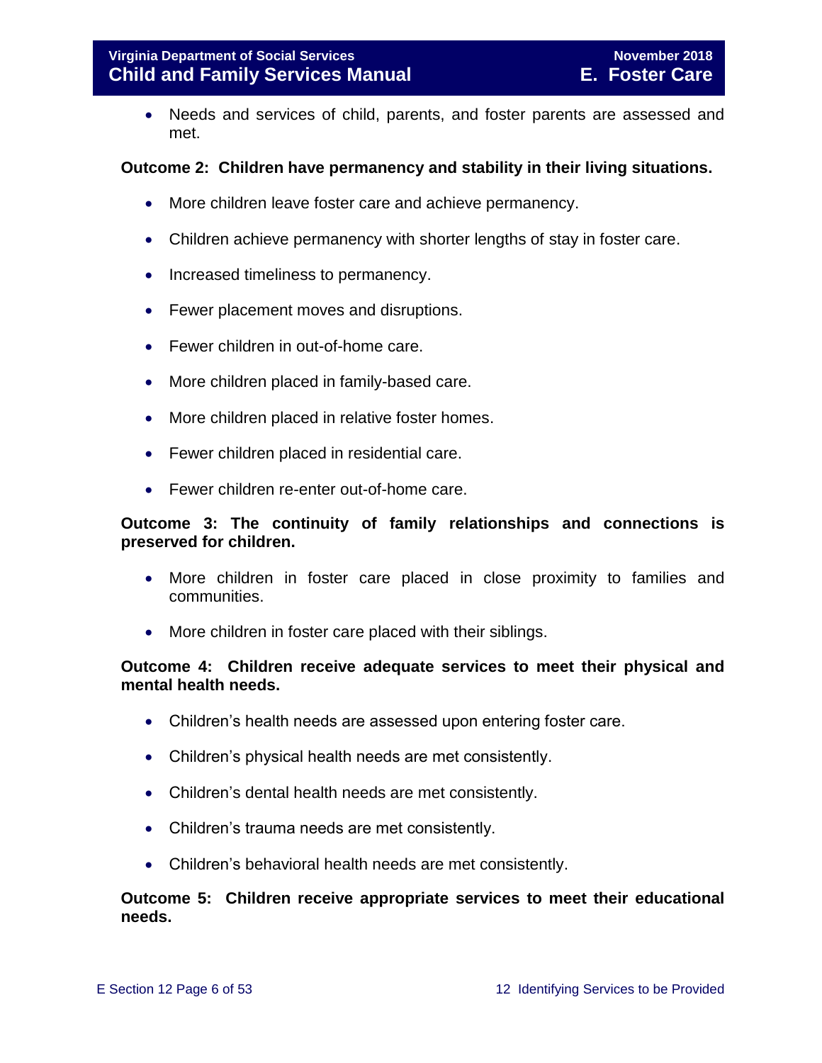- Needs and services of child, parents, and foster parents are assessed and met.

**Outcome 2: Children have permanency and stability in their living situations.**

- More children leave foster care and achieve permanency.
- Children achieve permanency with shorter lengths of stay in foster care.
- Increased timeliness to permanency.
- Fewer placement moves and disruptions.
- Fewer children in out-of-home care.
- More children placed in family-based care.
- More children placed in relative foster homes.
- Fewer children placed in residential care.
- Fewer children re-enter out-of-home care.

**Outcome 3: The continuity of family relationships and connections is preserved for children.**

- More children in foster care placed in close proximity to families and communities.
- More children in foster care placed with their siblings.

**Outcome 4: Children receive adequate services to meet their physical and mental health needs.**

- Children's health needs are assessed upon entering foster care.
- Children's physical health needs are met consistently.
- Children's dental health needs are met consistently.
- Children's trauma needs are met consistently.
- Children's behavioral health needs are met consistently.

**Outcome 5: Children receive appropriate services to meet their educational needs.**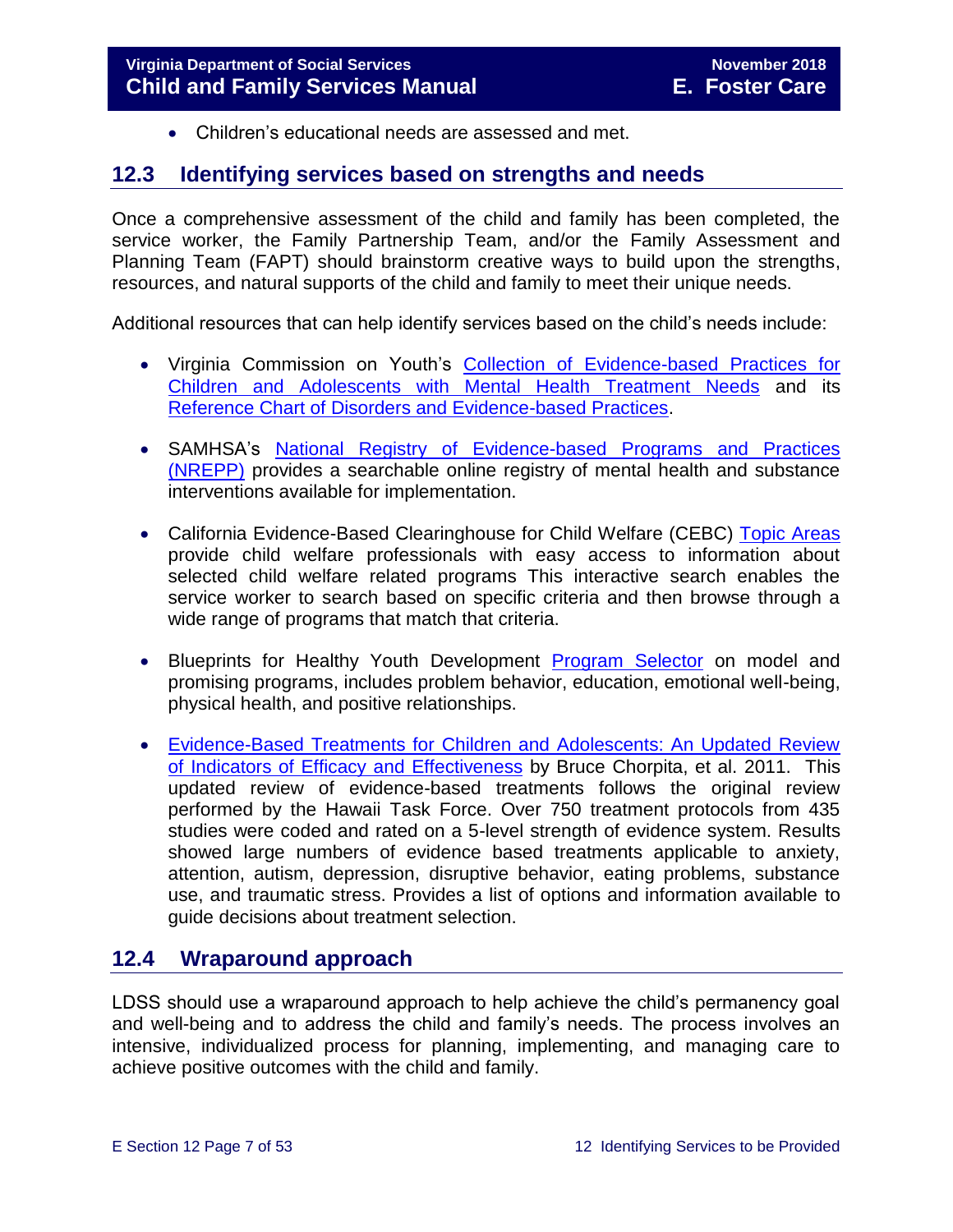- Children's educational needs are assessed and met.

## 12.3 Identifying services based on strengths and needs

Once a comprehensive assessment of the child and family has been completed, the service worker, the Family Partnership Team, and/or the Family Assessment and Planning Team (FAPT) should brainstorm creative ways to build upon the strengths, resources, and natural supports of the child and family to meet their unique needs.

Additional resources that can help identify services based on the child's needs include:

- Virginia Commission on Youth's Collection of Evidence-based Practices for Children and Adolescents with Mental Health Treatment Needs and its Reference Chart of Disorders and Evidence-based Practices.

- SAMHSA's National Registry of Evidence-based Programs and Practices (NREPP) provides a searchable online registry of mental health and substance interventions available for implementation.

- California Evidence-Based Clearinghouse for Child Welfare (CEBC) Topic Areas provide child welfare professionals with easy access to information about selected child welfare related programs This interactive search enables the service worker to search based on specific criteria and then browse through a wide range of programs that match that criteria.

- Blueprints for Healthy Youth Development Program Selector on model and promising programs, includes problem behavior, education, emotional well-being, physical health, and positive relationships.

- Evidence-Based Treatments for Children and Adolescents: An Updated Review of Indicators of Efficacy and Effectiveness by Bruce Chorpita, et al. 2011. This updated review of evidence-based treatments follows the original review performed by the Hawaii Task Force. Over 750 treatment protocols from 435 studies were coded and rated on a 5-level strength of evidence system. Results showed large numbers of evidence based treatments applicable to anxiety, attention, autism, depression, disruptive behavior, eating problems, substance use, and traumatic stress. Provides a list of options and information available to guide decisions about treatment selection.

## 12.4 Wraparound approach

LDSS should use a wraparound approach to help achieve the child's permanency goal and well-being and to address the child and family's needs. The process involves an intensive, individualized process for planning, implementing, and managing care to achieve positive outcomes with the child and family.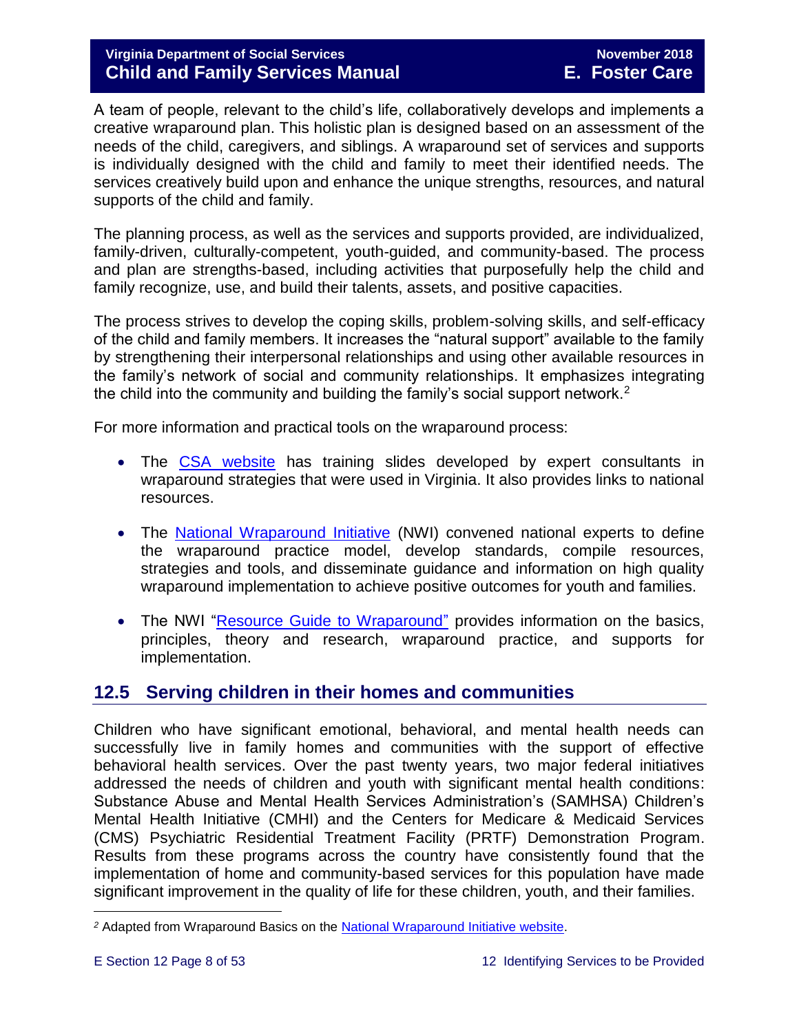A team of people, relevant to the child's life, collaboratively develops and implements a creative wraparound plan. This holistic plan is designed based on an assessment of the needs of the child, caregivers, and siblings. A wraparound set of services and supports is individually designed with the child and family to meet their identified needs. The services creatively build upon and enhance the unique strengths, resources, and natural supports of the child and family.

The planning process, as well as the services and supports provided, are individualized, family-driven, culturally-competent, youth-guided, and community-based. The process and plan are strengths-based, including activities that purposefully help the child and family recognize, use, and build their talents, assets, and positive capacities.

The process strives to develop the coping skills, problem-solving skills, and self-efficacy of the child and family members. It increases the "natural support" available to the family by strengthening their interpersonal relationships and using other available resources in the family's network of social and community relationships. It emphasizes integrating the child into the community and building the family's social support network.[2]

For more information and practical tools on the wraparound process:

- The CSA website has training slides developed by expert consultants in wraparound strategies that were used in Virginia. It also provides links to national resources.
- The National Wraparound Initiative (NWI) convened national experts to define the wraparound practice model, develop standards, compile resources, strategies and tools, and disseminate guidance and information on high quality wraparound implementation to achieve positive outcomes for youth and families.
- The NWI "Resource Guide to Wraparound" provides information on the basics, principles, theory and research, wraparound practice, and supports for implementation.

## 12.5 Serving children in their homes and communities

Children who have significant emotional, behavioral, and mental health needs can successfully live in family homes and communities with the support of effective behavioral health services. Over the past twenty years, two major federal initiatives addressed the needs of children and youth with significant mental health conditions: Substance Abuse and Mental Health Services Administration's (SAMHSA) Children's Mental Health Initiative (CMHI) and the Centers for Medicare & Medicaid Services (CMS) Psychiatric Residential Treatment Facility (PRTF) Demonstration Program. Results from these programs across the country have consistently found that the implementation of home and community-based services for this population have made significant improvement in the quality of life for these children, youth, and their families.

[2] Adapted from Wraparound Basics on the National Wraparound Initiative website.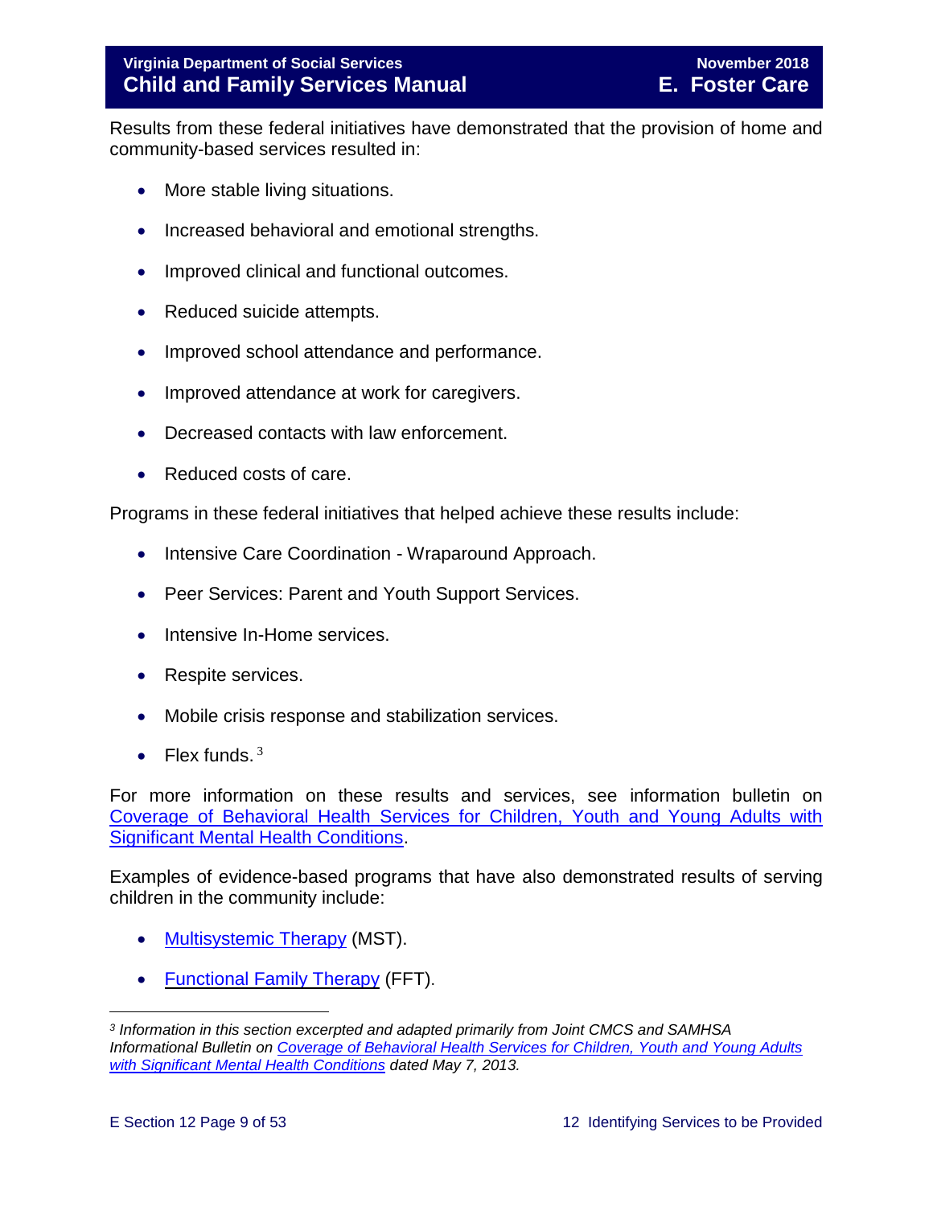Results from these federal initiatives have demonstrated that the provision of home and community-based services resulted in:

- More stable living situations.
- Increased behavioral and emotional strengths.
- Improved clinical and functional outcomes.
- Reduced suicide attempts.
- Improved school attendance and performance.
- Improved attendance at work for caregivers.
- Decreased contacts with law enforcement.
- Reduced costs of care.

Programs in these federal initiatives that helped achieve these results include:

- Intensive Care Coordination - Wraparound Approach.
- Peer Services: Parent and Youth Support Services.
- Intensive In-Home services.
- Respite services.
- Mobile crisis response and stabilization services.
- Flex funds. [3]

For more information on these results and services, see information bulletin on [Coverage of Behavioral Health Services for Children, Youth and Young Adults with Significant Mental Health Conditions](#).

Examples of evidence-based programs that have also demonstrated results of serving children in the community include:

- [Multisystemic Therapy](#) (MST).
- [Functional Family Therapy](#) (FFT).

---

*[3] Information in this section excerpted and adapted primarily from Joint CMCS and SAMHSA Informational Bulletin on [Coverage of Behavioral Health Services for Children, Youth and Young Adults with Significant Mental Health Conditions](#) dated May 7, 2013.*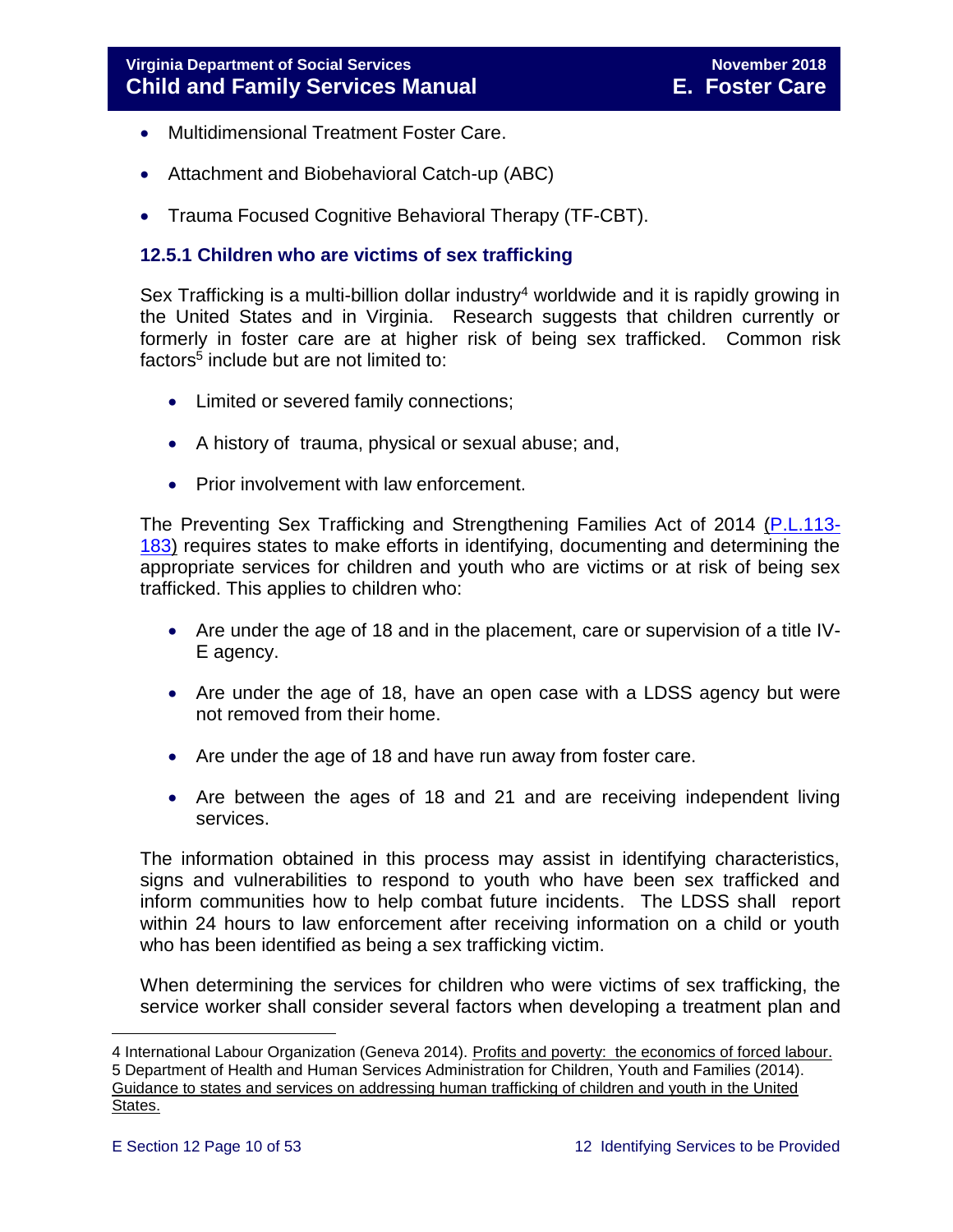- Multidimensional Treatment Foster Care.
- Attachment and Biobehavioral Catch-up (ABC)
- Trauma Focused Cognitive Behavioral Therapy (TF-CBT).

### 12.5.1 Children who are victims of sex trafficking

Sex Trafficking is a multi-billion dollar industry[4] worldwide and it is rapidly growing in the United States and in Virginia. Research suggests that children currently or formerly in foster care are at higher risk of being sex trafficked. Common risk factors[5] include but are not limited to:

- Limited or severed family connections;
- A history of trauma, physical or sexual abuse; and,
- Prior involvement with law enforcement.

The Preventing Sex Trafficking and Strengthening Families Act of 2014 (P.L.113-183) requires states to make efforts in identifying, documenting and determining the appropriate services for children and youth who are victims or at risk of being sex trafficked. This applies to children who:

- Are under the age of 18 and in the placement, care or supervision of a title IV-E agency.
- Are under the age of 18, have an open case with a LDSS agency but were not removed from their home.
- Are under the age of 18 and have run away from foster care.
- Are between the ages of 18 and 21 and are receiving independent living services.

The information obtained in this process may assist in identifying characteristics, signs and vulnerabilities to respond to youth who have been sex trafficked and inform communities how to help combat future incidents. The LDSS shall report within 24 hours to law enforcement after receiving information on a child or youth who has been identified as being a sex trafficking victim.

When determining the services for children who were victims of sex trafficking, the service worker shall consider several factors when developing a treatment plan and

---

4 International Labour Organization (Geneva 2014). Profits and poverty: the economics of forced labour.

5 Department of Health and Human Services Administration for Children, Youth and Families (2014). Guidance to states and services on addressing human trafficking of children and youth in the United States.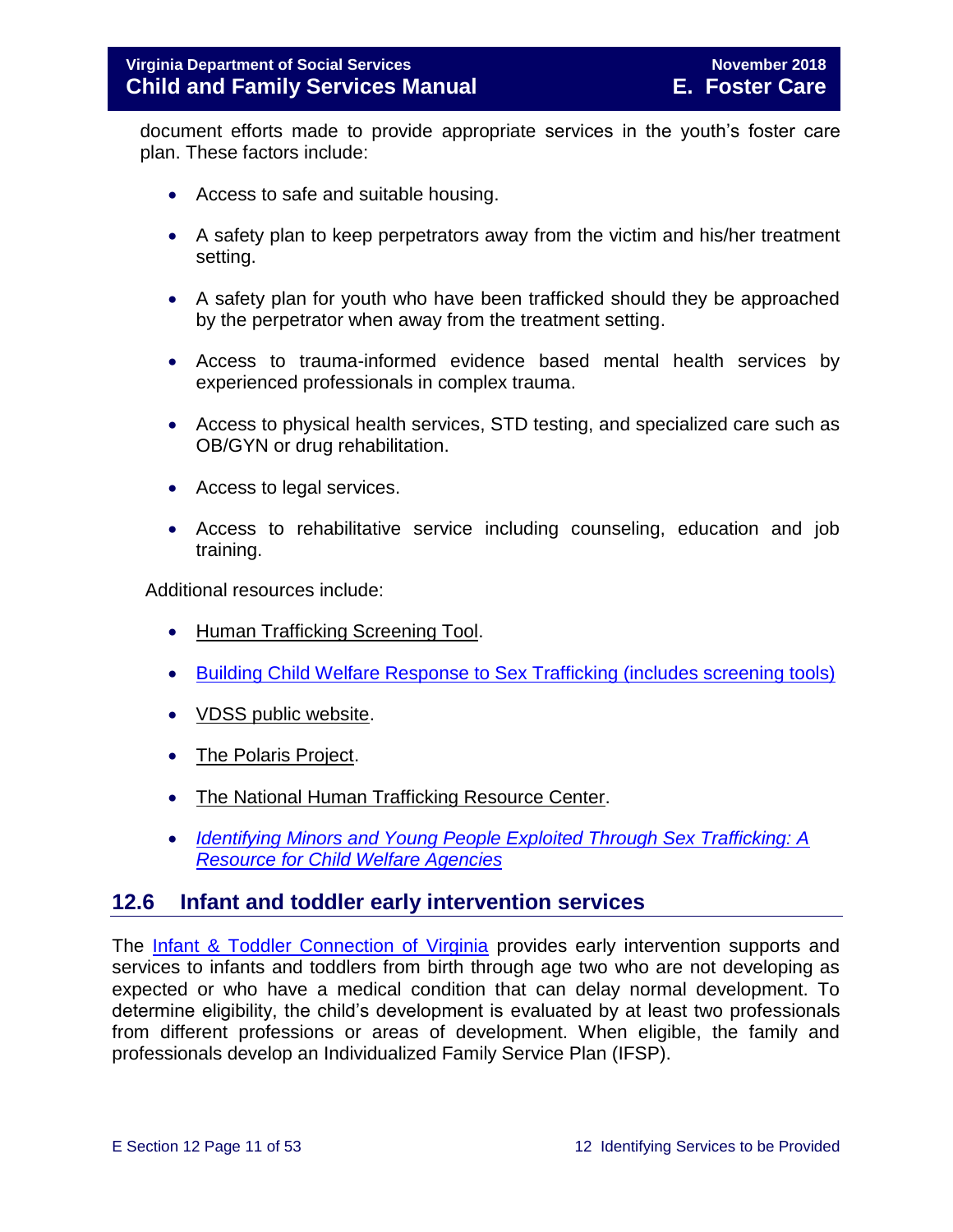document efforts made to provide appropriate services in the youth's foster care plan. These factors include:

- Access to safe and suitable housing.
- A safety plan to keep perpetrators away from the victim and his/her treatment setting.
- A safety plan for youth who have been trafficked should they be approached by the perpetrator when away from the treatment setting.
- Access to trauma-informed evidence based mental health services by experienced professionals in complex trauma.
- Access to physical health services, STD testing, and specialized care such as OB/GYN or drug rehabilitation.
- Access to legal services.
- Access to rehabilitative service including counseling, education and job training.

Additional resources include:

- Human Trafficking Screening Tool.
- Building Child Welfare Response to Sex Trafficking (includes screening tools)
- VDSS public website.
- The Polaris Project.
- The National Human Trafficking Resource Center.
- *Identifying Minors and Young People Exploited Through Sex Trafficking: A Resource for Child Welfare Agencies*

## 12.6 Infant and toddler early intervention services

The Infant & Toddler Connection of Virginia provides early intervention supports and services to infants and toddlers from birth through age two who are not developing as expected or who have a medical condition that can delay normal development. To determine eligibility, the child's development is evaluated by at least two professionals from different professions or areas of development. When eligible, the family and professionals develop an Individualized Family Service Plan (IFSP).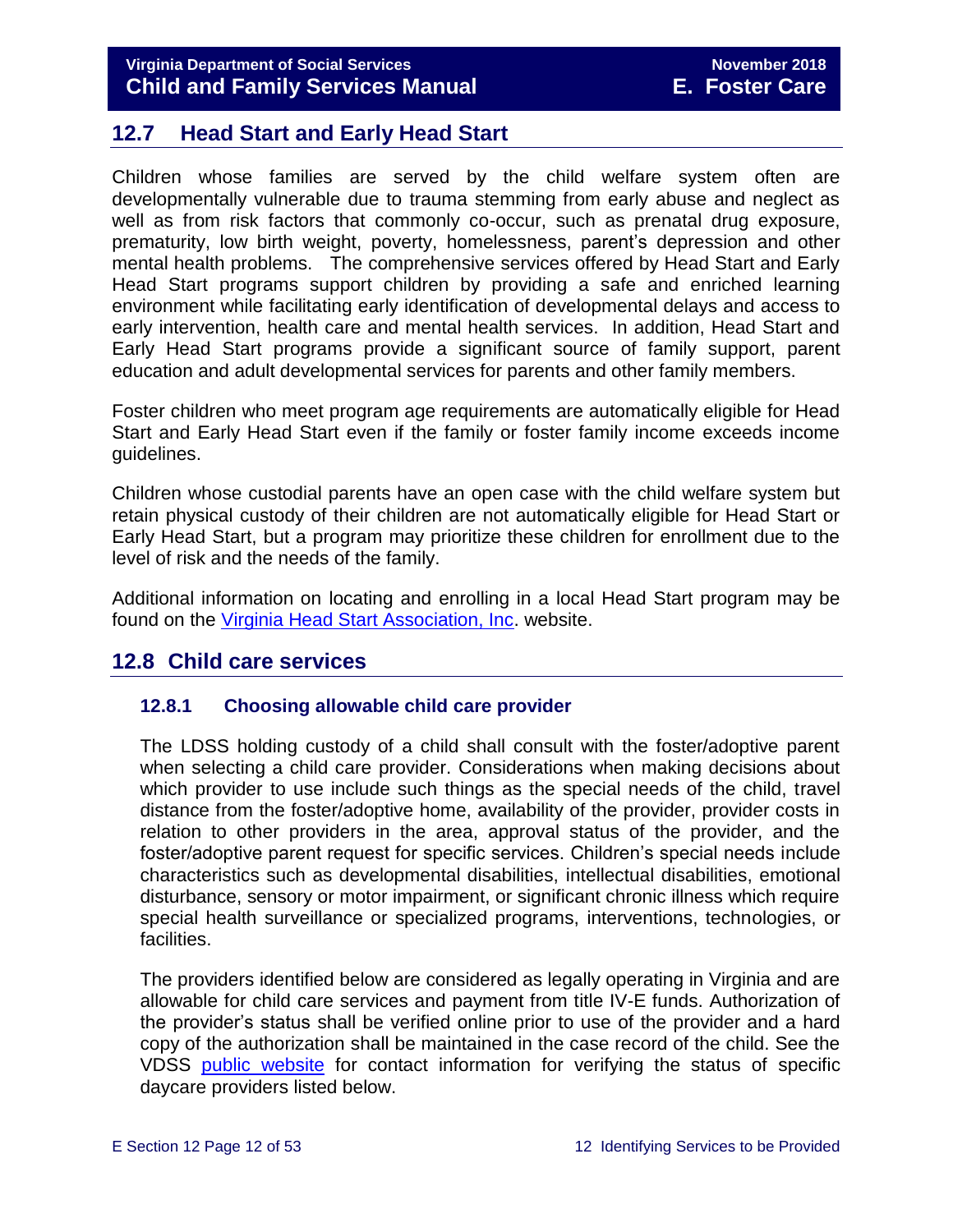## 12.7 Head Start and Early Head Start

Children whose families are served by the child welfare system often are developmentally vulnerable due to trauma stemming from early abuse and neglect as well as from risk factors that commonly co-occur, such as prenatal drug exposure, prematurity, low birth weight, poverty, homelessness, parent's depression and other mental health problems. The comprehensive services offered by Head Start and Early Head Start programs support children by providing a safe and enriched learning environment while facilitating early identification of developmental delays and access to early intervention, health care and mental health services. In addition, Head Start and Early Head Start programs provide a significant source of family support, parent education and adult developmental services for parents and other family members.

Foster children who meet program age requirements are automatically eligible for Head Start and Early Head Start even if the family or foster family income exceeds income guidelines.

Children whose custodial parents have an open case with the child welfare system but retain physical custody of their children are not automatically eligible for Head Start or Early Head Start, but a program may prioritize these children for enrollment due to the level of risk and the needs of the family.

Additional information on locating and enrolling in a local Head Start program may be found on the Virginia Head Start Association, Inc. website.

## 12.8 Child care services

### 12.8.1 Choosing allowable child care provider

The LDSS holding custody of a child shall consult with the foster/adoptive parent when selecting a child care provider. Considerations when making decisions about which provider to use include such things as the special needs of the child, travel distance from the foster/adoptive home, availability of the provider, provider costs in relation to other providers in the area, approval status of the provider, and the foster/adoptive parent request for specific services. Children's special needs include characteristics such as developmental disabilities, intellectual disabilities, emotional disturbance, sensory or motor impairment, or significant chronic illness which require special health surveillance or specialized programs, interventions, technologies, or facilities.

The providers identified below are considered as legally operating in Virginia and are allowable for child care services and payment from title IV-E funds. Authorization of the provider's status shall be verified online prior to use of the provider and a hard copy of the authorization shall be maintained in the case record of the child. See the VDSS public website for contact information for verifying the status of specific daycare providers listed below.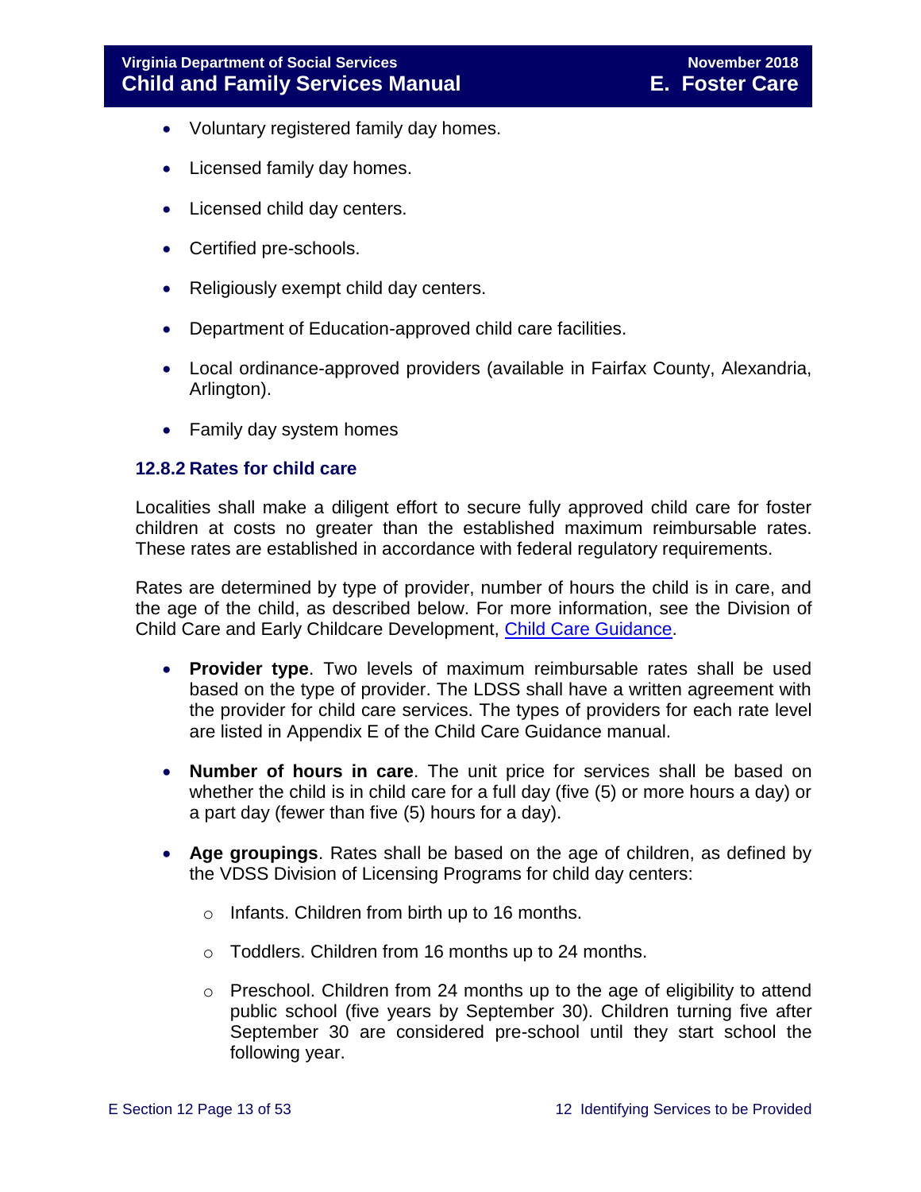- Voluntary registered family day homes.
- Licensed family day homes.
- Licensed child day centers.
- Certified pre-schools.
- Religiously exempt child day centers.
- Department of Education-approved child care facilities.
- Local ordinance-approved providers (available in Fairfax County, Alexandria, Arlington).
- Family day system homes

### 12.8.2 Rates for child care

Localities shall make a diligent effort to secure fully approved child care for foster children at costs no greater than the established maximum reimbursable rates. These rates are established in accordance with federal regulatory requirements.

Rates are determined by type of provider, number of hours the child is in care, and the age of the child, as described below. For more information, see the Division of Child Care and Early Childcare Development, [Child Care Guidance](#).

- **Provider type**. Two levels of maximum reimbursable rates shall be used based on the type of provider. The LDSS shall have a written agreement with the provider for child care services. The types of providers for each rate level are listed in Appendix E of the Child Care Guidance manual.
- **Number of hours in care**. The unit price for services shall be based on whether the child is in child care for a full day (five (5) or more hours a day) or a part day (fewer than five (5) hours for a day).
- **Age groupings**. Rates shall be based on the age of children, as defined by the VDSS Division of Licensing Programs for child day centers:
    - Infants. Children from birth up to 16 months.
    - Toddlers. Children from 16 months up to 24 months.
    - Preschool. Children from 24 months up to the age of eligibility to attend public school (five years by September 30). Children turning five after September 30 are considered pre-school until they start school the following year.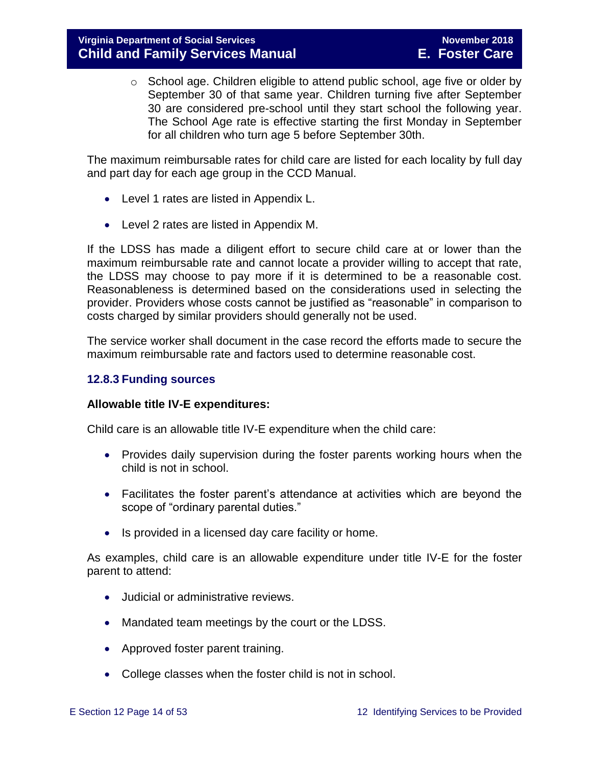- School age. Children eligible to attend public school, age five or older by September 30 of that same year. Children turning five after September 30 are considered pre-school until they start school the following year. The School Age rate is effective starting the first Monday in September for all children who turn age 5 before September 30th.

The maximum reimbursable rates for child care are listed for each locality by full day and part day for each age group in the CCD Manual.

- Level 1 rates are listed in Appendix L.
- Level 2 rates are listed in Appendix M.

If the LDSS has made a diligent effort to secure child care at or lower than the maximum reimbursable rate and cannot locate a provider willing to accept that rate, the LDSS may choose to pay more if it is determined to be a reasonable cost. Reasonableness is determined based on the considerations used in selecting the provider. Providers whose costs cannot be justified as "reasonable" in comparison to costs charged by similar providers should generally not be used.

The service worker shall document in the case record the efforts made to secure the maximum reimbursable rate and factors used to determine reasonable cost.

### 12.8.3 Funding sources

**Allowable title IV-E expenditures:**

Child care is an allowable title IV-E expenditure when the child care:

- Provides daily supervision during the foster parents working hours when the child is not in school.
- Facilitates the foster parent's attendance at activities which are beyond the scope of "ordinary parental duties."
- Is provided in a licensed day care facility or home.

As examples, child care is an allowable expenditure under title IV-E for the foster parent to attend:

- Judicial or administrative reviews.
- Mandated team meetings by the court or the LDSS.
- Approved foster parent training.
- College classes when the foster child is not in school.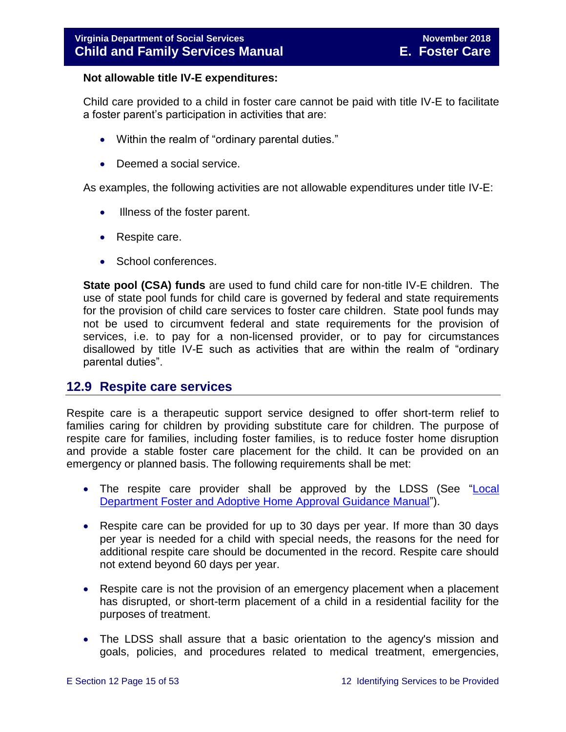**Not allowable title IV-E expenditures:**

Child care provided to a child in foster care cannot be paid with title IV-E to facilitate a foster parent's participation in activities that are:

- Within the realm of "ordinary parental duties."
- Deemed a social service.

As examples, the following activities are not allowable expenditures under title IV-E:

- Illness of the foster parent.
- Respite care.
- School conferences.

**State pool (CSA) funds** are used to fund child care for non-title IV-E children. The use of state pool funds for child care is governed by federal and state requirements for the provision of child care services to foster care children. State pool funds may not be used to circumvent federal and state requirements for the provision of services, i.e. to pay for a non-licensed provider, or to pay for circumstances disallowed by title IV-E such as activities that are within the realm of "ordinary parental duties".

## 12.9 Respite care services

Respite care is a therapeutic support service designed to offer short-term relief to families caring for children by providing substitute care for children. The purpose of respite care for families, including foster families, is to reduce foster home disruption and provide a stable foster care placement for the child. It can be provided on an emergency or planned basis. The following requirements shall be met:

- The respite care provider shall be approved by the LDSS (See "Local Department Foster and Adoptive Home Approval Guidance Manual").
- Respite care can be provided for up to 30 days per year. If more than 30 days per year is needed for a child with special needs, the reasons for the need for additional respite care should be documented in the record. Respite care should not extend beyond 60 days per year.
- Respite care is not the provision of an emergency placement when a placement has disrupted, or short-term placement of a child in a residential facility for the purposes of treatment.
- The LDSS shall assure that a basic orientation to the agency's mission and goals, policies, and procedures related to medical treatment, emergencies,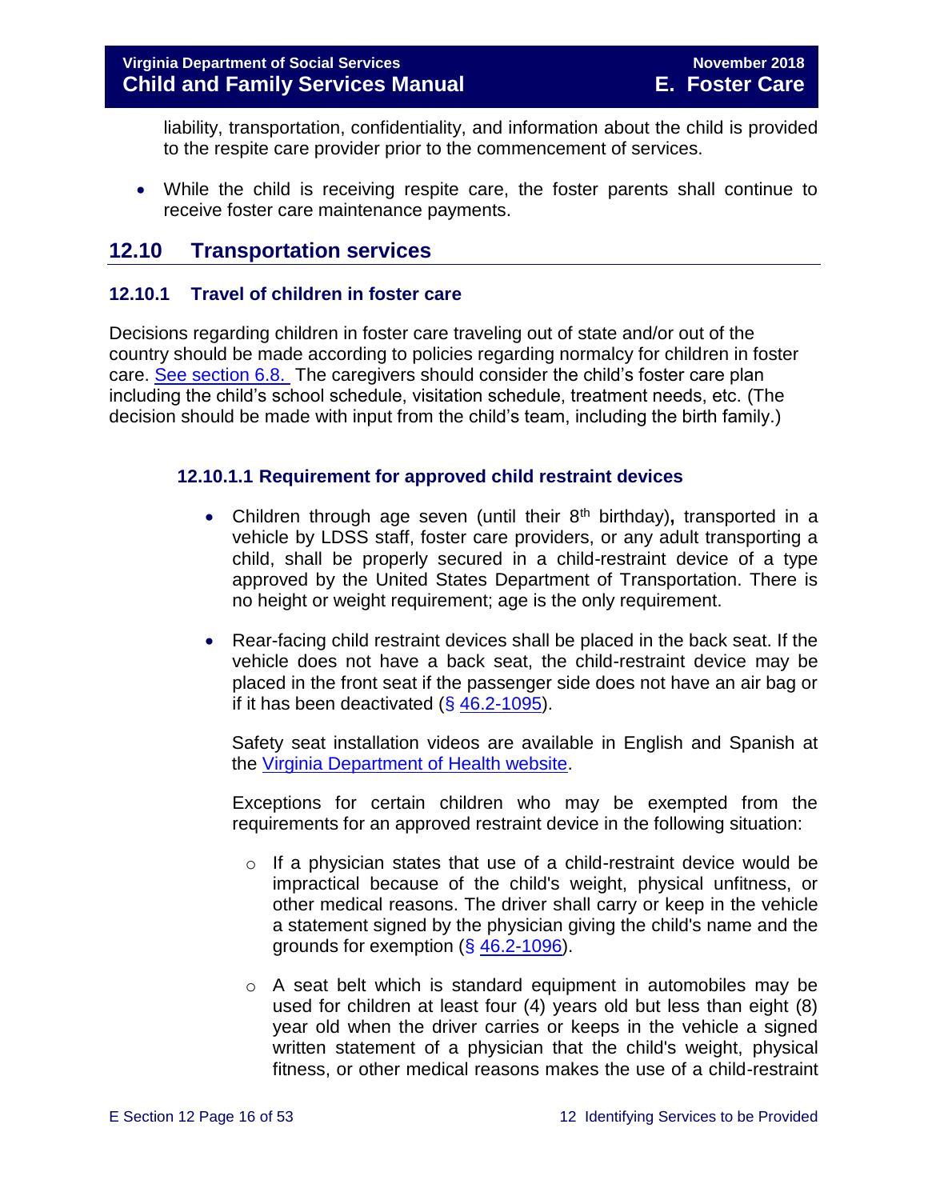liability, transportation, confidentiality, and information about the child is provided to the respite care provider prior to the commencement of services.

- While the child is receiving respite care, the foster parents shall continue to receive foster care maintenance payments.

## 12.10 Transportation services

### 12.10.1 Travel of children in foster care

Decisions regarding children in foster care traveling out of state and/or out of the country should be made according to policies regarding normalcy for children in foster care. [See section 6.8.](#) The caregivers should consider the child's foster care plan including the child's school schedule, visitation schedule, treatment needs, etc. (The decision should be made with input from the child's team, including the birth family.)

#### 12.10.1.1 Requirement for approved child restraint devices

- Children through age seven (until their 8th birthday)**,** transported in a vehicle by LDSS staff, foster care providers, or any adult transporting a child, shall be properly secured in a child-restraint device of a type approved by the United States Department of Transportation. There is no height or weight requirement; age is the only requirement.

- Rear-facing child restraint devices shall be placed in the back seat. If the vehicle does not have a back seat, the child-restraint device may be placed in the front seat if the passenger side does not have an air bag or if it has been deactivated ([§ 46.2-1095](#)).

  Safety seat installation videos are available in English and Spanish at the [Virginia Department of Health website](#).

  Exceptions for certain children who may be exempted from the requirements for an approved restraint device in the following situation:

  - If a physician states that use of a child-restraint device would be impractical because of the child's weight, physical unfitness, or other medical reasons. The driver shall carry or keep in the vehicle a statement signed by the physician giving the child's name and the grounds for exemption ([§ 46.2-1096](#)).

  - A seat belt which is standard equipment in automobiles may be used for children at least four (4) years old but less than eight (8) year old when the driver carries or keeps in the vehicle a signed written statement of a physician that the child's weight, physical fitness, or other medical reasons makes the use of a child-restraint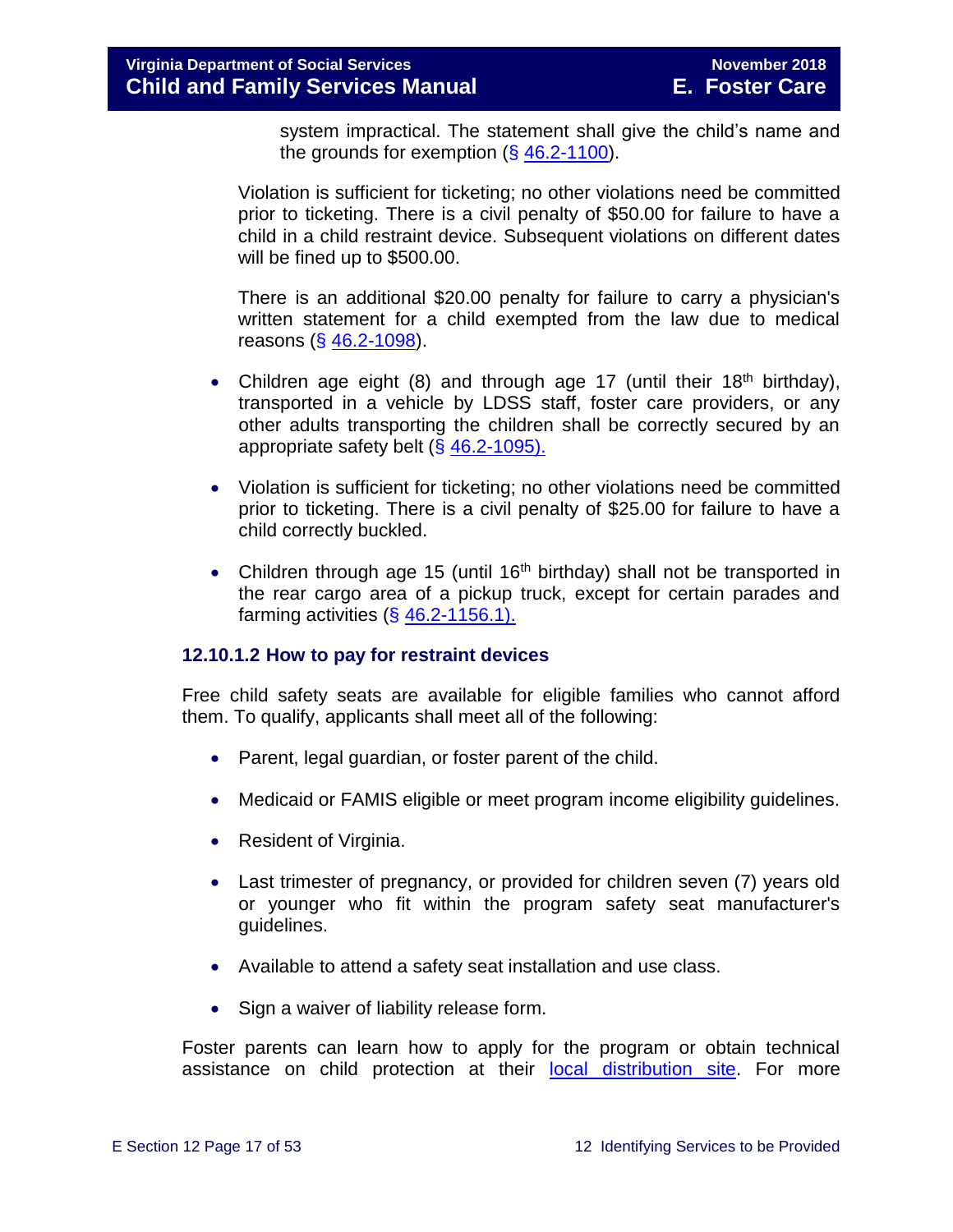system impractical. The statement shall give the child's name and the grounds for exemption (§ [46.2-1100](46.2-1100)).

Violation is sufficient for ticketing; no other violations need be committed prior to ticketing. There is a civil penalty of $50.00 for failure to have a child in a child restraint device. Subsequent violations on different dates will be fined up to $500.00.

There is an additional $20.00 penalty for failure to carry a physician's written statement for a child exempted from the law due to medical reasons (§ 46.2-1098).

- Children age eight (8) and through age 17 (until their 18th birthday), transported in a vehicle by LDSS staff, foster care providers, or any other adults transporting the children shall be correctly secured by an appropriate safety belt (§ 46.2-1095).
- Violation is sufficient for ticketing; no other violations need be committed prior to ticketing. There is a civil penalty of $25.00 for failure to have a child correctly buckled.
- Children through age 15 (until 16th birthday) shall not be transported in the rear cargo area of a pickup truck, except for certain parades and farming activities (§ 46.2-1156.1).

### 12.10.1.2 How to pay for restraint devices

Free child safety seats are available for eligible families who cannot afford them. To qualify, applicants shall meet all of the following:

- Parent, legal guardian, or foster parent of the child.
- Medicaid or FAMIS eligible or meet program income eligibility guidelines.
- Resident of Virginia.
- Last trimester of pregnancy, or provided for children seven (7) years old or younger who fit within the program safety seat manufacturer's guidelines.
- Available to attend a safety seat installation and use class.
- Sign a waiver of liability release form.

Foster parents can learn how to apply for the program or obtain technical assistance on child protection at their local distribution site. For more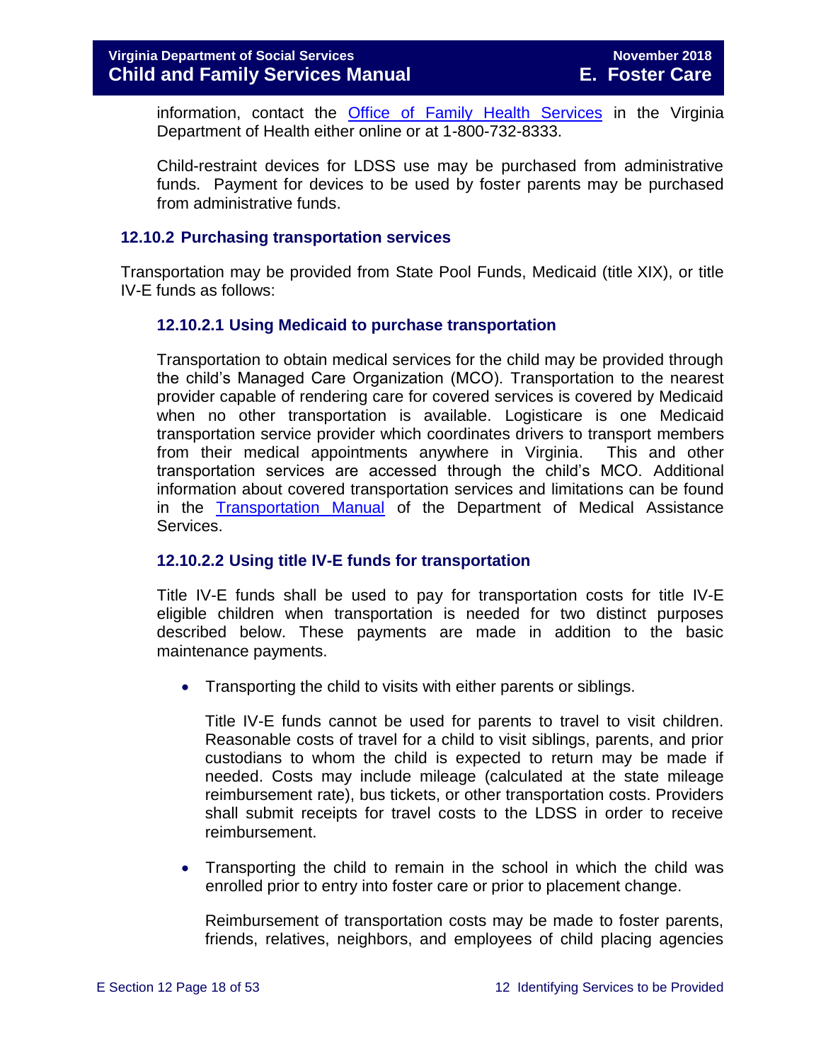information, contact the [Office of Family Health Services](#) in the Virginia Department of Health either online or at 1-800-732-8333.

Child-restraint devices for LDSS use may be purchased from administrative funds. Payment for devices to be used by foster parents may be purchased from administrative funds.

### 12.10.2 Purchasing transportation services

Transportation may be provided from State Pool Funds, Medicaid (title XIX), or title IV-E funds as follows:

#### 12.10.2.1 Using Medicaid to purchase transportation

Transportation to obtain medical services for the child may be provided through the child's Managed Care Organization (MCO). Transportation to the nearest provider capable of rendering care for covered services is covered by Medicaid when no other transportation is available. Logisticare is one Medicaid transportation service provider which coordinates drivers to transport members from their medical appointments anywhere in Virginia. This and other transportation services are accessed through the child's MCO. Additional information about covered transportation services and limitations can be found in the [Transportation Manual](#) of the Department of Medical Assistance Services.

#### 12.10.2.2 Using title IV-E funds for transportation

Title IV-E funds shall be used to pay for transportation costs for title IV-E eligible children when transportation is needed for two distinct purposes described below. These payments are made in addition to the basic maintenance payments.

- Transporting the child to visits with either parents or siblings.

  Title IV-E funds cannot be used for parents to travel to visit children. Reasonable costs of travel for a child to visit siblings, parents, and prior custodians to whom the child is expected to return may be made if needed. Costs may include mileage (calculated at the state mileage reimbursement rate), bus tickets, or other transportation costs. Providers shall submit receipts for travel costs to the LDSS in order to receive reimbursement.

- Transporting the child to remain in the school in which the child was enrolled prior to entry into foster care or prior to placement change.

  Reimbursement of transportation costs may be made to foster parents, friends, relatives, neighbors, and employees of child placing agencies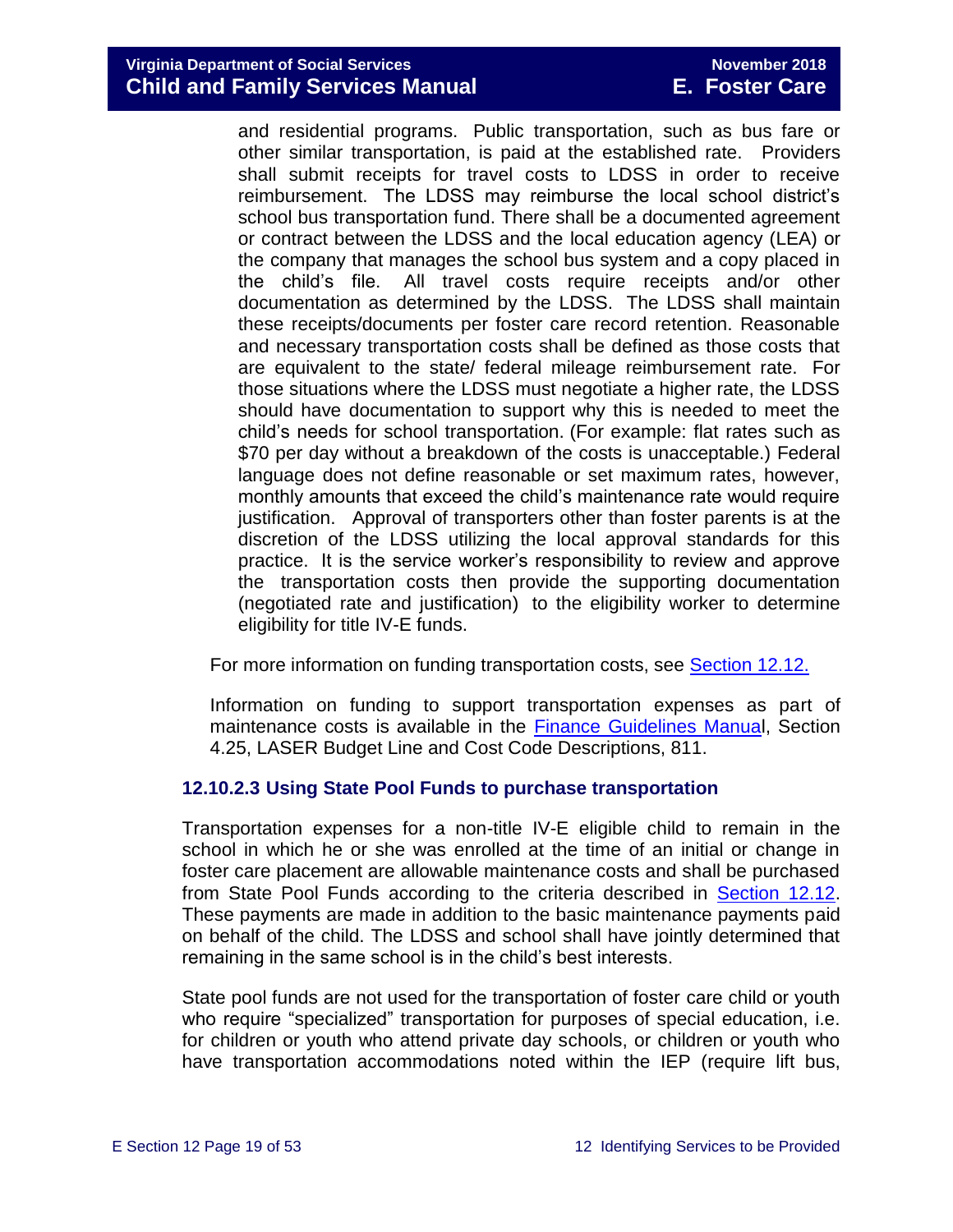and residential programs. Public transportation, such as bus fare or other similar transportation, is paid at the established rate. Providers shall submit receipts for travel costs to LDSS in order to receive reimbursement. The LDSS may reimburse the local school district's school bus transportation fund. There shall be a documented agreement or contract between the LDSS and the local education agency (LEA) or the company that manages the school bus system and a copy placed in the child's file. All travel costs require receipts and/or other documentation as determined by the LDSS. The LDSS shall maintain these receipts/documents per foster care record retention. Reasonable and necessary transportation costs shall be defined as those costs that are equivalent to the state/ federal mileage reimbursement rate. For those situations where the LDSS must negotiate a higher rate, the LDSS should have documentation to support why this is needed to meet the child's needs for school transportation. (For example: flat rates such as $70 per day without a breakdown of the costs is unacceptable.) Federal language does not define reasonable or set maximum rates, however, monthly amounts that exceed the child's maintenance rate would require justification. Approval of transporters other than foster parents is at the discretion of the LDSS utilizing the local approval standards for this practice. It is the service worker's responsibility to review and approve the transportation costs then provide the supporting documentation (negotiated rate and justification) to the eligibility worker to determine eligibility for title IV-E funds.

For more information on funding transportation costs, see Section 12.12.

Information on funding to support transportation expenses as part of maintenance costs is available in the Finance Guidelines Manual, Section 4.25, LASER Budget Line and Cost Code Descriptions, 811.

### 12.10.2.3 Using State Pool Funds to purchase transportation

Transportation expenses for a non-title IV-E eligible child to remain in the school in which he or she was enrolled at the time of an initial or change in foster care placement are allowable maintenance costs and shall be purchased from State Pool Funds according to the criteria described in Section 12.12. These payments are made in addition to the basic maintenance payments paid on behalf of the child. The LDSS and school shall have jointly determined that remaining in the same school is in the child's best interests.

State pool funds are not used for the transportation of foster care child or youth who require "specialized" transportation for purposes of special education, i.e. for children or youth who attend private day schools, or children or youth who have transportation accommodations noted within the IEP (require lift bus,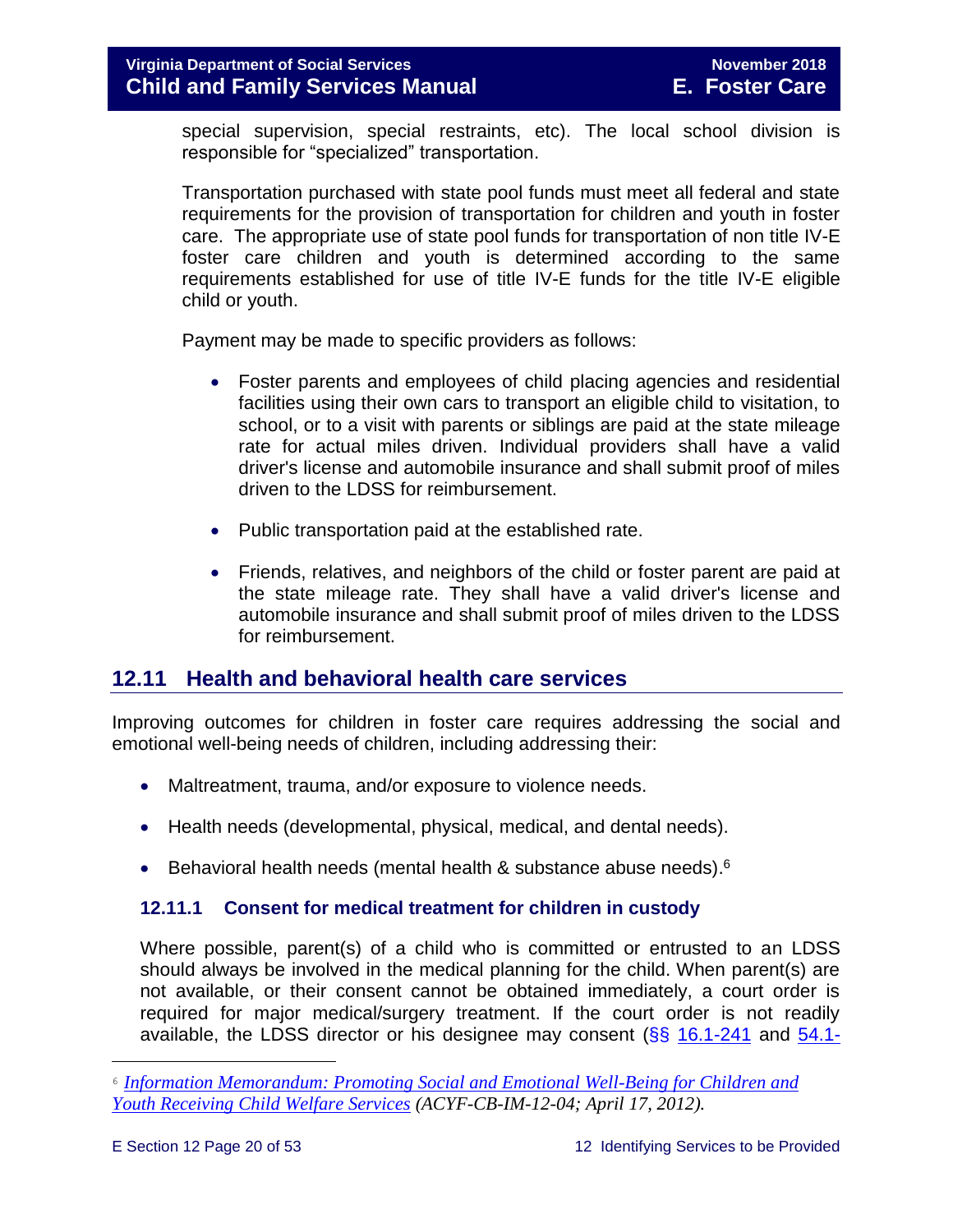special supervision, special restraints, etc). The local school division is responsible for "specialized" transportation.

Transportation purchased with state pool funds must meet all federal and state requirements for the provision of transportation for children and youth in foster care. The appropriate use of state pool funds for transportation of non title IV-E foster care children and youth is determined according to the same requirements established for use of title IV-E funds for the title IV-E eligible child or youth.

Payment may be made to specific providers as follows:

- Foster parents and employees of child placing agencies and residential facilities using their own cars to transport an eligible child to visitation, to school, or to a visit with parents or siblings are paid at the state mileage rate for actual miles driven. Individual providers shall have a valid driver's license and automobile insurance and shall submit proof of miles driven to the LDSS for reimbursement.

- Public transportation paid at the established rate.

- Friends, relatives, and neighbors of the child or foster parent are paid at the state mileage rate. They shall have a valid driver's license and automobile insurance and shall submit proof of miles driven to the LDSS for reimbursement.

## 12.11 Health and behavioral health care services

Improving outcomes for children in foster care requires addressing the social and emotional well-being needs of children, including addressing their:

- Maltreatment, trauma, and/or exposure to violence needs.
- Health needs (developmental, physical, medical, and dental needs).
- Behavioral health needs (mental health & substance abuse needs).[6]

### 12.11.1 Consent for medical treatment for children in custody

Where possible, parent(s) of a child who is committed or entrusted to an LDSS should always be involved in the medical planning for the child. When parent(s) are not available, or their consent cannot be obtained immediately, a court order is required for major medical/surgery treatment. If the court order is not readily available, the LDSS director or his designee may consent (§§ 16.1-241 and 54.1-

---

[6] *Information Memorandum: Promoting Social and Emotional Well-Being for Children and Youth Receiving Child Welfare Services (ACYF-CB-IM-12-04; April 17, 2012).*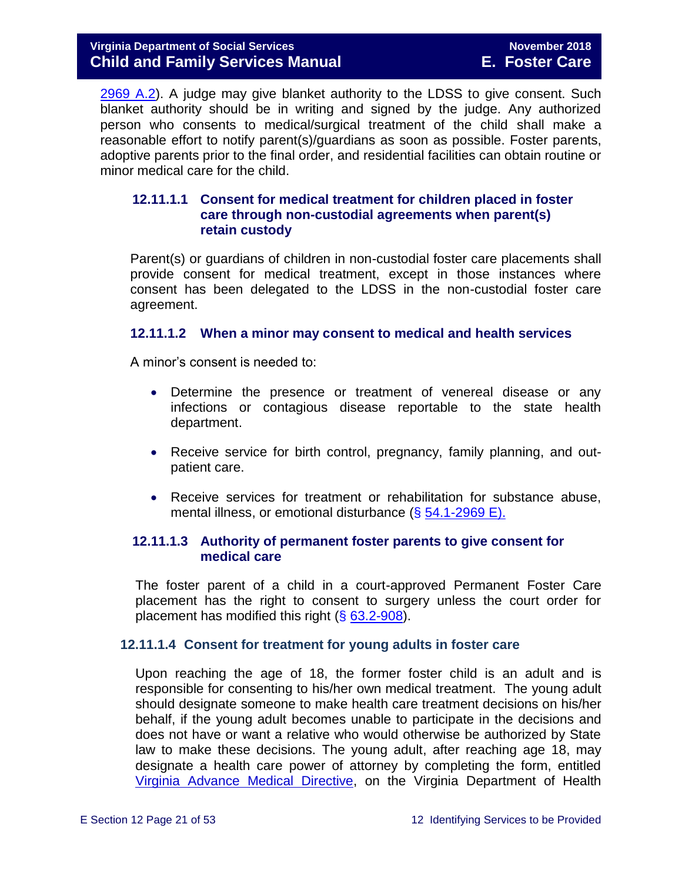2969 A.2). A judge may give blanket authority to the LDSS to give consent. Such blanket authority should be in writing and signed by the judge. Any authorized person who consents to medical/surgical treatment of the child shall make a reasonable effort to notify parent(s)/guardians as soon as possible. Foster parents, adoptive parents prior to the final order, and residential facilities can obtain routine or minor medical care for the child.

#### 12.11.1.1 Consent for medical treatment for children placed in foster care through non-custodial agreements when parent(s) retain custody

Parent(s) or guardians of children in non-custodial foster care placements shall provide consent for medical treatment, except in those instances where consent has been delegated to the LDSS in the non-custodial foster care agreement.

#### 12.11.1.2 When a minor may consent to medical and health services

A minor's consent is needed to:

- Determine the presence or treatment of venereal disease or any infections or contagious disease reportable to the state health department.
- Receive service for birth control, pregnancy, family planning, and out-patient care.
- Receive services for treatment or rehabilitation for substance abuse, mental illness, or emotional disturbance (§ 54.1-2969 E).

#### 12.11.1.3 Authority of permanent foster parents to give consent for medical care

The foster parent of a child in a court-approved Permanent Foster Care placement has the right to consent to surgery unless the court order for placement has modified this right (§ 63.2-908).

#### 12.11.1.4 Consent for treatment for young adults in foster care

Upon reaching the age of 18, the former foster child is an adult and is responsible for consenting to his/her own medical treatment. The young adult should designate someone to make health care treatment decisions on his/her behalf, if the young adult becomes unable to participate in the decisions and does not have or want a relative who would otherwise be authorized by State law to make these decisions. The young adult, after reaching age 18, may designate a health care power of attorney by completing the form, entitled Virginia Advance Medical Directive, on the Virginia Department of Health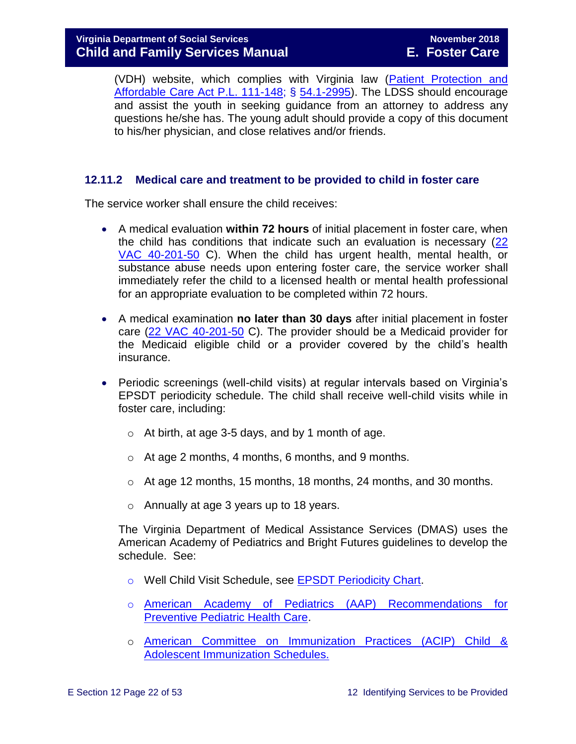(VDH) website, which complies with Virginia law (Patient Protection and Affordable Care Act P.L. 111-148; § 54.1-2995). The LDSS should encourage and assist the youth in seeking guidance from an attorney to address any questions he/she has. The young adult should provide a copy of this document to his/her physician, and close relatives and/or friends.

### 12.11.2 Medical care and treatment to be provided to child in foster care

The service worker shall ensure the child receives:

- A medical evaluation **within 72 hours** of initial placement in foster care, when the child has conditions that indicate such an evaluation is necessary (22 VAC 40-201-50 C). When the child has urgent health, mental health, or substance abuse needs upon entering foster care, the service worker shall immediately refer the child to a licensed health or mental health professional for an appropriate evaluation to be completed within 72 hours.

- A medical examination **no later than 30 days** after initial placement in foster care (22 VAC 40-201-50 C). The provider should be a Medicaid provider for the Medicaid eligible child or a provider covered by the child's health insurance.

- Periodic screenings (well-child visits) at regular intervals based on Virginia's EPSDT periodicity schedule. The child shall receive well-child visits while in foster care, including:

  - At birth, at age 3-5 days, and by 1 month of age.
  - At age 2 months, 4 months, 6 months, and 9 months.
  - At age 12 months, 15 months, 18 months, 24 months, and 30 months.
  - Annually at age 3 years up to 18 years.

  The Virginia Department of Medical Assistance Services (DMAS) uses the American Academy of Pediatrics and Bright Futures guidelines to develop the schedule. See:

  - Well Child Visit Schedule, see EPSDT Periodicity Chart.
  - American Academy of Pediatrics (AAP) Recommendations for Preventive Pediatric Health Care.
  - American Committee on Immunization Practices (ACIP) Child & Adolescent Immunization Schedules.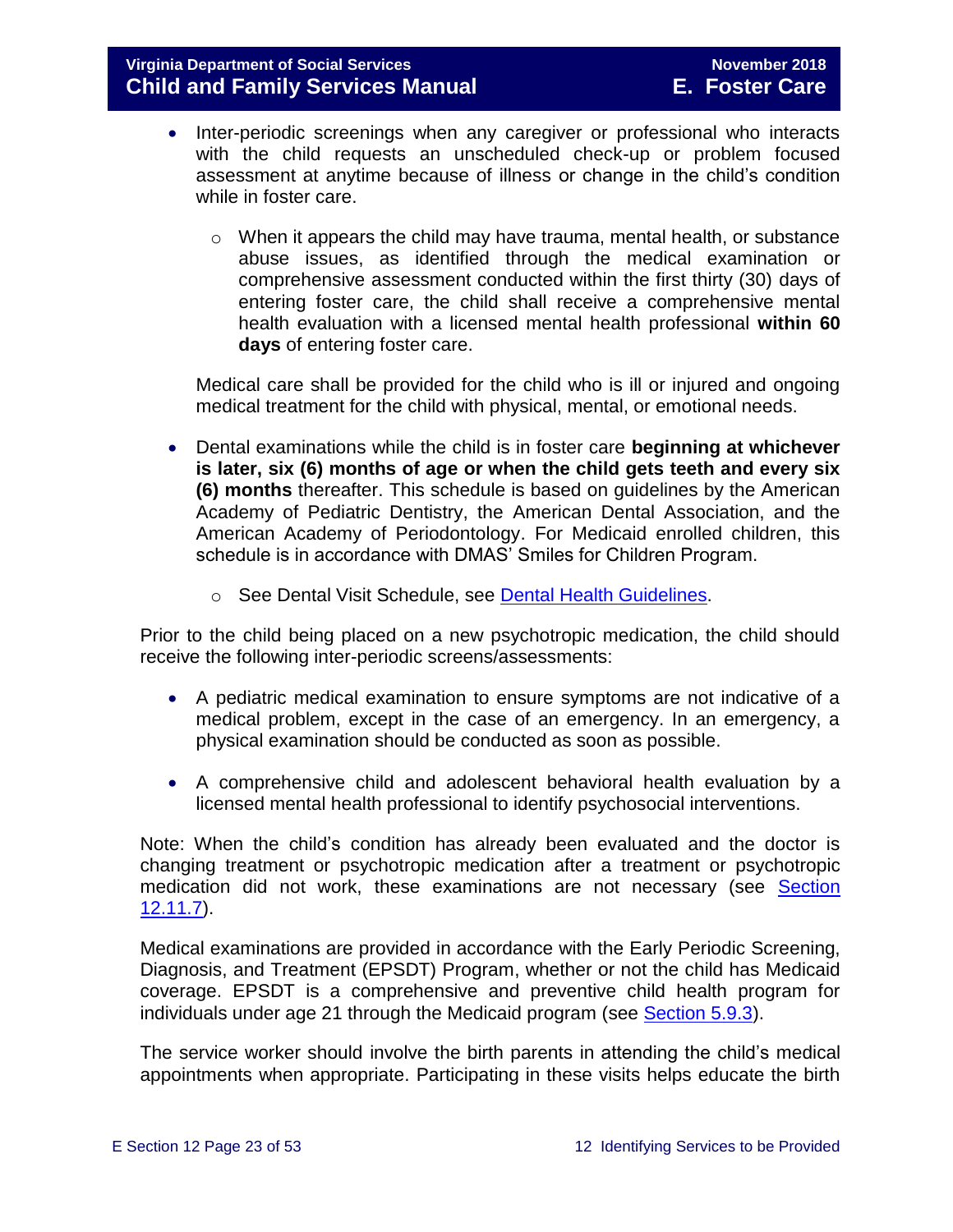- Inter-periodic screenings when any caregiver or professional who interacts with the child requests an unscheduled check-up or problem focused assessment at anytime because of illness or change in the child's condition while in foster care.
    - When it appears the child may have trauma, mental health, or substance abuse issues, as identified through the medical examination or comprehensive assessment conducted within the first thirty (30) days of entering foster care, the child shall receive a comprehensive mental health evaluation with a licensed mental health professional **within 60 days** of entering foster care.

  Medical care shall be provided for the child who is ill or injured and ongoing medical treatment for the child with physical, mental, or emotional needs.

- Dental examinations while the child is in foster care **beginning at whichever is later, six (6) months of age or when the child gets teeth and every six (6) months** thereafter. This schedule is based on guidelines by the American Academy of Pediatric Dentistry, the American Dental Association, and the American Academy of Periodontology. For Medicaid enrolled children, this schedule is in accordance with DMAS' Smiles for Children Program.
    - See Dental Visit Schedule, see [Dental Health Guidelines](#).

Prior to the child being placed on a new psychotropic medication, the child should receive the following inter-periodic screens/assessments:

- A pediatric medical examination to ensure symptoms are not indicative of a medical problem, except in the case of an emergency. In an emergency, a physical examination should be conducted as soon as possible.
- A comprehensive child and adolescent behavioral health evaluation by a licensed mental health professional to identify psychosocial interventions.

Note: When the child's condition has already been evaluated and the doctor is changing treatment or psychotropic medication after a treatment or psychotropic medication did not work, these examinations are not necessary (see [Section 12.11.7](#)).

Medical examinations are provided in accordance with the Early Periodic Screening, Diagnosis, and Treatment (EPSDT) Program, whether or not the child has Medicaid coverage. EPSDT is a comprehensive and preventive child health program for individuals under age 21 through the Medicaid program (see [Section 5.9.3](#)).

The service worker should involve the birth parents in attending the child's medical appointments when appropriate. Participating in these visits helps educate the birth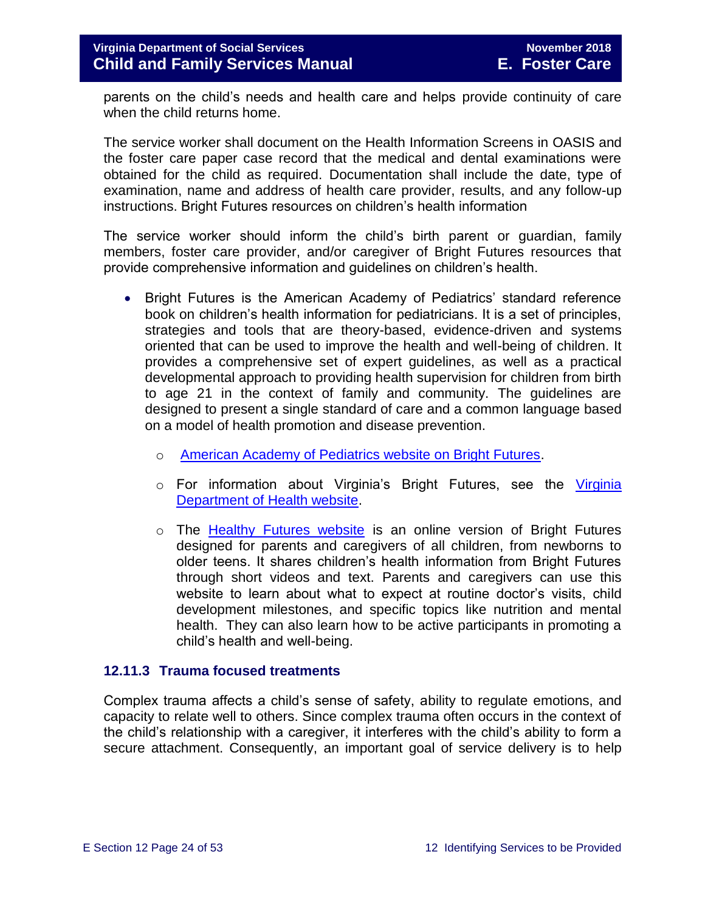parents on the child's needs and health care and helps provide continuity of care when the child returns home.

The service worker shall document on the Health Information Screens in OASIS and the foster care paper case record that the medical and dental examinations were obtained for the child as required. Documentation shall include the date, type of examination, name and address of health care provider, results, and any follow-up instructions. Bright Futures resources on children's health information

The service worker should inform the child's birth parent or guardian, family members, foster care provider, and/or caregiver of Bright Futures resources that provide comprehensive information and guidelines on children's health.

- Bright Futures is the American Academy of Pediatrics' standard reference book on children's health information for pediatricians. It is a set of principles, strategies and tools that are theory-based, evidence-driven and systems oriented that can be used to improve the health and well-being of children. It provides a comprehensive set of expert guidelines, as well as a practical developmental approach to providing health supervision for children from birth to age 21 in the context of family and community. The guidelines are designed to present a single standard of care and a common language based on a model of health promotion and disease prevention.
  - American Academy of Pediatrics website on Bright Futures.
  - For information about Virginia's Bright Futures, see the Virginia Department of Health website.
  - The Healthy Futures website is an online version of Bright Futures designed for parents and caregivers of all children, from newborns to older teens. It shares children's health information from Bright Futures through short videos and text. Parents and caregivers can use this website to learn about what to expect at routine doctor's visits, child development milestones, and specific topics like nutrition and mental health. They can also learn how to be active participants in promoting a child's health and well-being.

### 12.11.3 Trauma focused treatments

Complex trauma affects a child's sense of safety, ability to regulate emotions, and capacity to relate well to others. Since complex trauma often occurs in the context of the child's relationship with a caregiver, it interferes with the child's ability to form a secure attachment. Consequently, an important goal of service delivery is to help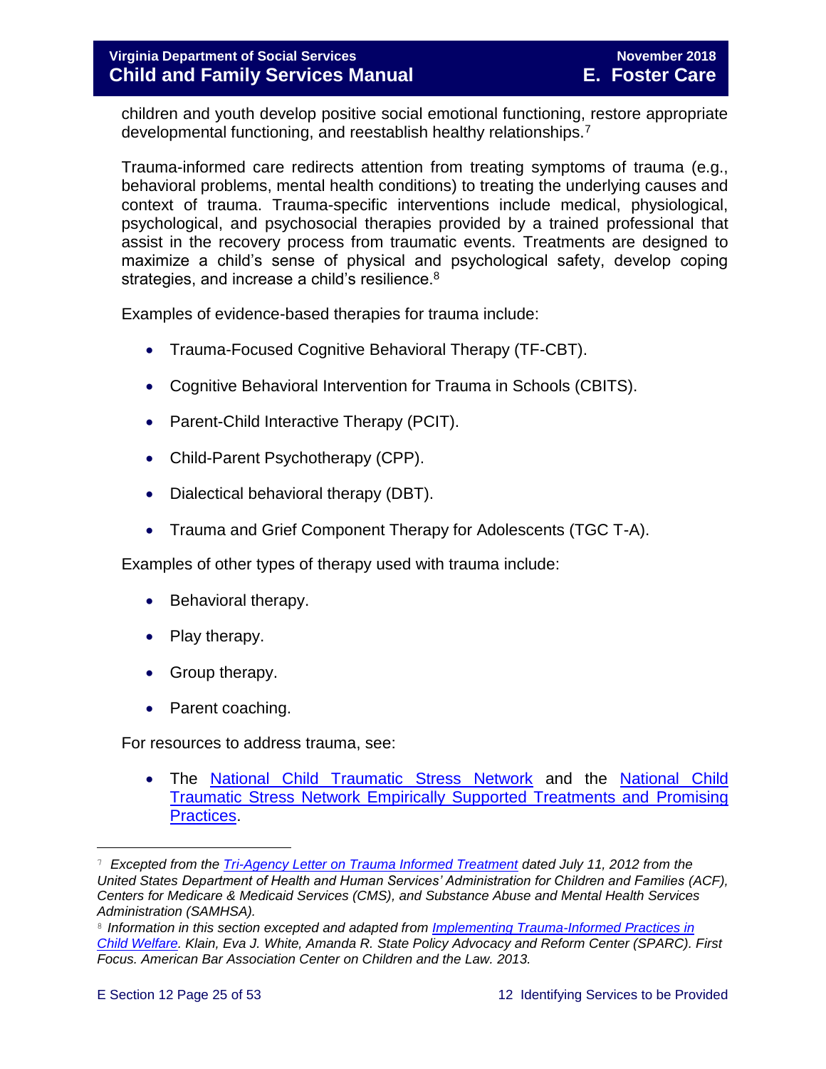children and youth develop positive social emotional functioning, restore appropriate developmental functioning, and reestablish healthy relationships.[7]

Trauma-informed care redirects attention from treating symptoms of trauma (e.g., behavioral problems, mental health conditions) to treating the underlying causes and context of trauma. Trauma-specific interventions include medical, physiological, psychological, and psychosocial therapies provided by a trained professional that assist in the recovery process from traumatic events. Treatments are designed to maximize a child's sense of physical and psychological safety, develop coping strategies, and increase a child's resilience.[8]

Examples of evidence-based therapies for trauma include:

- Trauma-Focused Cognitive Behavioral Therapy (TF-CBT).
- Cognitive Behavioral Intervention for Trauma in Schools (CBITS).
- Parent-Child Interactive Therapy (PCIT).
- Child-Parent Psychotherapy (CPP).
- Dialectical behavioral therapy (DBT).
- Trauma and Grief Component Therapy for Adolescents (TGC T-A).

Examples of other types of therapy used with trauma include:

- Behavioral therapy.
- Play therapy.
- Group therapy.
- Parent coaching.

For resources to address trauma, see:

- The [National Child Traumatic Stress Network]() and the [National Child Traumatic Stress Network Empirically Supported Treatments and Promising Practices]().

---

[7] *Excepted from the [Tri-Agency Letter on Trauma Informed Treatment]() dated July 11, 2012 from the United States Department of Health and Human Services' Administration for Children and Families (ACF), Centers for Medicare & Medicaid Services (CMS), and Substance Abuse and Mental Health Services Administration (SAMHSA).*

[8] *Information in this section excepted and adapted from [Implementing Trauma-Informed Practices in Child Welfare](). Klain, Eva J. White, Amanda R. State Policy Advocacy and Reform Center (SPARC). First Focus. American Bar Association Center on Children and the Law. 2013.*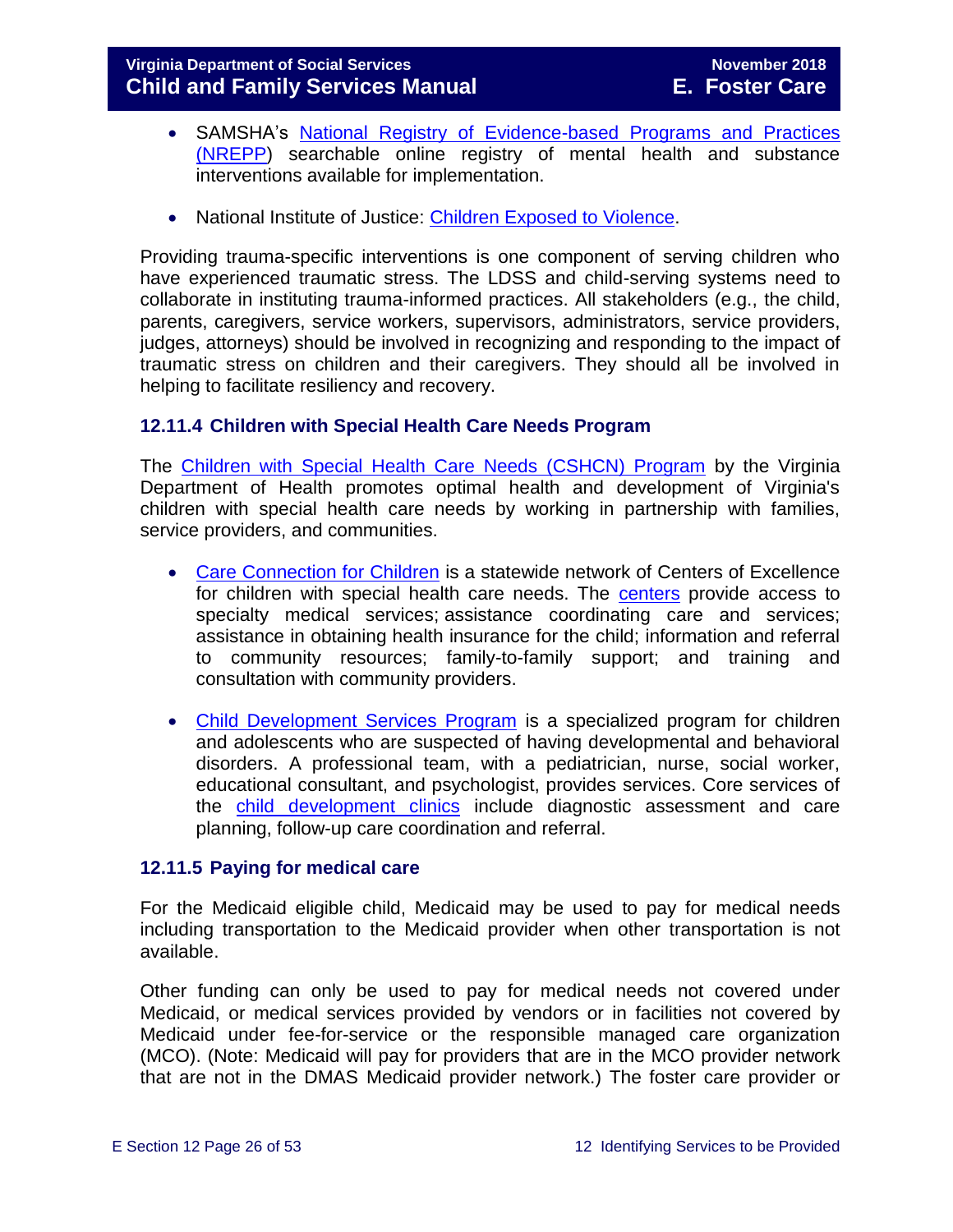- SAMSHA's National Registry of Evidence-based Programs and Practices (NREPP) searchable online registry of mental health and substance interventions available for implementation.

- National Institute of Justice: Children Exposed to Violence.

Providing trauma-specific interventions is one component of serving children who have experienced traumatic stress. The LDSS and child-serving systems need to collaborate in instituting trauma-informed practices. All stakeholders (e.g., the child, parents, caregivers, service workers, supervisors, administrators, service providers, judges, attorneys) should be involved in recognizing and responding to the impact of traumatic stress on children and their caregivers. They should all be involved in helping to facilitate resiliency and recovery.

### 12.11.4 Children with Special Health Care Needs Program

The Children with Special Health Care Needs (CSHCN) Program by the Virginia Department of Health promotes optimal health and development of Virginia's children with special health care needs by working in partnership with families, service providers, and communities.

- Care Connection for Children is a statewide network of Centers of Excellence for children with special health care needs. The centers provide access to specialty medical services; assistance coordinating care and services; assistance in obtaining health insurance for the child; information and referral to community resources; family-to-family support; and training and consultation with community providers.

- Child Development Services Program is a specialized program for children and adolescents who are suspected of having developmental and behavioral disorders. A professional team, with a pediatrician, nurse, social worker, educational consultant, and psychologist, provides services. Core services of the child development clinics include diagnostic assessment and care planning, follow-up care coordination and referral.

### 12.11.5 Paying for medical care

For the Medicaid eligible child, Medicaid may be used to pay for medical needs including transportation to the Medicaid provider when other transportation is not available.

Other funding can only be used to pay for medical needs not covered under Medicaid, or medical services provided by vendors or in facilities not covered by Medicaid under fee-for-service or the responsible managed care organization (MCO). (Note: Medicaid will pay for providers that are in the MCO provider network that are not in the DMAS Medicaid provider network.) The foster care provider or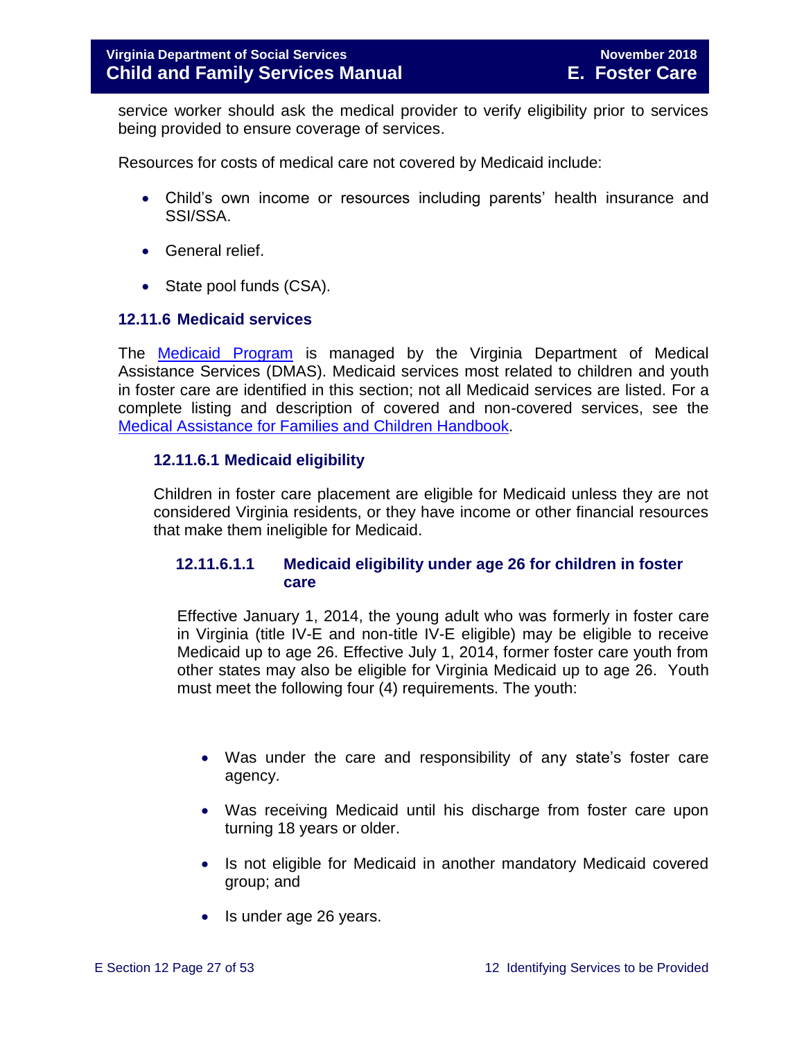service worker should ask the medical provider to verify eligibility prior to services being provided to ensure coverage of services.

Resources for costs of medical care not covered by Medicaid include:

- Child's own income or resources including parents' health insurance and SSI/SSA.
- General relief.
- State pool funds (CSA).

### 12.11.6 Medicaid services

The [Medicaid Program](#) is managed by the Virginia Department of Medical Assistance Services (DMAS). Medicaid services most related to children and youth in foster care are identified in this section; not all Medicaid services are listed. For a complete listing and description of covered and non-covered services, see the [Medical Assistance for Families and Children Handbook](#).

#### 12.11.6.1 Medicaid eligibility

Children in foster care placement are eligible for Medicaid unless they are not considered Virginia residents, or they have income or other financial resources that make them ineligible for Medicaid.

##### 12.11.6.1.1 Medicaid eligibility under age 26 for children in foster care

Effective January 1, 2014, the young adult who was formerly in foster care in Virginia (title IV-E and non-title IV-E eligible) may be eligible to receive Medicaid up to age 26. Effective July 1, 2014, former foster care youth from other states may also be eligible for Virginia Medicaid up to age 26. Youth must meet the following four (4) requirements. The youth:

- Was under the care and responsibility of any state's foster care agency.
- Was receiving Medicaid until his discharge from foster care upon turning 18 years or older.
- Is not eligible for Medicaid in another mandatory Medicaid covered group; and
- Is under age 26 years.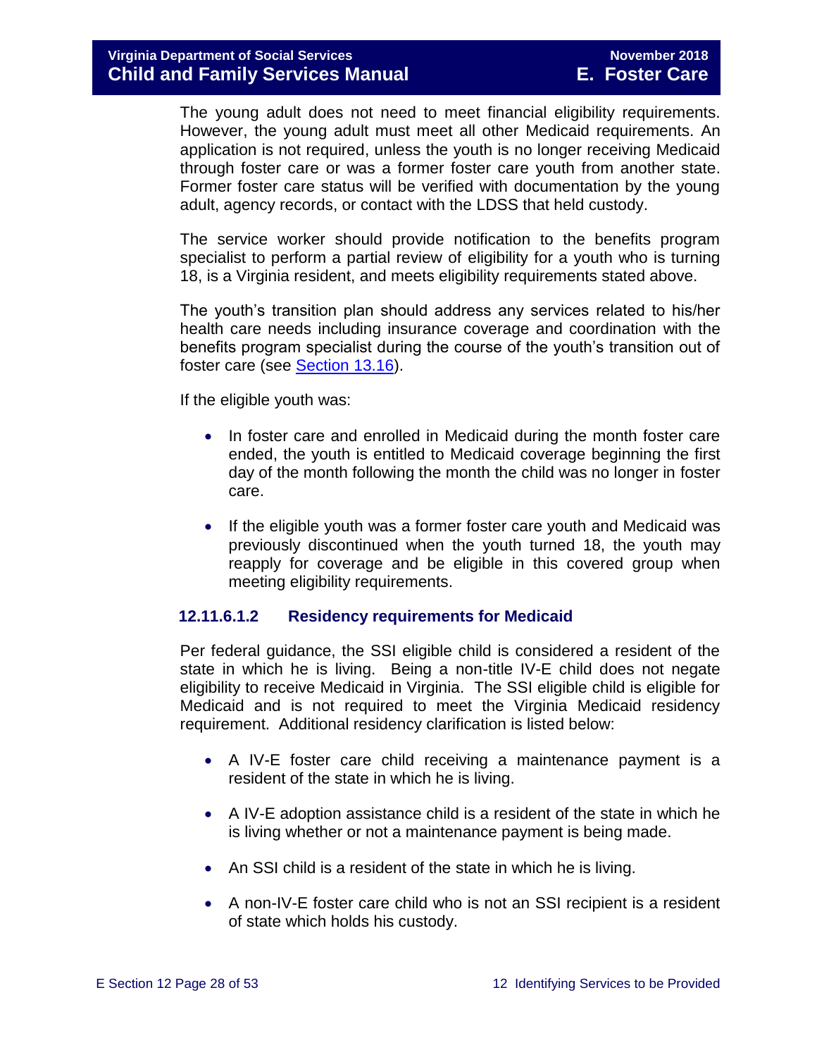The young adult does not need to meet financial eligibility requirements. However, the young adult must meet all other Medicaid requirements. An application is not required, unless the youth is no longer receiving Medicaid through foster care or was a former foster care youth from another state. Former foster care status will be verified with documentation by the young adult, agency records, or contact with the LDSS that held custody.

The service worker should provide notification to the benefits program specialist to perform a partial review of eligibility for a youth who is turning 18, is a Virginia resident, and meets eligibility requirements stated above.

The youth's transition plan should address any services related to his/her health care needs including insurance coverage and coordination with the benefits program specialist during the course of the youth's transition out of foster care (see Section 13.16).

If the eligible youth was:

- In foster care and enrolled in Medicaid during the month foster care ended, the youth is entitled to Medicaid coverage beginning the first day of the month following the month the child was no longer in foster care.
- If the eligible youth was a former foster care youth and Medicaid was previously discontinued when the youth turned 18, the youth may reapply for coverage and be eligible in this covered group when meeting eligibility requirements.

#### 12.11.6.1.2 Residency requirements for Medicaid

Per federal guidance, the SSI eligible child is considered a resident of the state in which he is living. Being a non-title IV-E child does not negate eligibility to receive Medicaid in Virginia. The SSI eligible child is eligible for Medicaid and is not required to meet the Virginia Medicaid residency requirement. Additional residency clarification is listed below:

- A IV-E foster care child receiving a maintenance payment is a resident of the state in which he is living.
- A IV-E adoption assistance child is a resident of the state in which he is living whether or not a maintenance payment is being made.
- An SSI child is a resident of the state in which he is living.
- A non-IV-E foster care child who is not an SSI recipient is a resident of state which holds his custody.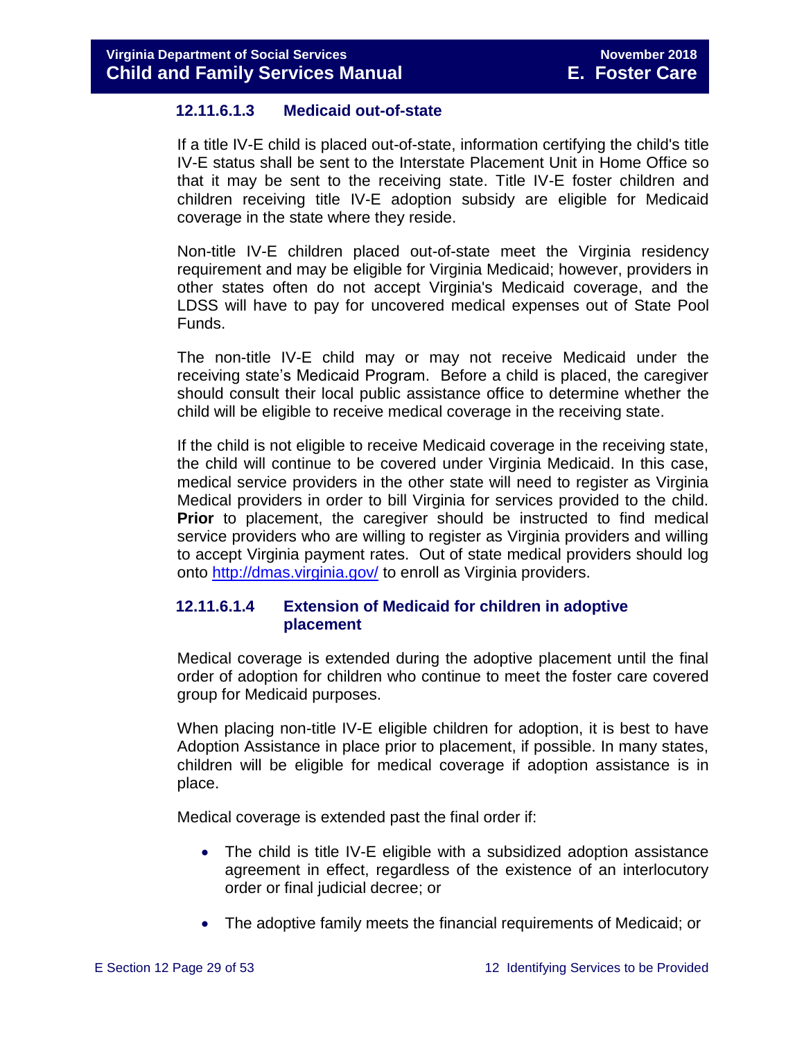#### 12.11.6.1.3 Medicaid out-of-state

If a title IV-E child is placed out-of-state, information certifying the child's title IV-E status shall be sent to the Interstate Placement Unit in Home Office so that it may be sent to the receiving state. Title IV-E foster children and children receiving title IV-E adoption subsidy are eligible for Medicaid coverage in the state where they reside.

Non-title IV-E children placed out-of-state meet the Virginia residency requirement and may be eligible for Virginia Medicaid; however, providers in other states often do not accept Virginia's Medicaid coverage, and the LDSS will have to pay for uncovered medical expenses out of State Pool Funds.

The non-title IV-E child may or may not receive Medicaid under the receiving state's Medicaid Program. Before a child is placed, the caregiver should consult their local public assistance office to determine whether the child will be eligible to receive medical coverage in the receiving state.

If the child is not eligible to receive Medicaid coverage in the receiving state, the child will continue to be covered under Virginia Medicaid. In this case, medical service providers in the other state will need to register as Virginia Medical providers in order to bill Virginia for services provided to the child. **Prior** to placement, the caregiver should be instructed to find medical service providers who are willing to register as Virginia providers and willing to accept Virginia payment rates. Out of state medical providers should log onto [http://dmas.virginia.gov/](http://dmas.virginia.gov/) to enroll as Virginia providers.

#### 12.11.6.1.4 Extension of Medicaid for children in adoptive placement

Medical coverage is extended during the adoptive placement until the final order of adoption for children who continue to meet the foster care covered group for Medicaid purposes.

When placing non-title IV-E eligible children for adoption, it is best to have Adoption Assistance in place prior to placement, if possible. In many states, children will be eligible for medical coverage if adoption assistance is in place.

Medical coverage is extended past the final order if:

- The child is title IV-E eligible with a subsidized adoption assistance agreement in effect, regardless of the existence of an interlocutory order or final judicial decree; or
- The adoptive family meets the financial requirements of Medicaid; or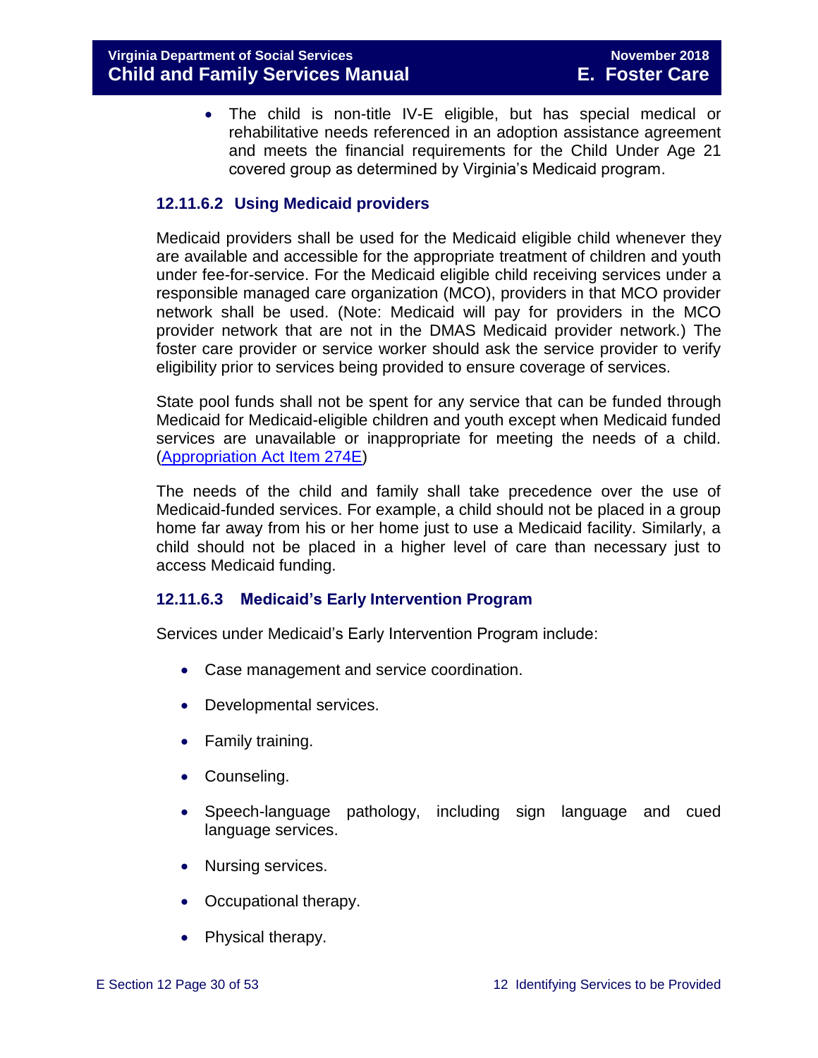- The child is non-title IV-E eligible, but has special medical or rehabilitative needs referenced in an adoption assistance agreement and meets the financial requirements for the Child Under Age 21 covered group as determined by Virginia's Medicaid program.

### 12.11.6.2 Using Medicaid providers

Medicaid providers shall be used for the Medicaid eligible child whenever they are available and accessible for the appropriate treatment of children and youth under fee-for-service. For the Medicaid eligible child receiving services under a responsible managed care organization (MCO), providers in that MCO provider network shall be used. (Note: Medicaid will pay for providers in the MCO provider network that are not in the DMAS Medicaid provider network.) The foster care provider or service worker should ask the service provider to verify eligibility prior to services being provided to ensure coverage of services.

State pool funds shall not be spent for any service that can be funded through Medicaid for Medicaid-eligible children and youth except when Medicaid funded services are unavailable or inappropriate for meeting the needs of a child. (Appropriation Act Item 274E)

The needs of the child and family shall take precedence over the use of Medicaid-funded services. For example, a child should not be placed in a group home far away from his or her home just to use a Medicaid facility. Similarly, a child should not be placed in a higher level of care than necessary just to access Medicaid funding.

### 12.11.6.3 Medicaid's Early Intervention Program

Services under Medicaid's Early Intervention Program include:

- Case management and service coordination.
- Developmental services.
- Family training.
- Counseling.
- Speech-language pathology, including sign language and cued language services.
- Nursing services.
- Occupational therapy.
- Physical therapy.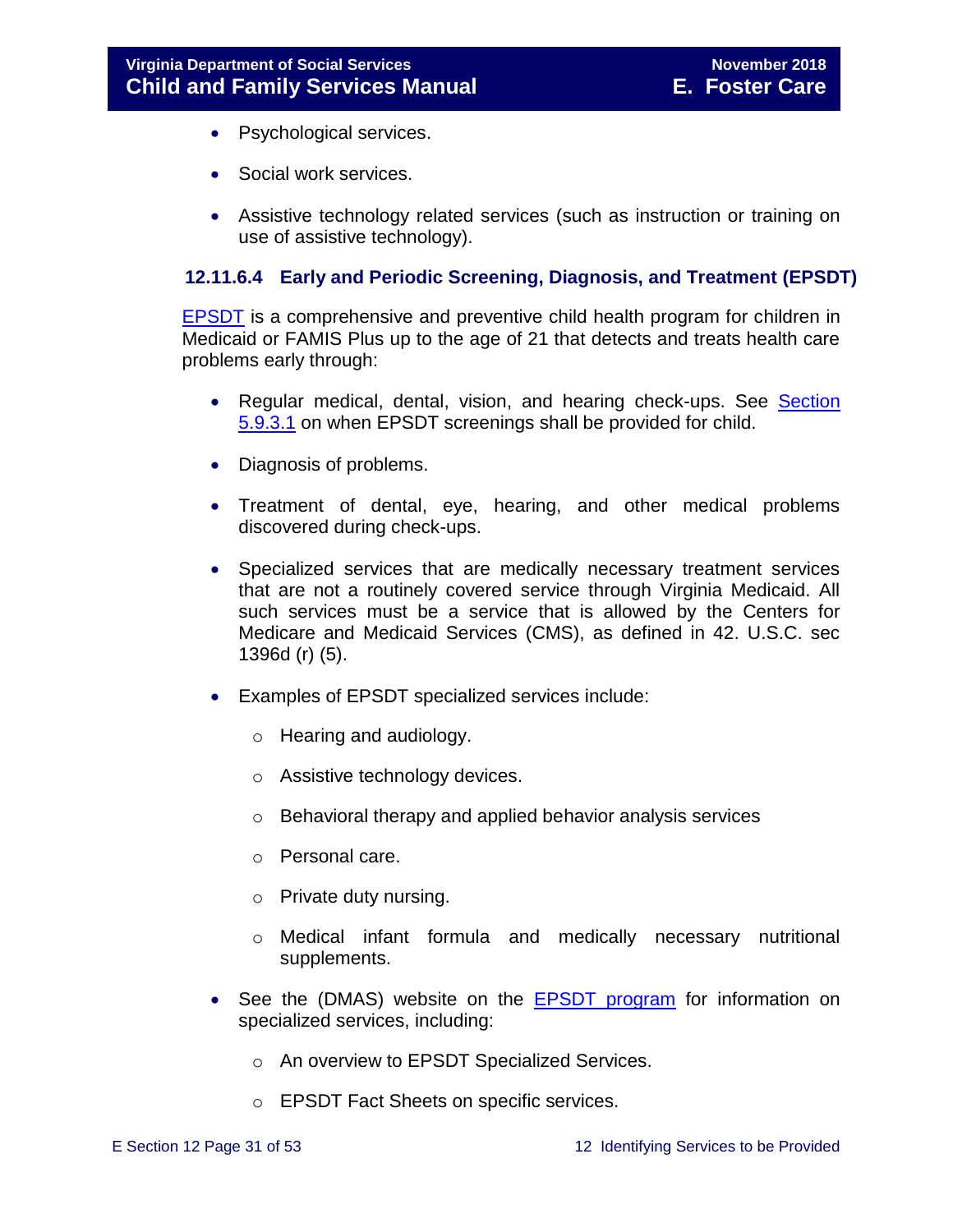- Psychological services.
- Social work services.
- Assistive technology related services (such as instruction or training on use of assistive technology).

#### 12.11.6.4 Early and Periodic Screening, Diagnosis, and Treatment (EPSDT)

EPSDT is a comprehensive and preventive child health program for children in Medicaid or FAMIS Plus up to the age of 21 that detects and treats health care problems early through:

- Regular medical, dental, vision, and hearing check-ups. See Section 5.9.3.1 on when EPSDT screenings shall be provided for child.
- Diagnosis of problems.
- Treatment of dental, eye, hearing, and other medical problems discovered during check-ups.
- Specialized services that are medically necessary treatment services that are not a routinely covered service through Virginia Medicaid. All such services must be a service that is allowed by the Centers for Medicare and Medicaid Services (CMS), as defined in 42. U.S.C. sec 1396d (r) (5).
- Examples of EPSDT specialized services include:
    - Hearing and audiology.
    - Assistive technology devices.
    - Behavioral therapy and applied behavior analysis services
    - Personal care.
    - Private duty nursing.
    - Medical infant formula and medically necessary nutritional supplements.
- See the (DMAS) website on the EPSDT program for information on specialized services, including:
    - An overview to EPSDT Specialized Services.
    - EPSDT Fact Sheets on specific services.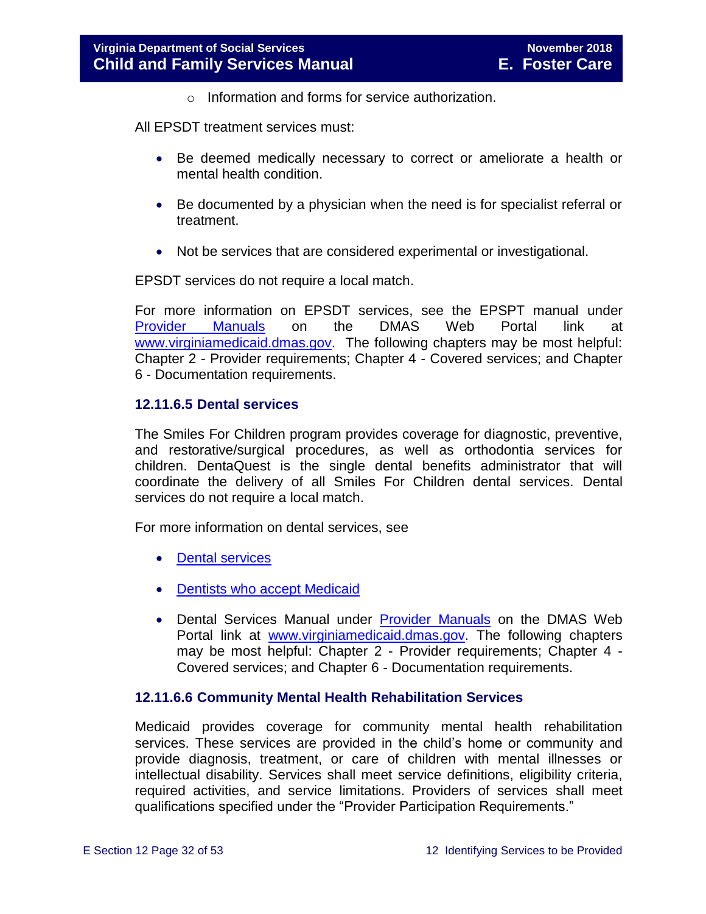- Information and forms for service authorization.

All EPSDT treatment services must:

- Be deemed medically necessary to correct or ameliorate a health or mental health condition.
- Be documented by a physician when the need is for specialist referral or treatment.
- Not be services that are considered experimental or investigational.

EPSDT services do not require a local match.

For more information on EPSDT services, see the EPSPT manual under [Provider Manuals](#) on the DMAS Web Portal link at [www.virginiamedicaid.dmas.gov](www.virginiamedicaid.dmas.gov). The following chapters may be most helpful: Chapter 2 - Provider requirements; Chapter 4 - Covered services; and Chapter 6 - Documentation requirements.

### 12.11.6.5 Dental services

The Smiles For Children program provides coverage for diagnostic, preventive, and restorative/surgical procedures, as well as orthodontia services for children. DentaQuest is the single dental benefits administrator that will coordinate the delivery of all Smiles For Children dental services. Dental services do not require a local match.

For more information on dental services, see

- [Dental services](#)
- [Dentists who accept Medicaid](#)
- Dental Services Manual under [Provider Manuals](#) on the DMAS Web Portal link at [www.virginiamedicaid.dmas.gov](www.virginiamedicaid.dmas.gov). The following chapters may be most helpful: Chapter 2 - Provider requirements; Chapter 4 - Covered services; and Chapter 6 - Documentation requirements.

### 12.11.6.6 Community Mental Health Rehabilitation Services

Medicaid provides coverage for community mental health rehabilitation services. These services are provided in the child's home or community and provide diagnosis, treatment, or care of children with mental illnesses or intellectual disability. Services shall meet service definitions, eligibility criteria, required activities, and service limitations. Providers of services shall meet qualifications specified under the "Provider Participation Requirements."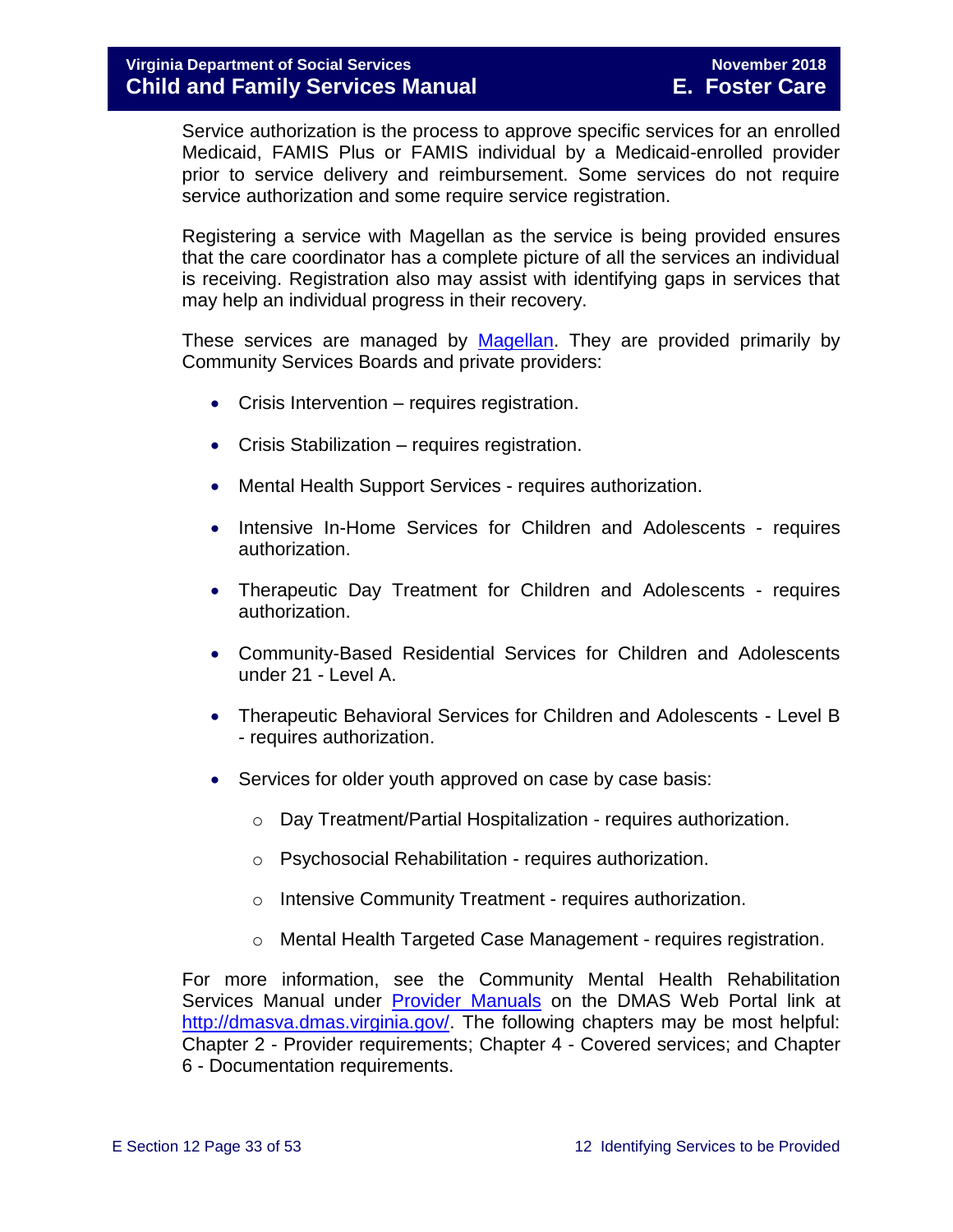Service authorization is the process to approve specific services for an enrolled Medicaid, FAMIS Plus or FAMIS individual by a Medicaid-enrolled provider prior to service delivery and reimbursement. Some services do not require service authorization and some require service registration.

Registering a service with Magellan as the service is being provided ensures that the care coordinator has a complete picture of all the services an individual is receiving. Registration also may assist with identifying gaps in services that may help an individual progress in their recovery.

These services are managed by [Magellan](). They are provided primarily by Community Services Boards and private providers:

- Crisis Intervention – requires registration.
- Crisis Stabilization – requires registration.
- Mental Health Support Services - requires authorization.
- Intensive In-Home Services for Children and Adolescents - requires authorization.
- Therapeutic Day Treatment for Children and Adolescents - requires authorization.
- Community-Based Residential Services for Children and Adolescents under 21 - Level A.
- Therapeutic Behavioral Services for Children and Adolescents - Level B - requires authorization.
- Services for older youth approved on case by case basis:
    - Day Treatment/Partial Hospitalization - requires authorization.
    - Psychosocial Rehabilitation - requires authorization.
    - Intensive Community Treatment - requires authorization.
    - Mental Health Targeted Case Management - requires registration.

For more information, see the Community Mental Health Rehabilitation Services Manual under [Provider Manuals]() on the DMAS Web Portal link at [http://dmasva.dmas.virginia.gov/](http://dmasva.dmas.virginia.gov/). The following chapters may be most helpful: Chapter 2 - Provider requirements; Chapter 4 - Covered services; and Chapter 6 - Documentation requirements.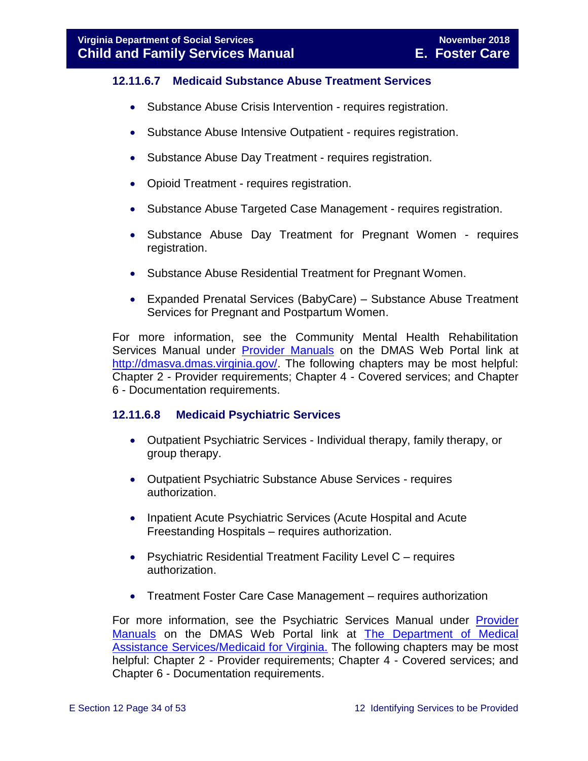### 12.11.6.7 Medicaid Substance Abuse Treatment Services

- Substance Abuse Crisis Intervention - requires registration.
- Substance Abuse Intensive Outpatient - requires registration.
- Substance Abuse Day Treatment - requires registration.
- Opioid Treatment - requires registration.
- Substance Abuse Targeted Case Management - requires registration.
- Substance Abuse Day Treatment for Pregnant Women - requires registration.
- Substance Abuse Residential Treatment for Pregnant Women.
- Expanded Prenatal Services (BabyCare) – Substance Abuse Treatment Services for Pregnant and Postpartum Women.

For more information, see the Community Mental Health Rehabilitation Services Manual under [Provider Manuals](http://dmasva.dmas.virginia.gov/) on the DMAS Web Portal link at [http://dmasva.dmas.virginia.gov/](http://dmasva.dmas.virginia.gov/). The following chapters may be most helpful: Chapter 2 - Provider requirements; Chapter 4 - Covered services; and Chapter 6 - Documentation requirements.

### 12.11.6.8 Medicaid Psychiatric Services

- Outpatient Psychiatric Services - Individual therapy, family therapy, or group therapy.
- Outpatient Psychiatric Substance Abuse Services - requires authorization.
- Inpatient Acute Psychiatric Services (Acute Hospital and Acute Freestanding Hospitals – requires authorization.
- Psychiatric Residential Treatment Facility Level C – requires authorization.
- Treatment Foster Care Case Management – requires authorization

For more information, see the Psychiatric Services Manual under Provider Manuals on the DMAS Web Portal link at The Department of Medical Assistance Services/Medicaid for Virginia. The following chapters may be most helpful: Chapter 2 - Provider requirements; Chapter 4 - Covered services; and Chapter 6 - Documentation requirements.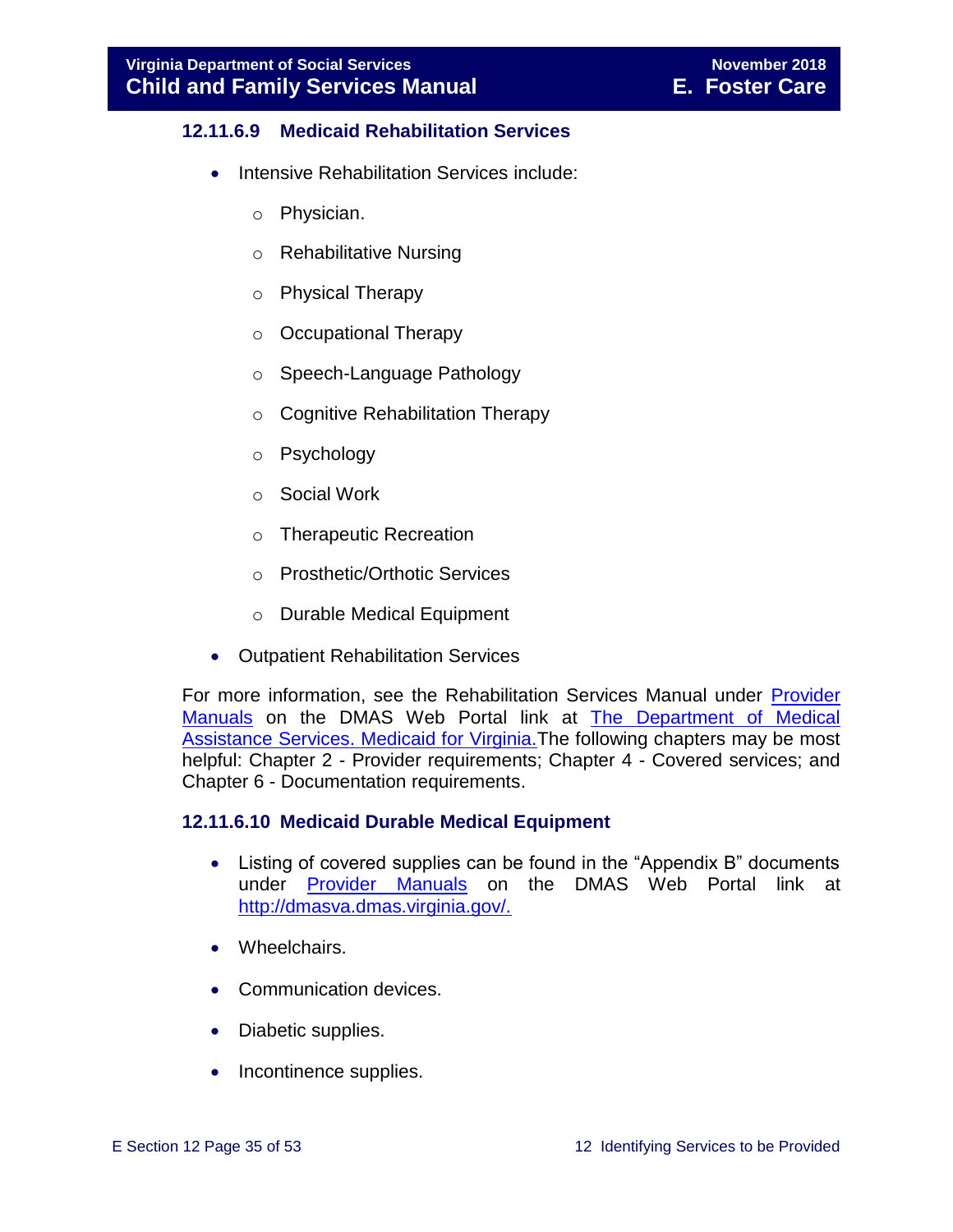#### 12.11.6.9 Medicaid Rehabilitation Services

- Intensive Rehabilitation Services include:
  - Physician.
  - Rehabilitative Nursing
  - Physical Therapy
  - Occupational Therapy
  - Speech-Language Pathology
  - Cognitive Rehabilitation Therapy
  - Psychology
  - Social Work
  - Therapeutic Recreation
  - Prosthetic/Orthotic Services
  - Durable Medical Equipment
- Outpatient Rehabilitation Services

For more information, see the Rehabilitation Services Manual under [Provider Manuals]() on the DMAS Web Portal link at [The Department of Medical Assistance Services. Medicaid for Virginia.]() The following chapters may be most helpful: Chapter 2 - Provider requirements; Chapter 4 - Covered services; and Chapter 6 - Documentation requirements.

#### 12.11.6.10 Medicaid Durable Medical Equipment

- Listing of covered supplies can be found in the "Appendix B" documents under [Provider Manuals]() on the DMAS Web Portal link at [http://dmasva.dmas.virginia.gov/.](http://dmasva.dmas.virginia.gov/)
- Wheelchairs.
- Communication devices.
- Diabetic supplies.
- Incontinence supplies.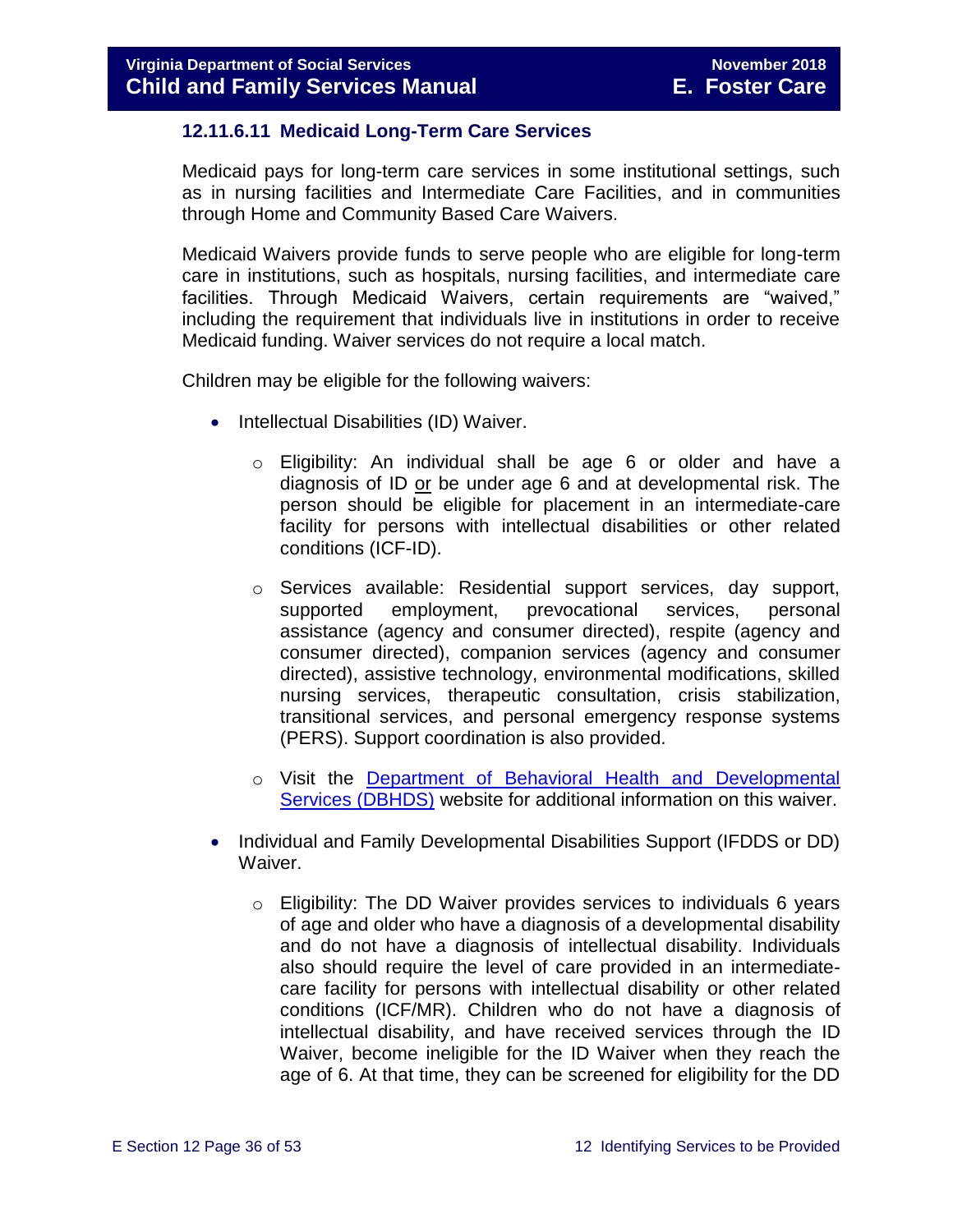### 12.11.6.11 Medicaid Long-Term Care Services

Medicaid pays for long-term care services in some institutional settings, such as in nursing facilities and Intermediate Care Facilities, and in communities through Home and Community Based Care Waivers.

Medicaid Waivers provide funds to serve people who are eligible for long-term care in institutions, such as hospitals, nursing facilities, and intermediate care facilities. Through Medicaid Waivers, certain requirements are "waived," including the requirement that individuals live in institutions in order to receive Medicaid funding. Waiver services do not require a local match.

Children may be eligible for the following waivers:

- Intellectual Disabilities (ID) Waiver.
  - Eligibility: An individual shall be age 6 or older and have a diagnosis of ID or be under age 6 and at developmental risk. The person should be eligible for placement in an intermediate-care facility for persons with intellectual disabilities or other related conditions (ICF-ID).
  - Services available: Residential support services, day support, supported employment, prevocational services, personal assistance (agency and consumer directed), respite (agency and consumer directed), companion services (agency and consumer directed), assistive technology, environmental modifications, skilled nursing services, therapeutic consultation, crisis stabilization, transitional services, and personal emergency response systems (PERS). Support coordination is also provided.
  - Visit the [Department of Behavioral Health and Developmental Services (DBHDS)]() website for additional information on this waiver.
- Individual and Family Developmental Disabilities Support (IFDDS or DD) Waiver.
  - Eligibility: The DD Waiver provides services to individuals 6 years of age and older who have a diagnosis of a developmental disability and do not have a diagnosis of intellectual disability. Individuals also should require the level of care provided in an intermediate-care facility for persons with intellectual disability or other related conditions (ICF/MR). Children who do not have a diagnosis of intellectual disability, and have received services through the ID Waiver, become ineligible for the ID Waiver when they reach the age of 6. At that time, they can be screened for eligibility for the DD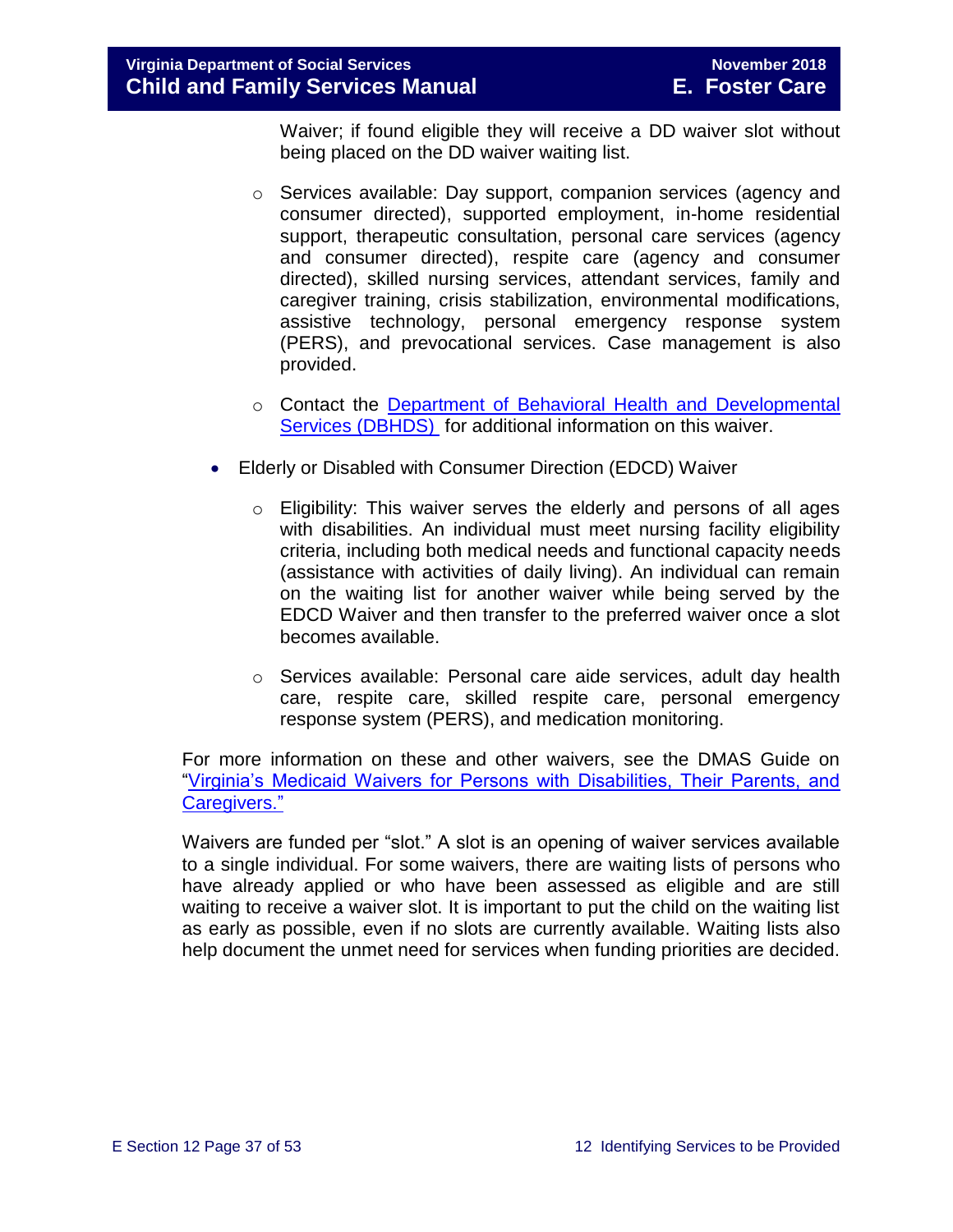Waiver; if found eligible they will receive a DD waiver slot without being placed on the DD waiver waiting list.

  - Services available: Day support, companion services (agency and consumer directed), supported employment, in-home residential support, therapeutic consultation, personal care services (agency and consumer directed), respite care (agency and consumer directed), skilled nursing services, attendant services, family and caregiver training, crisis stabilization, environmental modifications, assistive technology, personal emergency response system (PERS), and prevocational services. Case management is also provided.
  - Contact the [Department of Behavioral Health and Developmental Services (DBHDS)](#) for additional information on this waiver.

- Elderly or Disabled with Consumer Direction (EDCD) Waiver
  - Eligibility: This waiver serves the elderly and persons of all ages with disabilities. An individual must meet nursing facility eligibility criteria, including both medical needs and functional capacity needs (assistance with activities of daily living). An individual can remain on the waiting list for another waiver while being served by the EDCD Waiver and then transfer to the preferred waiver once a slot becomes available.
  - Services available: Personal care aide services, adult day health care, respite care, skilled respite care, personal emergency response system (PERS), and medication monitoring.

For more information on these and other waivers, see the DMAS Guide on "[Virginia's Medicaid Waivers for Persons with Disabilities, Their Parents, and Caregivers."](#)

Waivers are funded per "slot." A slot is an opening of waiver services available to a single individual. For some waivers, there are waiting lists of persons who have already applied or who have been assessed as eligible and are still waiting to receive a waiver slot. It is important to put the child on the waiting list as early as possible, even if no slots are currently available. Waiting lists also help document the unmet need for services when funding priorities are decided.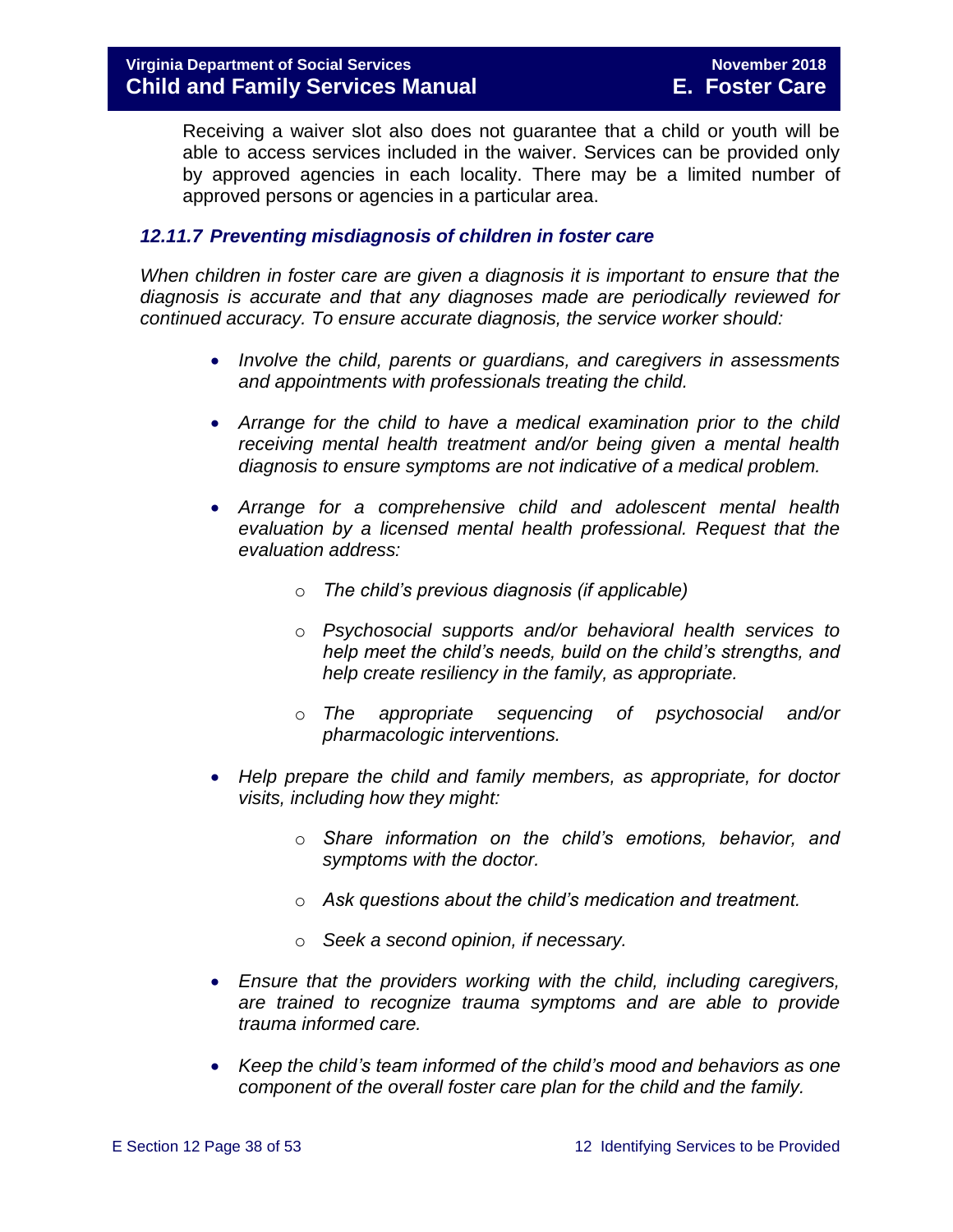Receiving a waiver slot also does not guarantee that a child or youth will be able to access services included in the waiver. Services can be provided only by approved agencies in each locality. There may be a limited number of approved persons or agencies in a particular area.

### *12.11.7 Preventing misdiagnosis of children in foster care*

*When children in foster care are given a diagnosis it is important to ensure that the diagnosis is accurate and that any diagnoses made are periodically reviewed for continued accuracy. To ensure accurate diagnosis, the service worker should:*

- *Involve the child, parents or guardians, and caregivers in assessments and appointments with professionals treating the child.*
- *Arrange for the child to have a medical examination prior to the child receiving mental health treatment and/or being given a mental health diagnosis to ensure symptoms are not indicative of a medical problem.*
- *Arrange for a comprehensive child and adolescent mental health evaluation by a licensed mental health professional. Request that the evaluation address:*
    - *The child's previous diagnosis (if applicable)*
    - *Psychosocial supports and/or behavioral health services to help meet the child's needs, build on the child's strengths, and help create resiliency in the family, as appropriate.*
    - *The appropriate sequencing of psychosocial and/or pharmacologic interventions.*
- *Help prepare the child and family members, as appropriate, for doctor visits, including how they might:*
    - *Share information on the child's emotions, behavior, and symptoms with the doctor.*
    - *Ask questions about the child's medication and treatment.*
    - *Seek a second opinion, if necessary.*
- *Ensure that the providers working with the child, including caregivers, are trained to recognize trauma symptoms and are able to provide trauma informed care.*
- *Keep the child's team informed of the child's mood and behaviors as one component of the overall foster care plan for the child and the family.*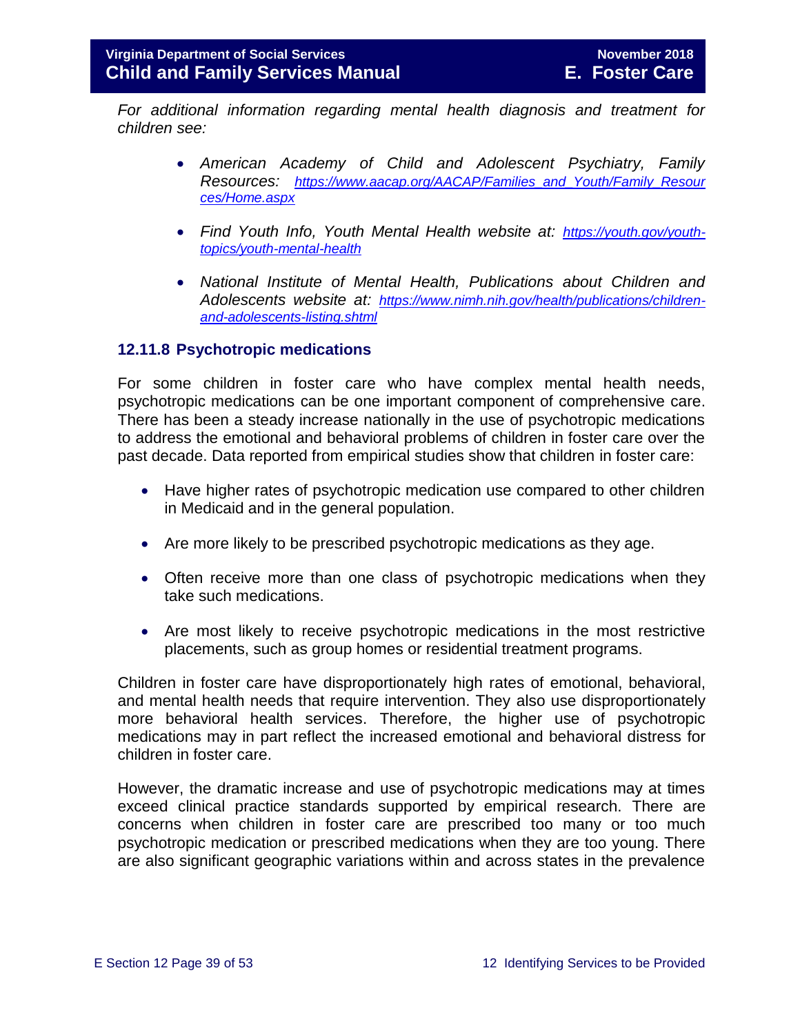*For additional information regarding mental health diagnosis and treatment for children see:*

- *American Academy of Child and Adolescent Psychiatry, Family Resources: [https://www.aacap.org/AACAP/Families_and_Youth/Family_Resources/Home.aspx](https://www.aacap.org/AACAP/Families_and_Youth/Family_Resources/Home.aspx)*

- *Find Youth Info, Youth Mental Health website at: [https://youth.gov/youth-topics/youth-mental-health](https://youth.gov/youth-topics/youth-mental-health)*

- *National Institute of Mental Health, Publications about Children and Adolescents website at: [https://www.nimh.nih.gov/health/publications/children-and-adolescents-listing.shtml](https://www.nimh.nih.gov/health/publications/children-and-adolescents-listing.shtml)*

### 12.11.8 Psychotropic medications

For some children in foster care who have complex mental health needs, psychotropic medications can be one important component of comprehensive care. There has been a steady increase nationally in the use of psychotropic medications to address the emotional and behavioral problems of children in foster care over the past decade. Data reported from empirical studies show that children in foster care:

- Have higher rates of psychotropic medication use compared to other children in Medicaid and in the general population.

- Are more likely to be prescribed psychotropic medications as they age.

- Often receive more than one class of psychotropic medications when they take such medications.

- Are most likely to receive psychotropic medications in the most restrictive placements, such as group homes or residential treatment programs.

Children in foster care have disproportionately high rates of emotional, behavioral, and mental health needs that require intervention. They also use disproportionately more behavioral health services. Therefore, the higher use of psychotropic medications may in part reflect the increased emotional and behavioral distress for children in foster care.

However, the dramatic increase and use of psychotropic medications may at times exceed clinical practice standards supported by empirical research. There are concerns when children in foster care are prescribed too many or too much psychotropic medication or prescribed medications when they are too young. There are also significant geographic variations within and across states in the prevalence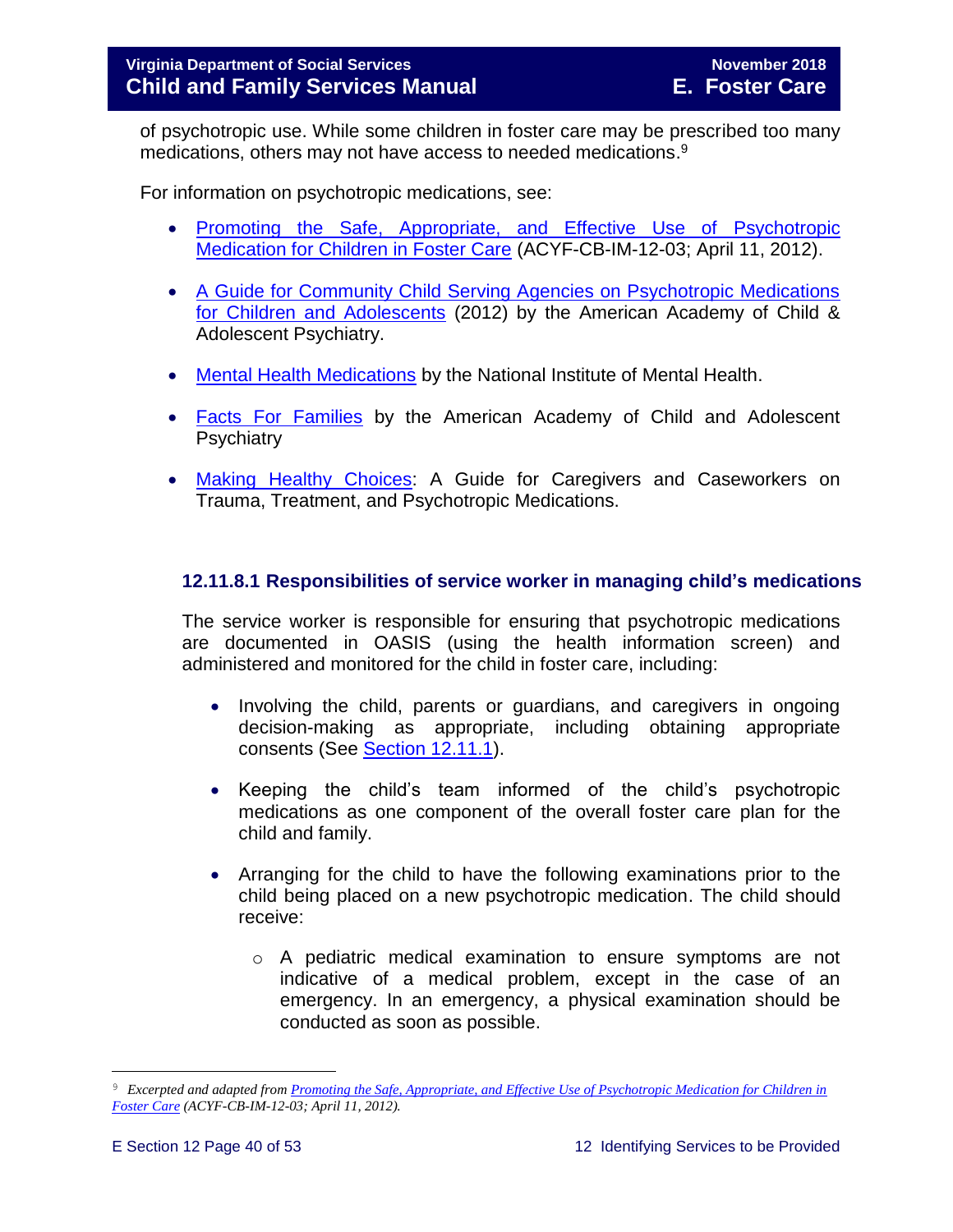of psychotropic use. While some children in foster care may be prescribed too many medications, others may not have access to needed medications.[9]

For information on psychotropic medications, see:

- Promoting the Safe, Appropriate, and Effective Use of Psychotropic Medication for Children in Foster Care (ACYF-CB-IM-12-03; April 11, 2012).
- A Guide for Community Child Serving Agencies on Psychotropic Medications for Children and Adolescents (2012) by the American Academy of Child & Adolescent Psychiatry.
- Mental Health Medications by the National Institute of Mental Health.
- Facts For Families by the American Academy of Child and Adolescent Psychiatry
- Making Healthy Choices: A Guide for Caregivers and Caseworkers on Trauma, Treatment, and Psychotropic Medications.

### 12.11.8.1 Responsibilities of service worker in managing child's medications

The service worker is responsible for ensuring that psychotropic medications are documented in OASIS (using the health information screen) and administered and monitored for the child in foster care, including:

- Involving the child, parents or guardians, and caregivers in ongoing decision-making as appropriate, including obtaining appropriate consents (See Section 12.11.1).
- Keeping the child's team informed of the child's psychotropic medications as one component of the overall foster care plan for the child and family.
- Arranging for the child to have the following examinations prior to the child being placed on a new psychotropic medication. The child should receive:
    - A pediatric medical examination to ensure symptoms are not indicative of a medical problem, except in the case of an emergency. In an emergency, a physical examination should be conducted as soon as possible.

---

[9] *Excerpted and adapted from Promoting the Safe, Appropriate, and Effective Use of Psychotropic Medication for Children in Foster Care (ACYF-CB-IM-12-03; April 11, 2012).*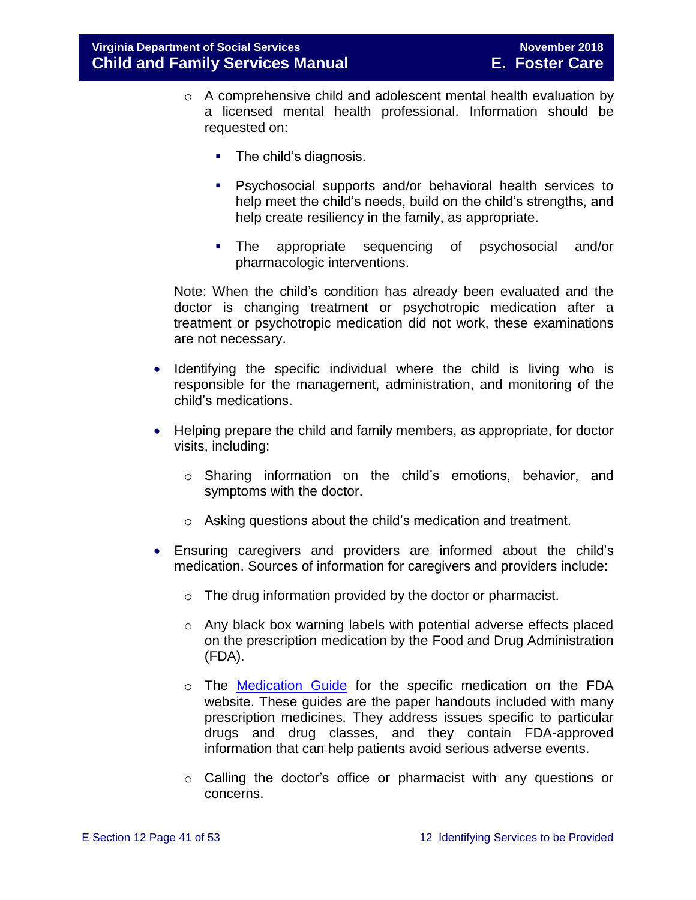- A comprehensive child and adolescent mental health evaluation by a licensed mental health professional. Information should be requested on:
        - The child's diagnosis.
        - Psychosocial supports and/or behavioral health services to help meet the child's needs, build on the child's strengths, and help create resiliency in the family, as appropriate.
        - The appropriate sequencing of psychosocial and/or pharmacologic interventions.

  Note: When the child's condition has already been evaluated and the doctor is changing treatment or psychotropic medication after a treatment or psychotropic medication did not work, these examinations are not necessary.

- Identifying the specific individual where the child is living who is responsible for the management, administration, and monitoring of the child's medications.
- Helping prepare the child and family members, as appropriate, for doctor visits, including:
    - Sharing information on the child's emotions, behavior, and symptoms with the doctor.
    - Asking questions about the child's medication and treatment.
- Ensuring caregivers and providers are informed about the child's medication. Sources of information for caregivers and providers include:
    - The drug information provided by the doctor or pharmacist.
    - Any black box warning labels with potential adverse effects placed on the prescription medication by the Food and Drug Administration (FDA).
    - The Medication Guide for the specific medication on the FDA website. These guides are the paper handouts included with many prescription medicines. They address issues specific to particular drugs and drug classes, and they contain FDA-approved information that can help patients avoid serious adverse events.
    - Calling the doctor's office or pharmacist with any questions or concerns.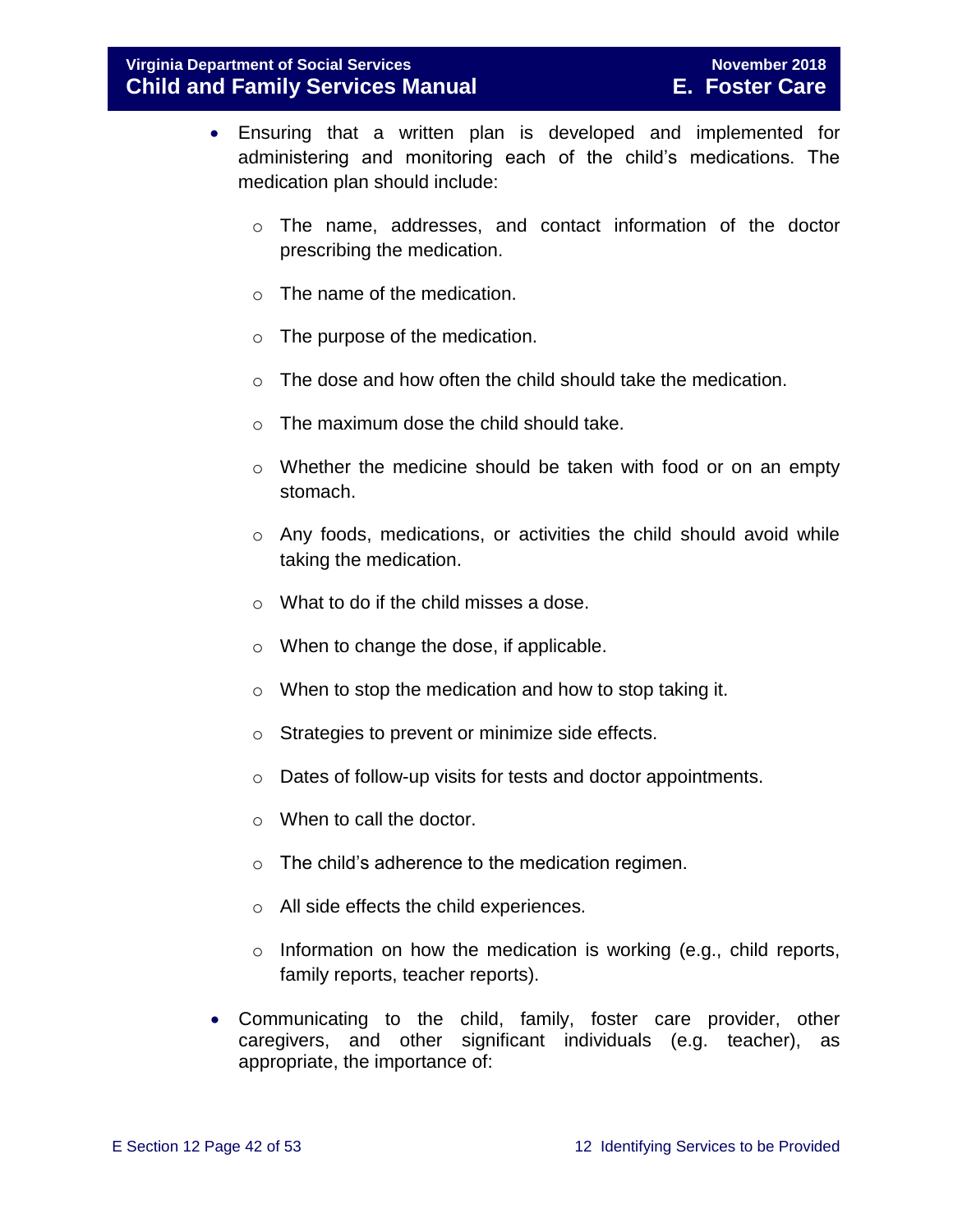- Ensuring that a written plan is developed and implemented for administering and monitoring each of the child's medications. The medication plan should include:

    - The name, addresses, and contact information of the doctor prescribing the medication.
    - The name of the medication.
    - The purpose of the medication.
    - The dose and how often the child should take the medication.
    - The maximum dose the child should take.
    - Whether the medicine should be taken with food or on an empty stomach.
    - Any foods, medications, or activities the child should avoid while taking the medication.
    - What to do if the child misses a dose.
    - When to change the dose, if applicable.
    - When to stop the medication and how to stop taking it.
    - Strategies to prevent or minimize side effects.
    - Dates of follow-up visits for tests and doctor appointments.
    - When to call the doctor.
    - The child's adherence to the medication regimen.
    - All side effects the child experiences.
    - Information on how the medication is working (e.g., child reports, family reports, teacher reports).

- Communicating to the child, family, foster care provider, other caregivers, and other significant individuals (e.g. teacher), as appropriate, the importance of: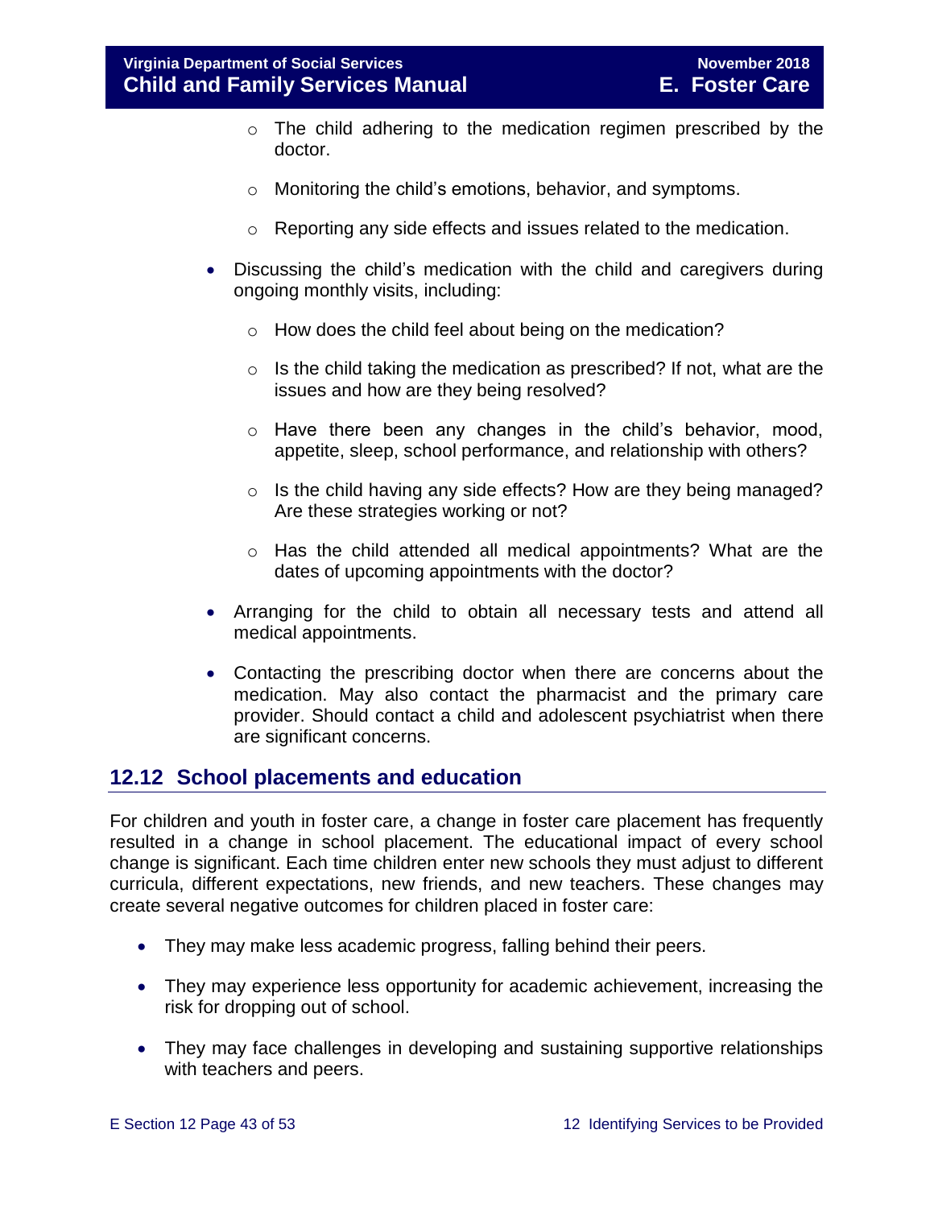- The child adhering to the medication regimen prescribed by the doctor.
  - Monitoring the child's emotions, behavior, and symptoms.
  - Reporting any side effects and issues related to the medication.

- Discussing the child's medication with the child and caregivers during ongoing monthly visits, including:
  - How does the child feel about being on the medication?
  - Is the child taking the medication as prescribed? If not, what are the issues and how are they being resolved?
  - Have there been any changes in the child's behavior, mood, appetite, sleep, school performance, and relationship with others?
  - Is the child having any side effects? How are they being managed? Are these strategies working or not?
  - Has the child attended all medical appointments? What are the dates of upcoming appointments with the doctor?

- Arranging for the child to obtain all necessary tests and attend all medical appointments.

- Contacting the prescribing doctor when there are concerns about the medication. May also contact the pharmacist and the primary care provider. Should contact a child and adolescent psychiatrist when there are significant concerns.

## 12.12 School placements and education

For children and youth in foster care, a change in foster care placement has frequently resulted in a change in school placement. The educational impact of every school change is significant. Each time children enter new schools they must adjust to different curricula, different expectations, new friends, and new teachers. These changes may create several negative outcomes for children placed in foster care:

- They may make less academic progress, falling behind their peers.
- They may experience less opportunity for academic achievement, increasing the risk for dropping out of school.
- They may face challenges in developing and sustaining supportive relationships with teachers and peers.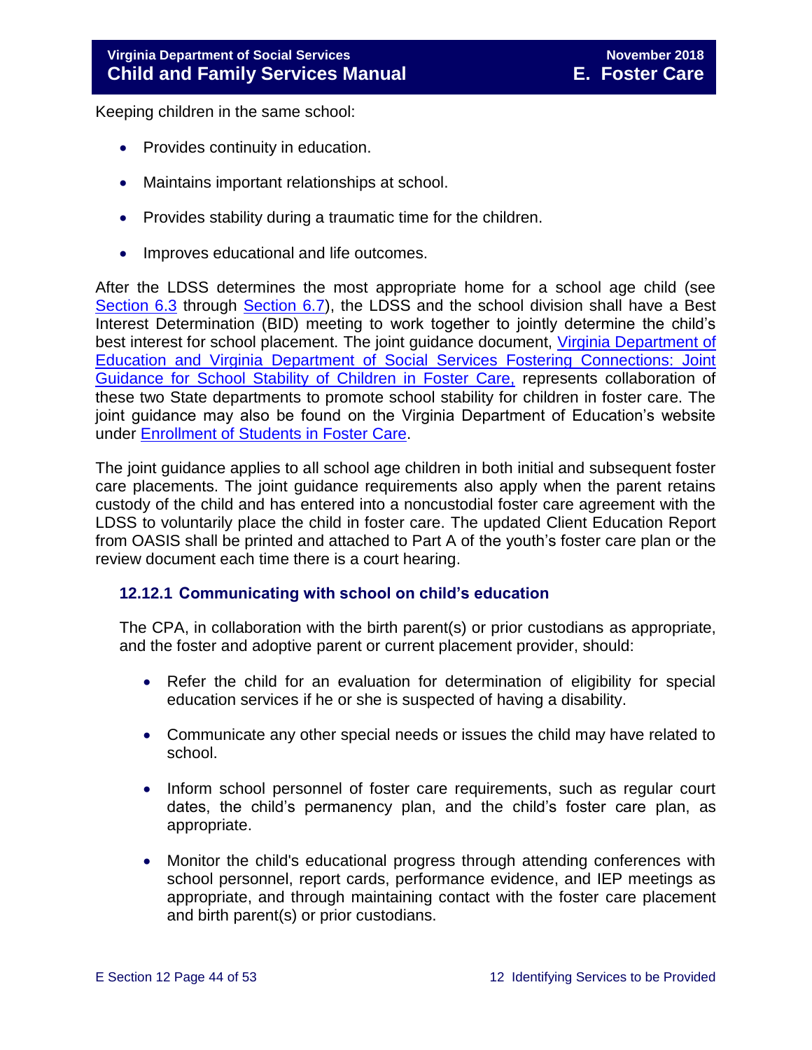Keeping children in the same school:

- Provides continuity in education.
- Maintains important relationships at school.
- Provides stability during a traumatic time for the children.
- Improves educational and life outcomes.

After the LDSS determines the most appropriate home for a school age child (see Section 6.3 through Section 6.7), the LDSS and the school division shall have a Best Interest Determination (BID) meeting to work together to jointly determine the child's best interest for school placement. The joint guidance document, Virginia Department of Education and Virginia Department of Social Services Fostering Connections: Joint Guidance for School Stability of Children in Foster Care, represents collaboration of these two State departments to promote school stability for children in foster care. The joint guidance may also be found on the Virginia Department of Education's website under Enrollment of Students in Foster Care.

The joint guidance applies to all school age children in both initial and subsequent foster care placements. The joint guidance requirements also apply when the parent retains custody of the child and has entered into a noncustodial foster care agreement with the LDSS to voluntarily place the child in foster care. The updated Client Education Report from OASIS shall be printed and attached to Part A of the youth's foster care plan or the review document each time there is a court hearing.

### 12.12.1 Communicating with school on child's education

The CPA, in collaboration with the birth parent(s) or prior custodians as appropriate, and the foster and adoptive parent or current placement provider, should:

- Refer the child for an evaluation for determination of eligibility for special education services if he or she is suspected of having a disability.
- Communicate any other special needs or issues the child may have related to school.
- Inform school personnel of foster care requirements, such as regular court dates, the child's permanency plan, and the child's foster care plan, as appropriate.
- Monitor the child's educational progress through attending conferences with school personnel, report cards, performance evidence, and IEP meetings as appropriate, and through maintaining contact with the foster care placement and birth parent(s) or prior custodians.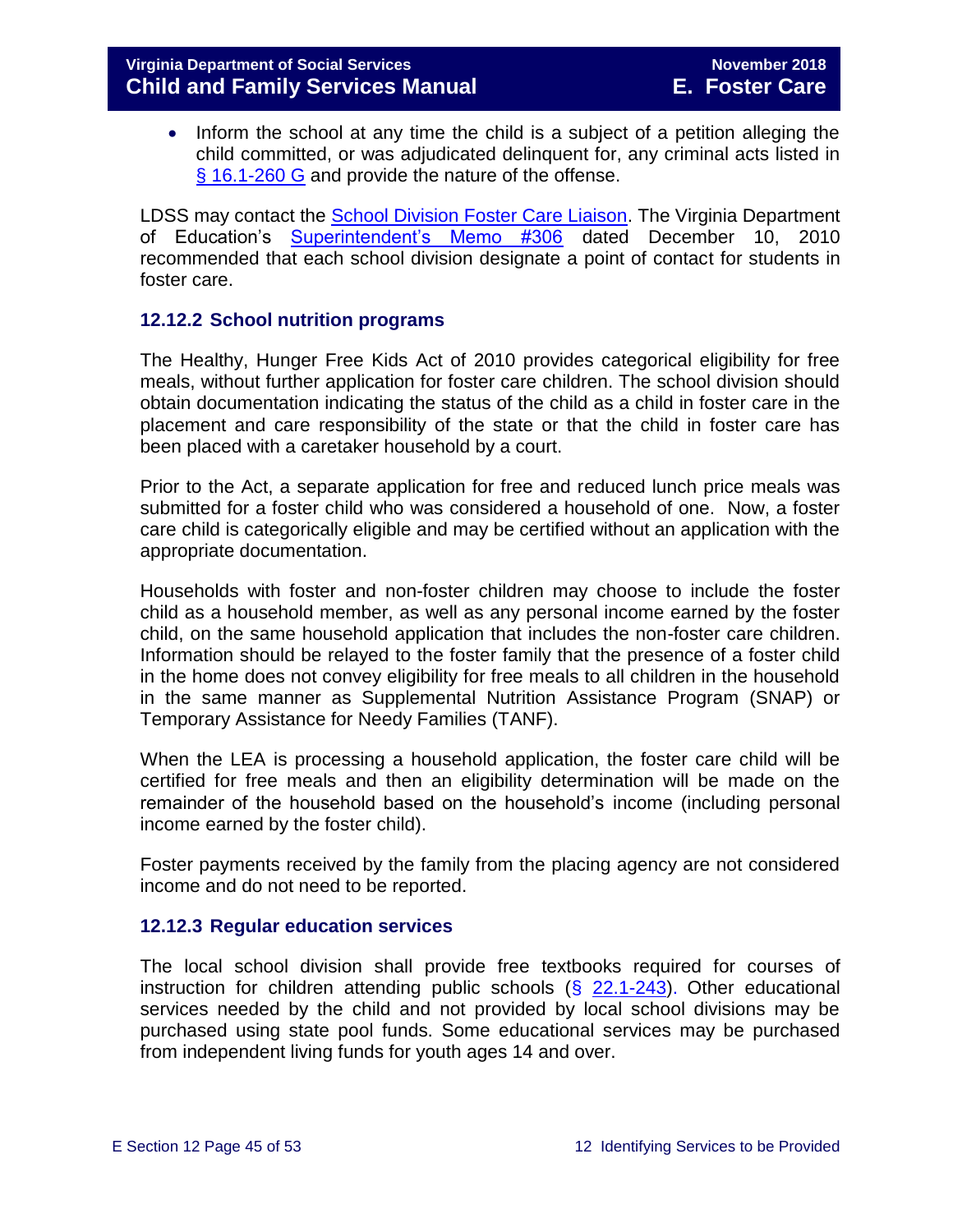- Inform the school at any time the child is a subject of a petition alleging the child committed, or was adjudicated delinquent for, any criminal acts listed in § 16.1-260 G and provide the nature of the offense.

LDSS may contact the School Division Foster Care Liaison. The Virginia Department of Education's Superintendent's Memo #306 dated December 10, 2010 recommended that each school division designate a point of contact for students in foster care.

### 12.12.2 School nutrition programs

The Healthy, Hunger Free Kids Act of 2010 provides categorical eligibility for free meals, without further application for foster care children. The school division should obtain documentation indicating the status of the child as a child in foster care in the placement and care responsibility of the state or that the child in foster care has been placed with a caretaker household by a court.

Prior to the Act, a separate application for free and reduced lunch price meals was submitted for a foster child who was considered a household of one. Now, a foster care child is categorically eligible and may be certified without an application with the appropriate documentation.

Households with foster and non-foster children may choose to include the foster child as a household member, as well as any personal income earned by the foster child, on the same household application that includes the non-foster care children. Information should be relayed to the foster family that the presence of a foster child in the home does not convey eligibility for free meals to all children in the household in the same manner as Supplemental Nutrition Assistance Program (SNAP) or Temporary Assistance for Needy Families (TANF).

When the LEA is processing a household application, the foster care child will be certified for free meals and then an eligibility determination will be made on the remainder of the household based on the household's income (including personal income earned by the foster child).

Foster payments received by the family from the placing agency are not considered income and do not need to be reported.

### 12.12.3 Regular education services

The local school division shall provide free textbooks required for courses of instruction for children attending public schools (§ 22.1-243). Other educational services needed by the child and not provided by local school divisions may be purchased using state pool funds. Some educational services may be purchased from independent living funds for youth ages 14 and over.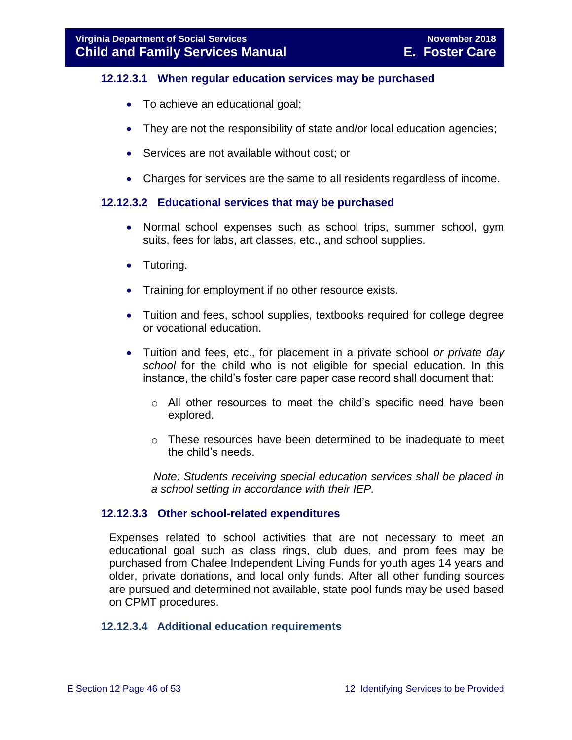#### 12.12.3.1 When regular education services may be purchased

- To achieve an educational goal;
- They are not the responsibility of state and/or local education agencies;
- Services are not available without cost; or
- Charges for services are the same to all residents regardless of income.

#### 12.12.3.2 Educational services that may be purchased

- Normal school expenses such as school trips, summer school, gym suits, fees for labs, art classes, etc., and school supplies.
- Tutoring.
- Training for employment if no other resource exists.
- Tuition and fees, school supplies, textbooks required for college degree or vocational education.
- Tuition and fees, etc., for placement in a private school *or private day school* for the child who is not eligible for special education. In this instance, the child's foster care paper case record shall document that:
  - All other resources to meet the child's specific need have been explored.
  - These resources have been determined to be inadequate to meet the child's needs.

  *Note: Students receiving special education services shall be placed in a school setting in accordance with their IEP.*

#### 12.12.3.3 Other school-related expenditures

Expenses related to school activities that are not necessary to meet an educational goal such as class rings, club dues, and prom fees may be purchased from Chafee Independent Living Funds for youth ages 14 years and older, private donations, and local only funds. After all other funding sources are pursued and determined not available, state pool funds may be used based on CPMT procedures.

#### 12.12.3.4 Additional education requirements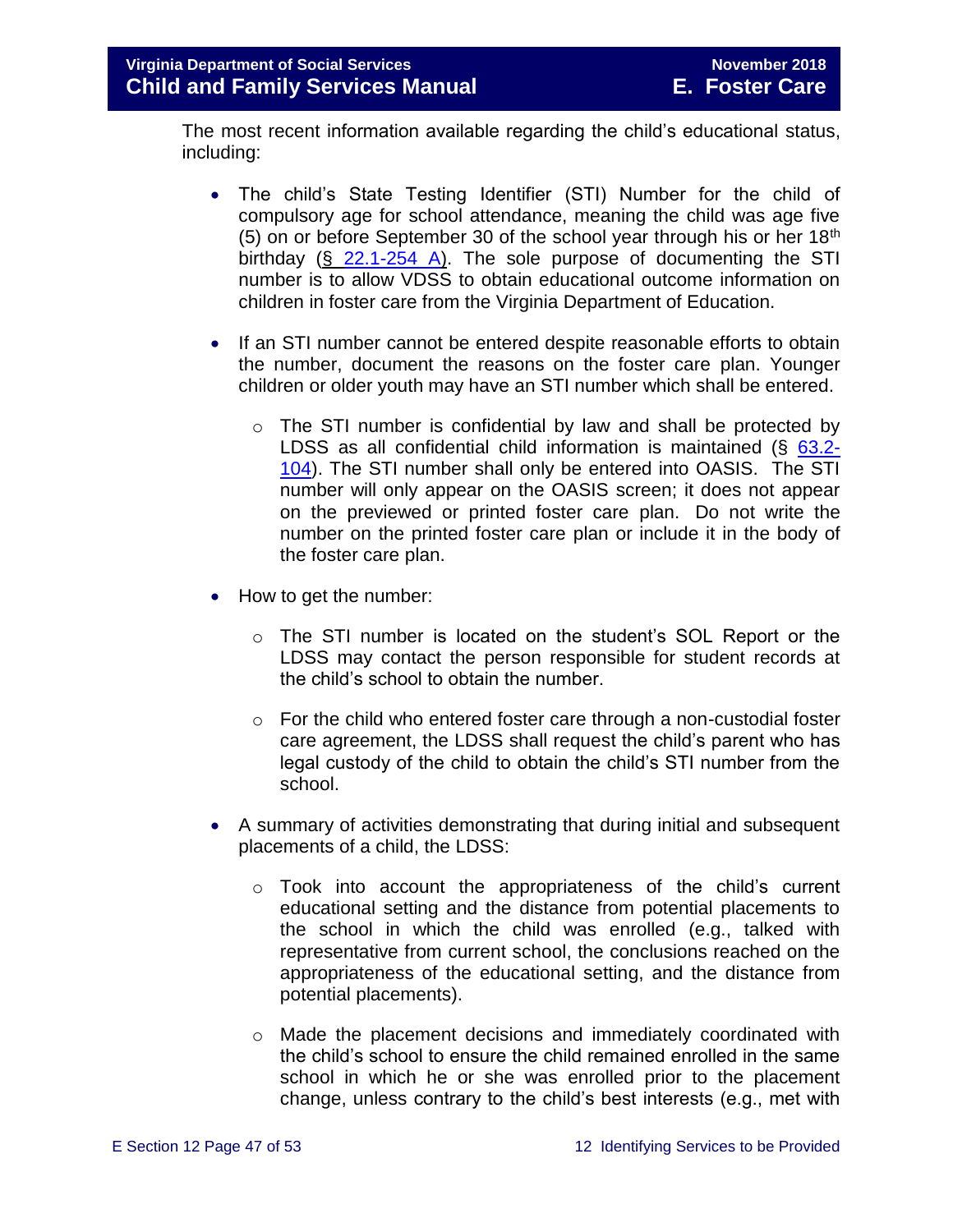The most recent information available regarding the child's educational status, including:

- The child's State Testing Identifier (STI) Number for the child of compulsory age for school attendance, meaning the child was age five (5) on or before September 30 of the school year through his or her 18th birthday (§ 22.1-254 A). The sole purpose of documenting the STI number is to allow VDSS to obtain educational outcome information on children in foster care from the Virginia Department of Education.

- If an STI number cannot be entered despite reasonable efforts to obtain the number, document the reasons on the foster care plan. Younger children or older youth may have an STI number which shall be entered.

    - The STI number is confidential by law and shall be protected by LDSS as all confidential child information is maintained (§ 63.2-104). The STI number shall only be entered into OASIS. The STI number will only appear on the OASIS screen; it does not appear on the previewed or printed foster care plan. Do not write the number on the printed foster care plan or include it in the body of the foster care plan.

- How to get the number:

    - The STI number is located on the student's SOL Report or the LDSS may contact the person responsible for student records at the child's school to obtain the number.

    - For the child who entered foster care through a non-custodial foster care agreement, the LDSS shall request the child's parent who has legal custody of the child to obtain the child's STI number from the school.

- A summary of activities demonstrating that during initial and subsequent placements of a child, the LDSS:

    - Took into account the appropriateness of the child's current educational setting and the distance from potential placements to the school in which the child was enrolled (e.g., talked with representative from current school, the conclusions reached on the appropriateness of the educational setting, and the distance from potential placements).

    - Made the placement decisions and immediately coordinated with the child's school to ensure the child remained enrolled in the same school in which he or she was enrolled prior to the placement change, unless contrary to the child's best interests (e.g., met with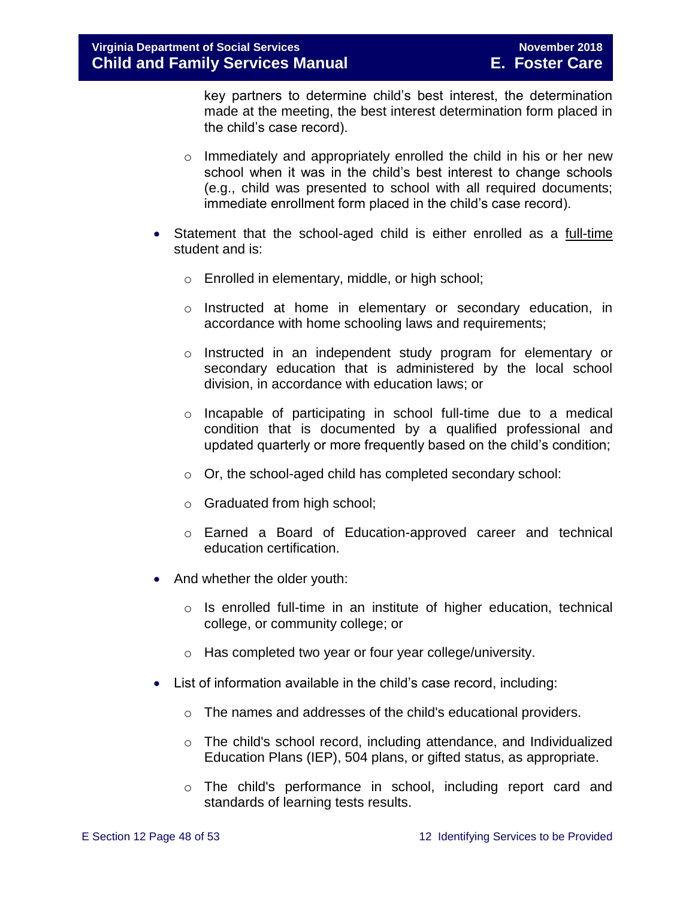key partners to determine child's best interest, the determination made at the meeting, the best interest determination form placed in the child's case record).

  - Immediately and appropriately enrolled the child in his or her new school when it was in the child's best interest to change schools (e.g., child was presented to school with all required documents; immediate enrollment form placed in the child's case record).

- Statement that the school-aged child is either enrolled as a <u>full-time</u> student and is:
  - Enrolled in elementary, middle, or high school;
  - Instructed at home in elementary or secondary education, in accordance with home schooling laws and requirements;
  - Instructed in an independent study program for elementary or secondary education that is administered by the local school division, in accordance with education laws; or
  - Incapable of participating in school full-time due to a medical condition that is documented by a qualified professional and updated quarterly or more frequently based on the child's condition;
  - Or, the school-aged child has completed secondary school:
  - Graduated from high school;
  - Earned a Board of Education-approved career and technical education certification.

- And whether the older youth:
  - Is enrolled full-time in an institute of higher education, technical college, or community college; or
  - Has completed two year or four year college/university.

- List of information available in the child's case record, including:
  - The names and addresses of the child's educational providers.
  - The child's school record, including attendance, and Individualized Education Plans (IEP), 504 plans, or gifted status, as appropriate.
  - The child's performance in school, including report card and standards of learning tests results.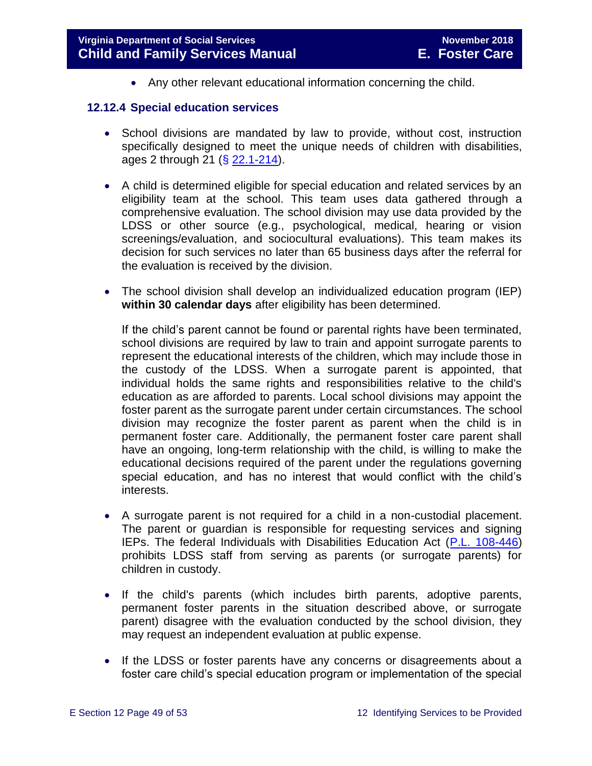- Any other relevant educational information concerning the child.

### 12.12.4 Special education services

- School divisions are mandated by law to provide, without cost, instruction specifically designed to meet the unique needs of children with disabilities, ages 2 through 21 (§ [22.1-214](22.1-214)).

- A child is determined eligible for special education and related services by an eligibility team at the school. This team uses data gathered through a comprehensive evaluation. The school division may use data provided by the LDSS or other source (e.g., psychological, medical, hearing or vision screenings/evaluation, and sociocultural evaluations). This team makes its decision for such services no later than 65 business days after the referral for the evaluation is received by the division.

- The school division shall develop an individualized education program (IEP) **within 30 calendar days** after eligibility has been determined.

  If the child's parent cannot be found or parental rights have been terminated, school divisions are required by law to train and appoint surrogate parents to represent the educational interests of the children, which may include those in the custody of the LDSS. When a surrogate parent is appointed, that individual holds the same rights and responsibilities relative to the child's education as are afforded to parents. Local school divisions may appoint the foster parent as the surrogate parent under certain circumstances. The school division may recognize the foster parent as parent when the child is in permanent foster care. Additionally, the permanent foster care parent shall have an ongoing, long-term relationship with the child, is willing to make the educational decisions required of the parent under the regulations governing special education, and has no interest that would conflict with the child's interests.

- A surrogate parent is not required for a child in a non-custodial placement. The parent or guardian is responsible for requesting services and signing IEPs. The federal Individuals with Disabilities Education Act ([P.L. 108-446](P.L. 108-446)) prohibits LDSS staff from serving as parents (or surrogate parents) for children in custody.

- If the child's parents (which includes birth parents, adoptive parents, permanent foster parents in the situation described above, or surrogate parent) disagree with the evaluation conducted by the school division, they may request an independent evaluation at public expense.

- If the LDSS or foster parents have any concerns or disagreements about a foster care child's special education program or implementation of the special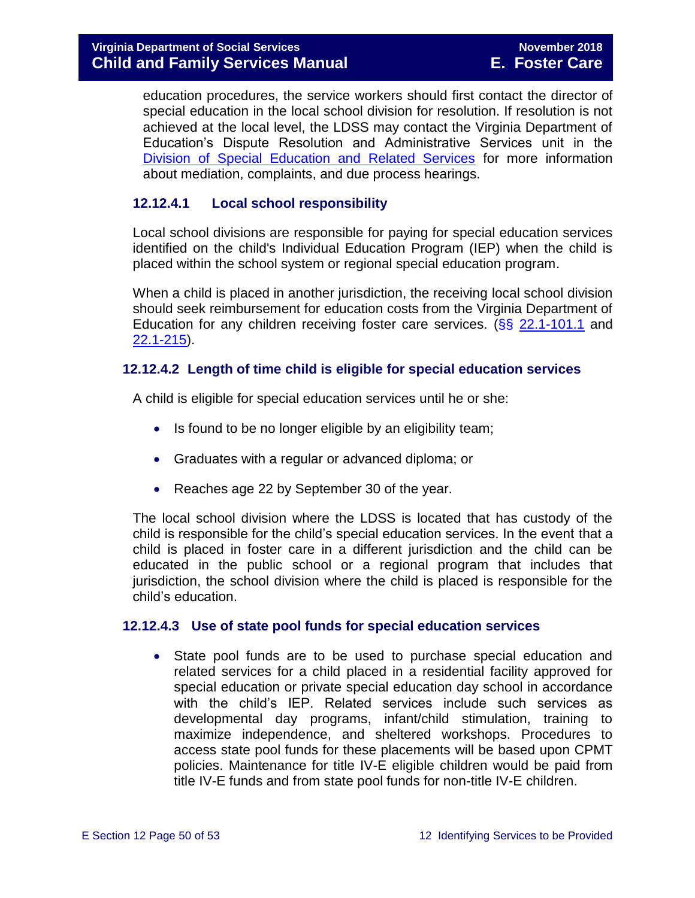education procedures, the service workers should first contact the director of special education in the local school division for resolution. If resolution is not achieved at the local level, the LDSS may contact the Virginia Department of Education's Dispute Resolution and Administrative Services unit in the Division of Special Education and Related Services for more information about mediation, complaints, and due process hearings.

#### 12.12.4.1 Local school responsibility

Local school divisions are responsible for paying for special education services identified on the child's Individual Education Program (IEP) when the child is placed within the school system or regional special education program.

When a child is placed in another jurisdiction, the receiving local school division should seek reimbursement for education costs from the Virginia Department of Education for any children receiving foster care services. (§§ 22.1-101.1 and 22.1-215).

#### 12.12.4.2 Length of time child is eligible for special education services

A child is eligible for special education services until he or she:

- Is found to be no longer eligible by an eligibility team;
- Graduates with a regular or advanced diploma; or
- Reaches age 22 by September 30 of the year.

The local school division where the LDSS is located that has custody of the child is responsible for the child's special education services. In the event that a child is placed in foster care in a different jurisdiction and the child can be educated in the public school or a regional program that includes that jurisdiction, the school division where the child is placed is responsible for the child's education.

#### 12.12.4.3 Use of state pool funds for special education services

- State pool funds are to be used to purchase special education and related services for a child placed in a residential facility approved for special education or private special education day school in accordance with the child's IEP. Related services include such services as developmental day programs, infant/child stimulation, training to maximize independence, and sheltered workshops. Procedures to access state pool funds for these placements will be based upon CPMT policies. Maintenance for title IV-E eligible children would be paid from title IV-E funds and from state pool funds for non-title IV-E children.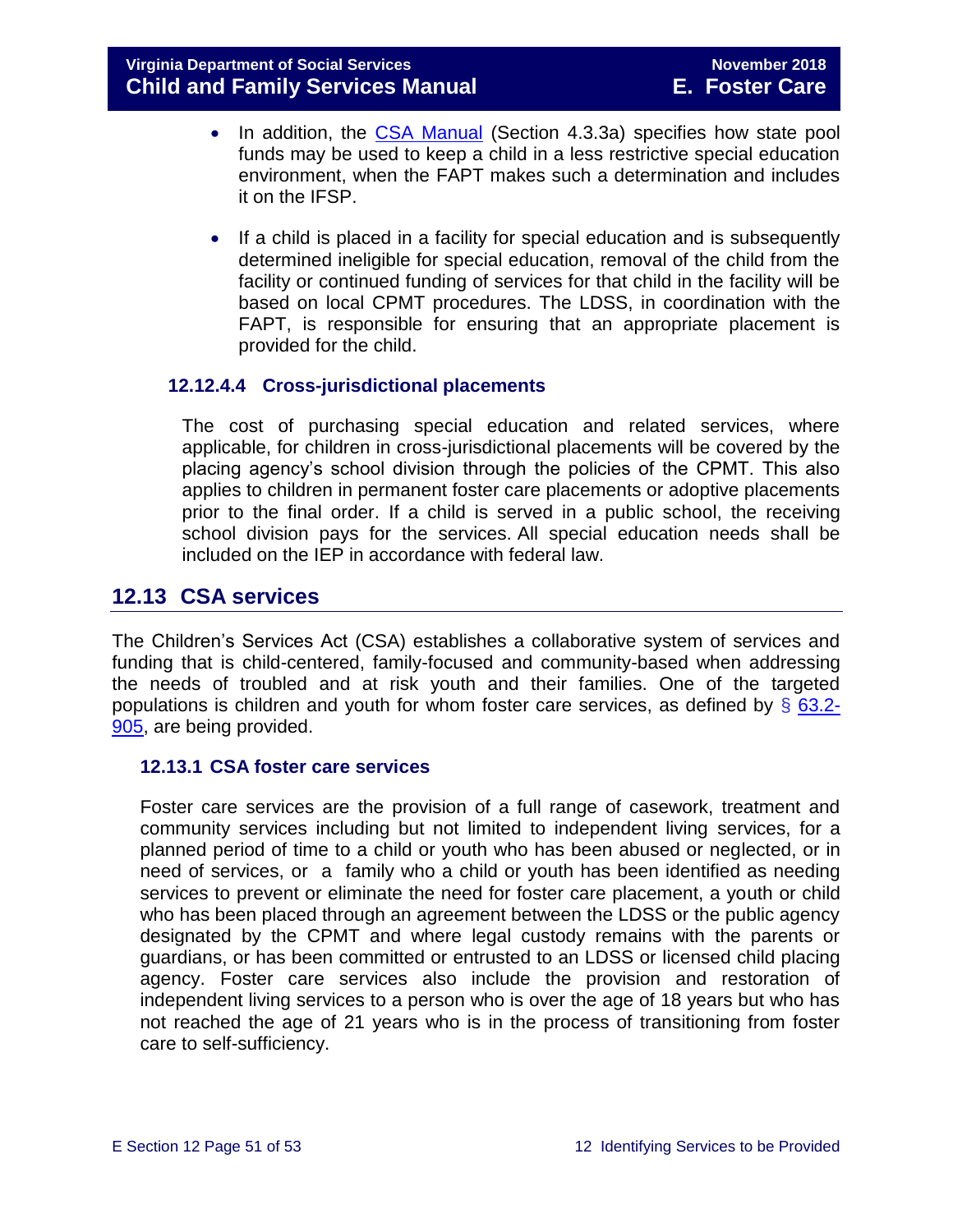- In addition, the [CSA Manual](CSA Manual) (Section 4.3.3a) specifies how state pool funds may be used to keep a child in a less restrictive special education environment, when the FAPT makes such a determination and includes it on the IFSP.

- If a child is placed in a facility for special education and is subsequently determined ineligible for special education, removal of the child from the facility or continued funding of services for that child in the facility will be based on local CPMT procedures. The LDSS, in coordination with the FAPT, is responsible for ensuring that an appropriate placement is provided for the child.

#### 12.12.4.4 Cross-jurisdictional placements

The cost of purchasing special education and related services, where applicable, for children in cross-jurisdictional placements will be covered by the placing agency's school division through the policies of the CPMT. This also applies to children in permanent foster care placements or adoptive placements prior to the final order. If a child is served in a public school, the receiving school division pays for the services. All special education needs shall be included on the IEP in accordance with federal law.

## 12.13 CSA services

The Children's Services Act (CSA) establishes a collaborative system of services and funding that is child-centered, family-focused and community-based when addressing the needs of troubled and at risk youth and their families. One of the targeted populations is children and youth for whom foster care services, as defined by § 63.2-905, are being provided.

### 12.13.1 CSA foster care services

Foster care services are the provision of a full range of casework, treatment and community services including but not limited to independent living services, for a planned period of time to a child or youth who has been abused or neglected, or in need of services, or a family who a child or youth has been identified as needing services to prevent or eliminate the need for foster care placement, a youth or child who has been placed through an agreement between the LDSS or the public agency designated by the CPMT and where legal custody remains with the parents or guardians, or has been committed or entrusted to an LDSS or licensed child placing agency. Foster care services also include the provision and restoration of independent living services to a person who is over the age of 18 years but who has not reached the age of 21 years who is in the process of transitioning from foster care to self-sufficiency.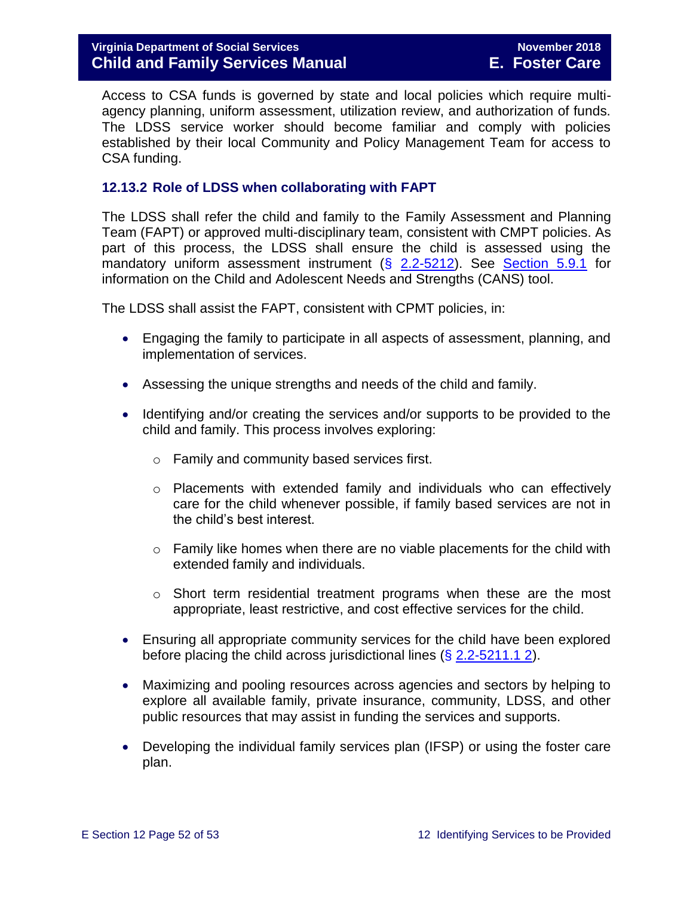Access to CSA funds is governed by state and local policies which require multi-agency planning, uniform assessment, utilization review, and authorization of funds. The LDSS service worker should become familiar and comply with policies established by their local Community and Policy Management Team for access to CSA funding.

### 12.13.2 Role of LDSS when collaborating with FAPT

The LDSS shall refer the child and family to the Family Assessment and Planning Team (FAPT) or approved multi-disciplinary team, consistent with CMPT policies. As part of this process, the LDSS shall ensure the child is assessed using the mandatory uniform assessment instrument (§ 2.2-5212). See Section 5.9.1 for information on the Child and Adolescent Needs and Strengths (CANS) tool.

The LDSS shall assist the FAPT, consistent with CPMT policies, in:

- Engaging the family to participate in all aspects of assessment, planning, and implementation of services.
- Assessing the unique strengths and needs of the child and family.
- Identifying and/or creating the services and/or supports to be provided to the child and family. This process involves exploring:
    - Family and community based services first.
    - Placements with extended family and individuals who can effectively care for the child whenever possible, if family based services are not in the child's best interest.
    - Family like homes when there are no viable placements for the child with extended family and individuals.
    - Short term residential treatment programs when these are the most appropriate, least restrictive, and cost effective services for the child.
- Ensuring all appropriate community services for the child have been explored before placing the child across jurisdictional lines (§ 2.2-5211.1 2).
- Maximizing and pooling resources across agencies and sectors by helping to explore all available family, private insurance, community, LDSS, and other public resources that may assist in funding the services and supports.
- Developing the individual family services plan (IFSP) or using the foster care plan.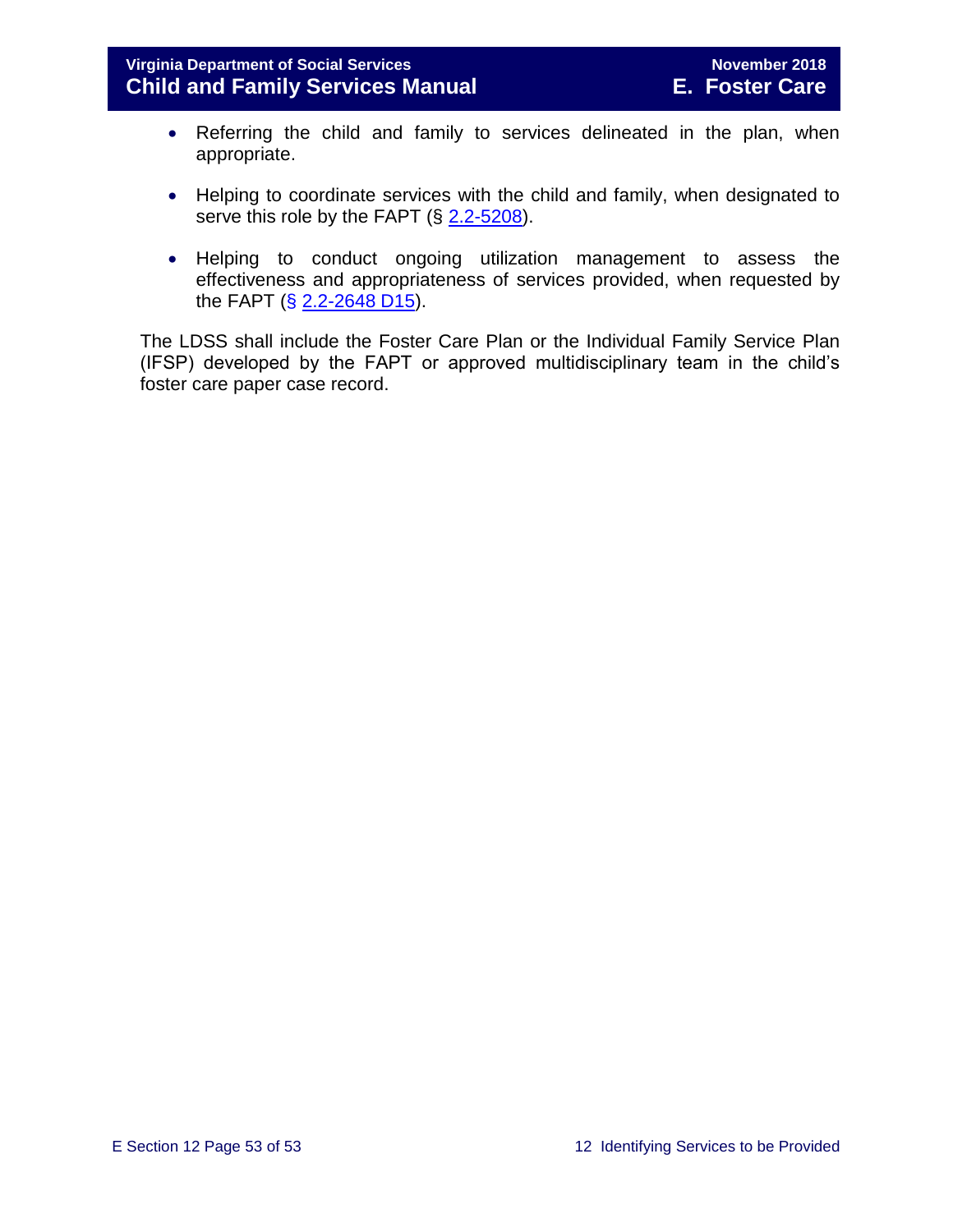- Referring the child and family to services delineated in the plan, when appropriate.

- Helping to coordinate services with the child and family, when designated to serve this role by the FAPT (§ 2.2-5208).

- Helping to conduct ongoing utilization management to assess the effectiveness and appropriateness of services provided, when requested by the FAPT (§ 2.2-2648 D15).

The LDSS shall include the Foster Care Plan or the Individual Family Service Plan (IFSP) developed by the FAPT or approved multidisciplinary team in the child's foster care paper case record.